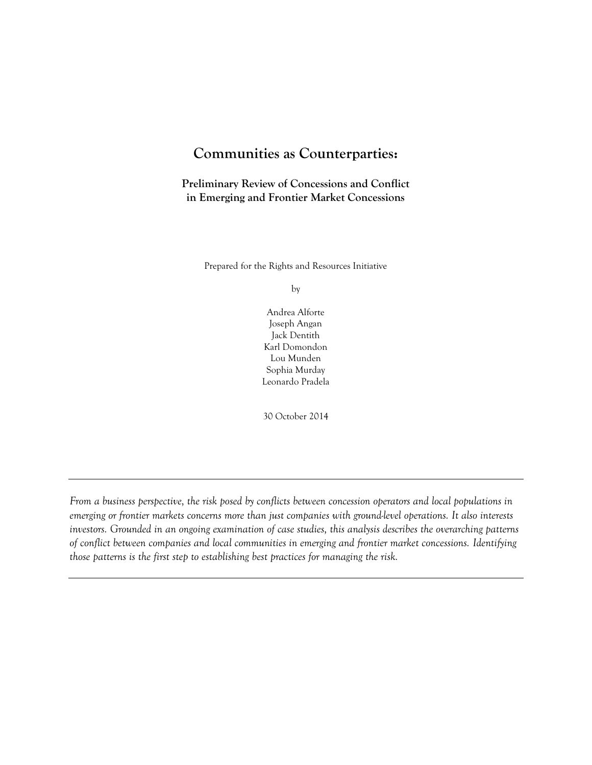# Communities as Counterparties:

## Preliminary Review of Concessions and Conflict in Emerging and Frontier Market Concessions

Prepared for the Rights and Resources Initiative

by

Andrea Alforte
Joseph Angan
Jack Dentith
Karl Domondon
Lou Munden
Sophia Murday
Leonardo Pradela

30 October 2014

---

*From a business perspective, the risk posed by conflicts between concession operators and local populations in emerging or frontier markets concerns more than just companies with ground-level operations. It also interests investors. Grounded in an ongoing examination of case studies, this analysis describes the overarching patterns of conflict between companies and local communities in emerging and frontier market concessions. Identifying those patterns is the first step to establishing best practices for managing the risk.*

---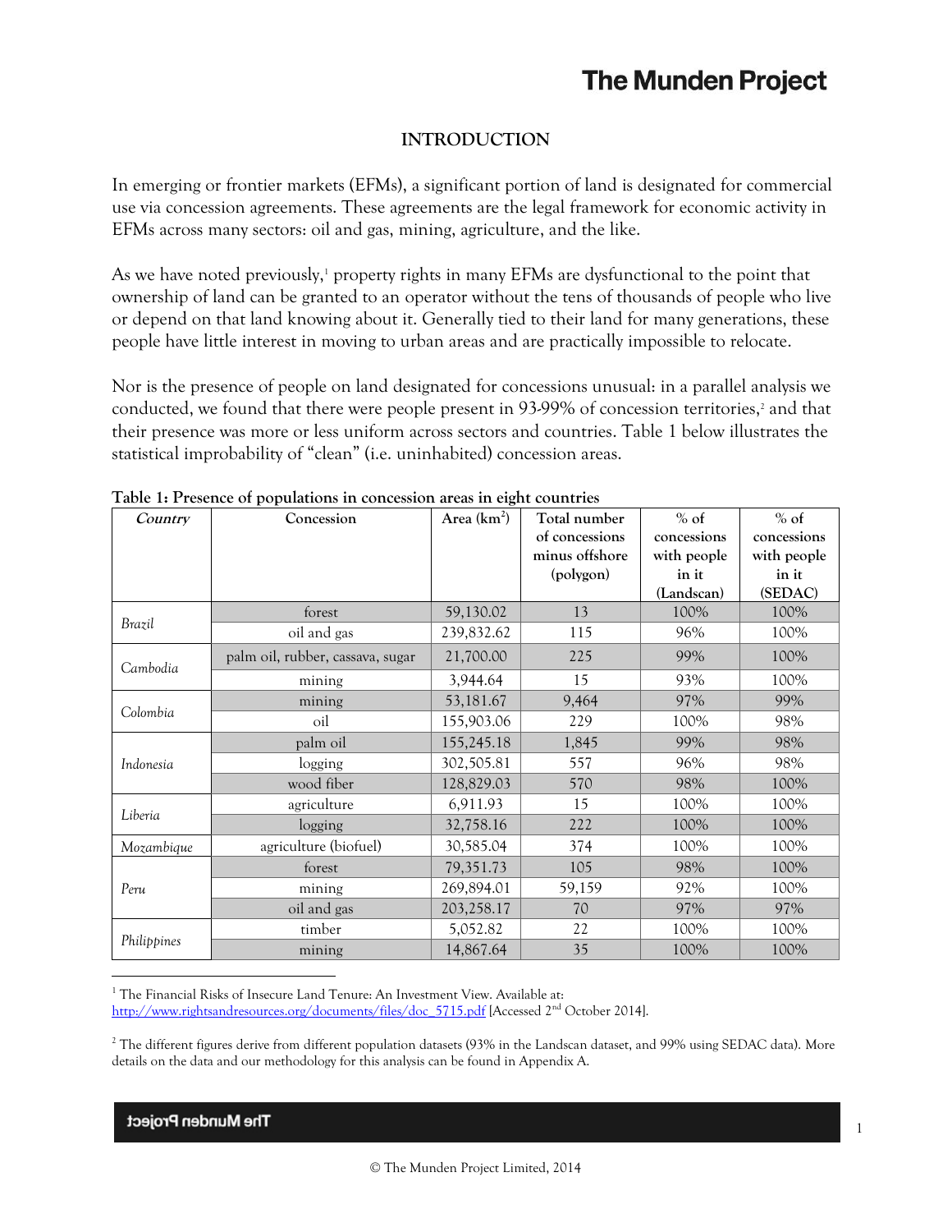## INTRODUCTION

In emerging or frontier markets (EFMs), a significant portion of land is designated for commercial use via concession agreements. These agreements are the legal framework for economic activity in EFMs across many sectors: oil and gas, mining, agriculture, and the like.

As we have noted previously,[1] property rights in many EFMs are dysfunctional to the point that ownership of land can be granted to an operator without the tens of thousands of people who live or depend on that land knowing about it. Generally tied to their land for many generations, these people have little interest in moving to urban areas and are practically impossible to relocate.

Nor is the presence of people on land designated for concessions unusual: in a parallel analysis we conducted, we found that there were people present in 93-99% of concession territories,[2] and that their presence was more or less uniform across sectors and countries. Table 1 below illustrates the statistical improbability of "clean" (i.e. uninhabited) concession areas.

**Table 1: Presence of populations in concession areas in eight countries**

| *Country* | Concession | Area (km$^2$) | Total number of concessions minus offshore (polygon) | % of concessions with people in it (Landscan) | % of concessions with people in it (SEDAC) |
|---|---|---|---|---|---|
| *Brazil* | forest | 59,130.02 | 13 | 100% | 100% |
| | oil and gas | 239,832.62 | 115 | 96% | 100% |
| *Cambodia* | palm oil, rubber, cassava, sugar | 21,700.00 | 225 | 99% | 100% |
| | mining | 3,944.64 | 15 | 93% | 100% |
| *Colombia* | mining | 53,181.67 | 9,464 | 97% | 99% |
| | oil | 155,903.06 | 229 | 100% | 98% |
| *Indonesia* | palm oil | 155,245.18 | 1,845 | 99% | 98% |
| | logging | 302,505.81 | 557 | 96% | 98% |
| | wood fiber | 128,829.03 | 570 | 98% | 100% |
| *Liberia* | agriculture | 6,911.93 | 15 | 100% | 100% |
| | logging | 32,758.16 | 222 | 100% | 100% |
| *Mozambique* | agriculture (biofuel) | 30,585.04 | 374 | 100% | 100% |
| *Peru* | forest | 79,351.73 | 105 | 98% | 100% |
| | mining | 269,894.01 | 59,159 | 92% | 100% |
| | oil and gas | 203,258.17 | 70 | 97% | 97% |
| *Philippines* | timber | 5,052.82 | 22 | 100% | 100% |
| | mining | 14,867.64 | 35 | 100% | 100% |

[1] The Financial Risks of Insecure Land Tenure: An Investment View. Available at: http://www.rightsandresources.org/documents/files/doc_5715.pdf [Accessed 2nd October 2014].

[2] The different figures derive from different population datasets (93% in the Landscan dataset, and 99% using SEDAC data). More details on the data and our methodology for this analysis can be found in Appendix A.

© The Munden Project Limited, 2014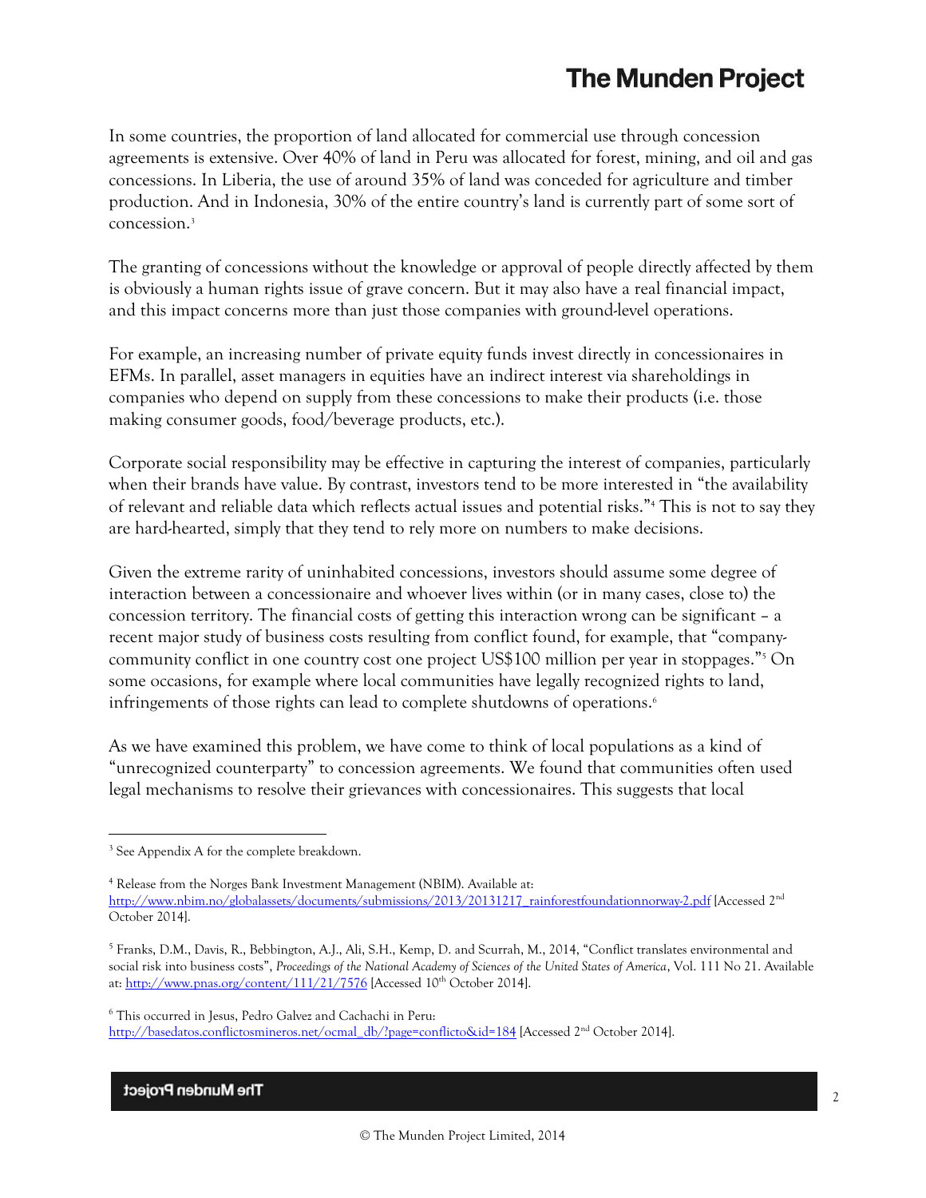In some countries, the proportion of land allocated for commercial use through concession agreements is extensive. Over 40% of land in Peru was allocated for forest, mining, and oil and gas concessions. In Liberia, the use of around 35% of land was conceded for agriculture and timber production. And in Indonesia, 30% of the entire country's land is currently part of some sort of concession.[3]

The granting of concessions without the knowledge or approval of people directly affected by them is obviously a human rights issue of grave concern. But it may also have a real financial impact, and this impact concerns more than just those companies with ground-level operations.

For example, an increasing number of private equity funds invest directly in concessionaires in EFMs. In parallel, asset managers in equities have an indirect interest via shareholdings in companies who depend on supply from these concessions to make their products (i.e. those making consumer goods, food/beverage products, etc.).

Corporate social responsibility may be effective in capturing the interest of companies, particularly when their brands have value. By contrast, investors tend to be more interested in "the availability of relevant and reliable data which reflects actual issues and potential risks."[4] This is not to say they are hard-hearted, simply that they tend to rely more on numbers to make decisions.

Given the extreme rarity of uninhabited concessions, investors should assume some degree of interaction between a concessionaire and whoever lives within (or in many cases, close to) the concession territory. The financial costs of getting this interaction wrong can be significant – a recent major study of business costs resulting from conflict found, for example, that "company-community conflict in one country cost one project US$100 million per year in stoppages."[5] On some occasions, for example where local communities have legally recognized rights to land, infringements of those rights can lead to complete shutdowns of operations.[6]

As we have examined this problem, we have come to think of local populations as a kind of "unrecognized counterparty" to concession agreements. We found that communities often used legal mechanisms to resolve their grievances with concessionaires. This suggests that local

---

[3] See Appendix A for the complete breakdown.

[4] Release from the Norges Bank Investment Management (NBIM). Available at: http://www.nbim.no/globalassets/documents/submissions/2013/20131217_rainforestfoundationnorway-2.pdf [Accessed 2nd October 2014].

[5] Franks, D.M., Davis, R., Bebbington, A.J., Ali, S.H., Kemp, D. and Scurrah, M., 2014, "Conflict translates environmental and social risk into business costs", *Proceedings of the National Academy of Sciences of the United States of America*, Vol. 111 No 21. Available at: http://www.pnas.org/content/111/21/7576 [Accessed 10th October 2014].

[6] This occurred in Jesus, Pedro Galvez and Cachachi in Peru: http://basedatos.conflictosmineros.net/ocmal_db/?page=conflicto&id=184 [Accessed 2nd October 2014].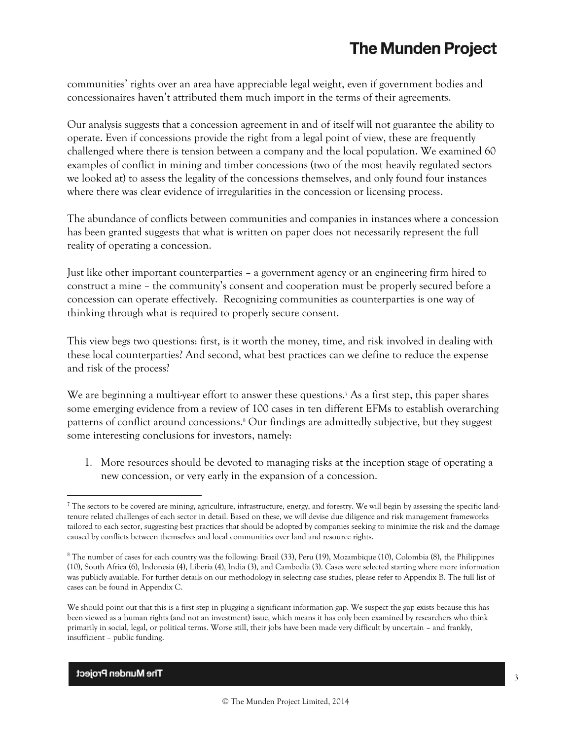communities' rights over an area have appreciable legal weight, even if government bodies and concessionaires haven't attributed them much import in the terms of their agreements.

Our analysis suggests that a concession agreement in and of itself will not guarantee the ability to operate. Even if concessions provide the right from a legal point of view, these are frequently challenged where there is tension between a company and the local population. We examined 60 examples of conflict in mining and timber concessions (two of the most heavily regulated sectors we looked at) to assess the legality of the concessions themselves, and only found four instances where there was clear evidence of irregularities in the concession or licensing process.

The abundance of conflicts between communities and companies in instances where a concession has been granted suggests that what is written on paper does not necessarily represent the full reality of operating a concession.

Just like other important counterparties – a government agency or an engineering firm hired to construct a mine – the community's consent and cooperation must be properly secured before a concession can operate effectively. Recognizing communities as counterparties is one way of thinking through what is required to properly secure consent.

This view begs two questions: first, is it worth the money, time, and risk involved in dealing with these local counterparties? And second, what best practices can we define to reduce the expense and risk of the process?

We are beginning a multi-year effort to answer these questions.[7] As a first step, this paper shares some emerging evidence from a review of 100 cases in ten different EFMs to establish overarching patterns of conflict around concessions.[8] Our findings are admittedly subjective, but they suggest some interesting conclusions for investors, namely:

1. More resources should be devoted to managing risks at the inception stage of operating a new concession, or very early in the expansion of a concession.

---

[7] The sectors to be covered are mining, agriculture, infrastructure, energy, and forestry. We will begin by assessing the specific land-tenure related challenges of each sector in detail. Based on these, we will devise due diligence and risk management frameworks tailored to each sector, suggesting best practices that should be adopted by companies seeking to minimize the risk and the damage caused by conflicts between themselves and local communities over land and resource rights.

[8] The number of cases for each country was the following: Brazil (33), Peru (19), Mozambique (10), Colombia (8), the Philippines (10), South Africa (6), Indonesia (4), Liberia (4), India (3), and Cambodia (3). Cases were selected starting where more information was publicly available. For further details on our methodology in selecting case studies, please refer to Appendix B. The full list of cases can be found in Appendix C.

We should point out that this is a first step in plugging a significant information gap. We suspect the gap exists because this has been viewed as a human rights (and not an investment) issue, which means it has only been examined by researchers who think primarily in social, legal, or political terms. Worse still, their jobs have been made very difficult by uncertain – and frankly, insufficient – public funding.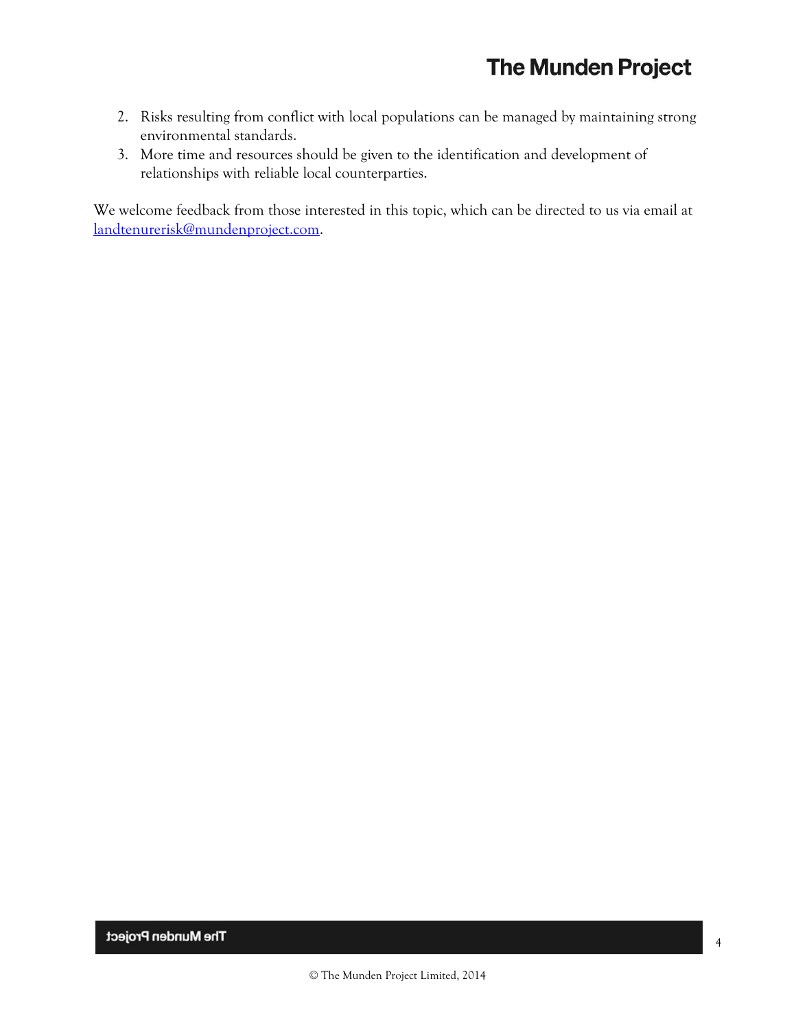2. Risks resulting from conflict with local populations can be managed by maintaining strong environmental standards.
3. More time and resources should be given to the identification and development of relationships with reliable local counterparties.

We welcome feedback from those interested in this topic, which can be directed to us via email at landtenurerisk@mundenproject.com.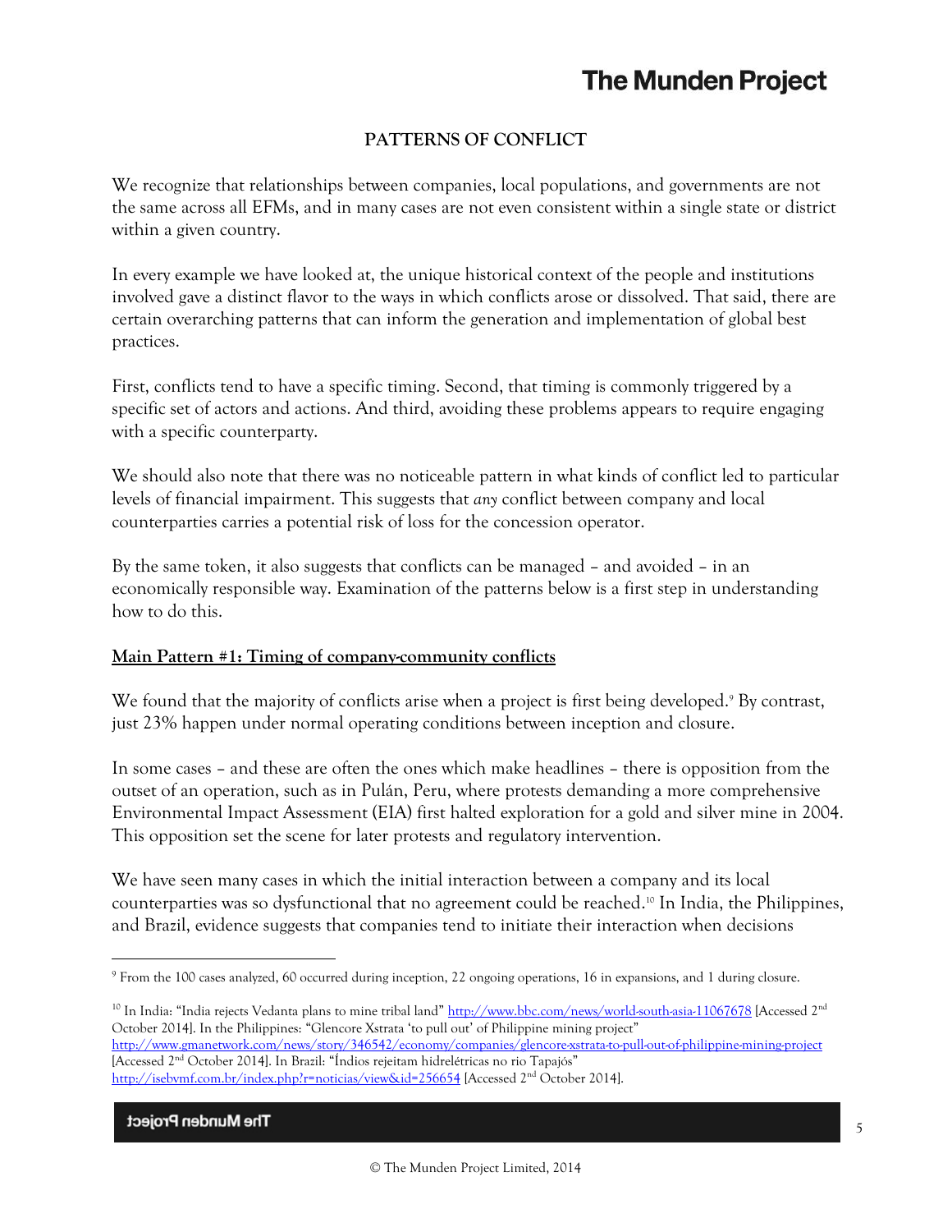## PATTERNS OF CONFLICT

We recognize that relationships between companies, local populations, and governments are not the same across all EFMs, and in many cases are not even consistent within a single state or district within a given country.

In every example we have looked at, the unique historical context of the people and institutions involved gave a distinct flavor to the ways in which conflicts arose or dissolved. That said, there are certain overarching patterns that can inform the generation and implementation of global best practices.

First, conflicts tend to have a specific timing. Second, that timing is commonly triggered by a specific set of actors and actions. And third, avoiding these problems appears to require engaging with a specific counterparty.

We should also note that there was no noticeable pattern in what kinds of conflict led to particular levels of financial impairment. This suggests that *any* conflict between company and local counterparties carries a potential risk of loss for the concession operator.

By the same token, it also suggests that conflicts can be managed – and avoided – in an economically responsible way. Examination of the patterns below is a first step in understanding how to do this.

### Main Pattern #1: Timing of company-community conflicts

We found that the majority of conflicts arise when a project is first being developed.[9] By contrast, just 23% happen under normal operating conditions between inception and closure.

In some cases – and these are often the ones which make headlines – there is opposition from the outset of an operation, such as in Pulán, Peru, where protests demanding a more comprehensive Environmental Impact Assessment (EIA) first halted exploration for a gold and silver mine in 2004. This opposition set the scene for later protests and regulatory intervention.

We have seen many cases in which the initial interaction between a company and its local counterparties was so dysfunctional that no agreement could be reached.[10] In India, the Philippines, and Brazil, evidence suggests that companies tend to initiate their interaction when decisions

---

[9] From the 100 cases analyzed, 60 occurred during inception, 22 ongoing operations, 16 in expansions, and 1 during closure.

[10] In India: "India rejects Vedanta plans to mine tribal land" http://www.bbc.com/news/world-south-asia-11067678 [Accessed 2nd October 2014]. In the Philippines: "Glencore Xstrata 'to pull out' of Philippine mining project" http://www.gmanetwork.com/news/story/346542/economy/companies/glencore-xstrata-to-pull-out-of-philippine-mining-project [Accessed 2nd October 2014]. In Brazil: "Índios rejeitam hidrelétricas no rio Tapajós" http://isebvmf.com.br/index.php?r=noticias/view&id=256654 [Accessed 2nd October 2014].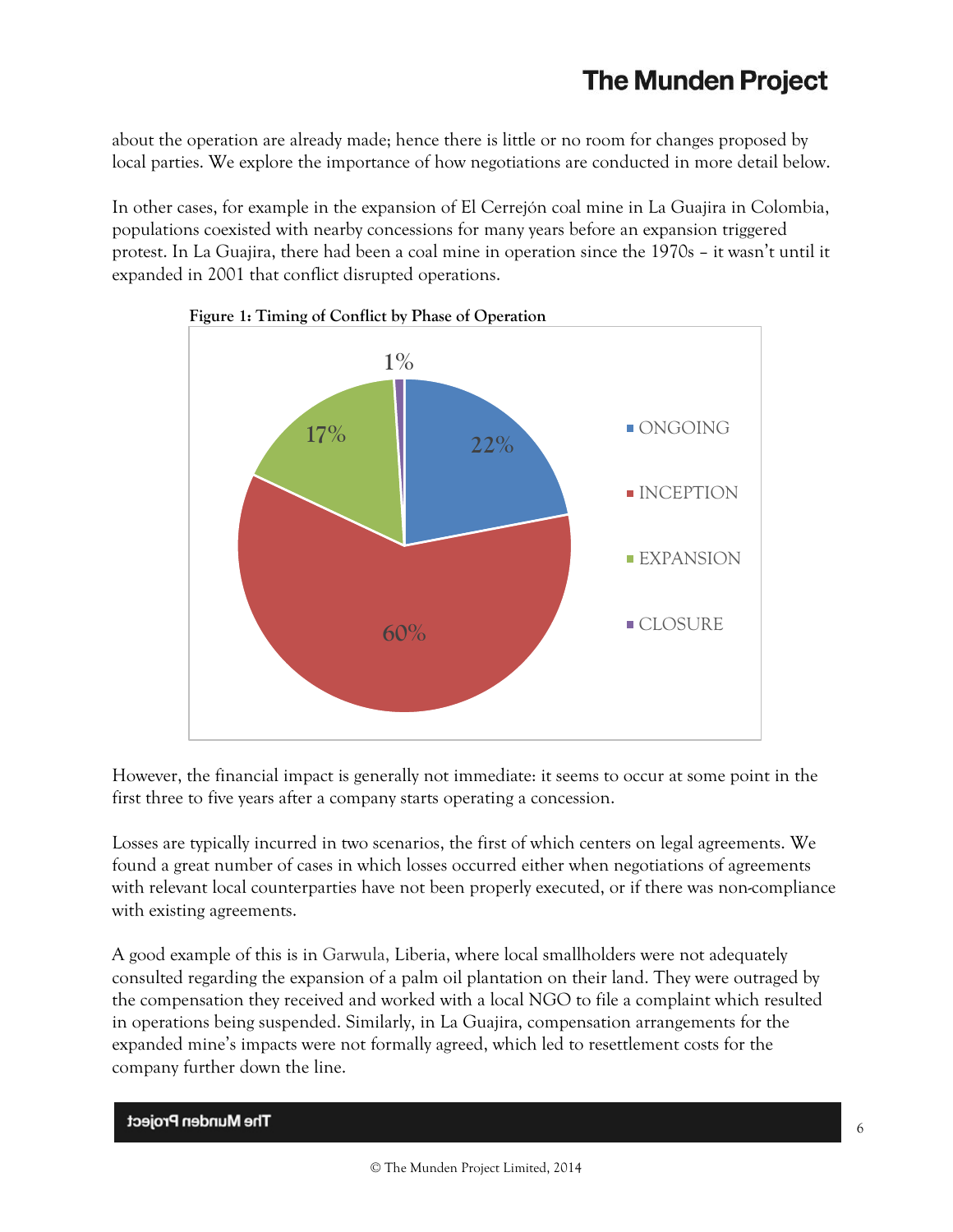about the operation are already made; hence there is little or no room for changes proposed by local parties. We explore the importance of how negotiations are conducted in more detail below.

In other cases, for example in the expansion of El Cerrejón coal mine in La Guajira in Colombia, populations coexisted with nearby concessions for many years before an expansion triggered protest. In La Guajira, there had been a coal mine in operation since the 1970s – it wasn't until it expanded in 2001 that conflict disrupted operations.

**Figure 1: Timing of Conflict by Phase of Operation**

| Phase | Share |
|---|---|
| ONGOING | 22% |
| INCEPTION | 60% |
| EXPANSION | 17% |
| CLOSURE | 1% |

However, the financial impact is generally not immediate: it seems to occur at some point in the first three to five years after a company starts operating a concession.

Losses are typically incurred in two scenarios, the first of which centers on legal agreements. We found a great number of cases in which losses occurred either when negotiations of agreements with relevant local counterparties have not been properly executed, or if there was non-compliance with existing agreements.

A good example of this is in Garwula, Liberia, where local smallholders were not adequately consulted regarding the expansion of a palm oil plantation on their land. They were outraged by the compensation they received and worked with a local NGO to file a complaint which resulted in operations being suspended. Similarly, in La Guajira, compensation arrangements for the expanded mine's impacts were not formally agreed, which led to resettlement costs for the company further down the line.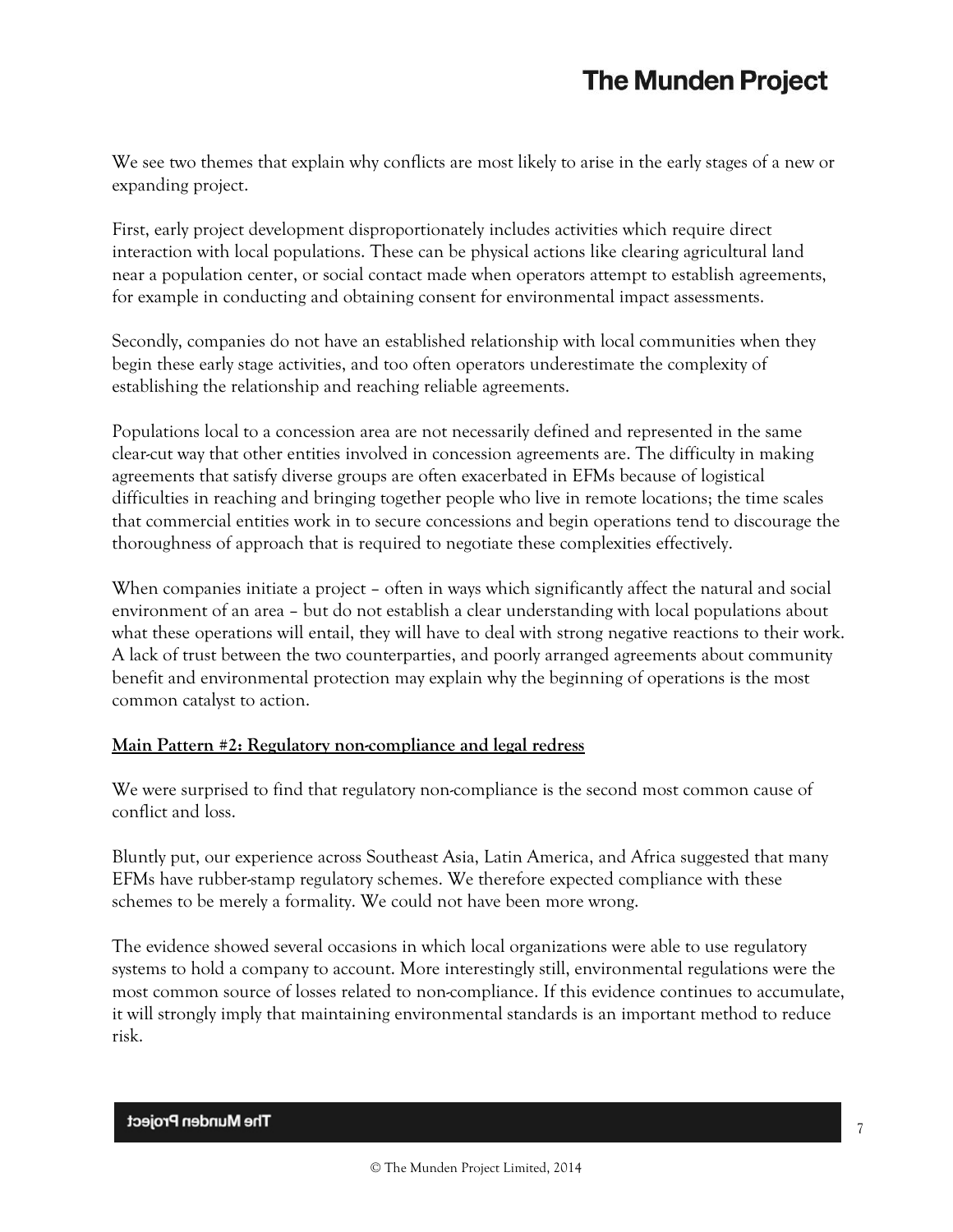We see two themes that explain why conflicts are most likely to arise in the early stages of a new or expanding project.

First, early project development disproportionately includes activities which require direct interaction with local populations. These can be physical actions like clearing agricultural land near a population center, or social contact made when operators attempt to establish agreements, for example in conducting and obtaining consent for environmental impact assessments.

Secondly, companies do not have an established relationship with local communities when they begin these early stage activities, and too often operators underestimate the complexity of establishing the relationship and reaching reliable agreements.

Populations local to a concession area are not necessarily defined and represented in the same clear-cut way that other entities involved in concession agreements are. The difficulty in making agreements that satisfy diverse groups are often exacerbated in EFMs because of logistical difficulties in reaching and bringing together people who live in remote locations; the time scales that commercial entities work in to secure concessions and begin operations tend to discourage the thoroughness of approach that is required to negotiate these complexities effectively.

When companies initiate a project – often in ways which significantly affect the natural and social environment of an area – but do not establish a clear understanding with local populations about what these operations will entail, they will have to deal with strong negative reactions to their work. A lack of trust between the two counterparties, and poorly arranged agreements about community benefit and environmental protection may explain why the beginning of operations is the most common catalyst to action.

**Main Pattern #2: Regulatory non-compliance and legal redress**

We were surprised to find that regulatory non-compliance is the second most common cause of conflict and loss.

Bluntly put, our experience across Southeast Asia, Latin America, and Africa suggested that many EFMs have rubber-stamp regulatory schemes. We therefore expected compliance with these schemes to be merely a formality. We could not have been more wrong.

The evidence showed several occasions in which local organizations were able to use regulatory systems to hold a company to account. More interestingly still, environmental regulations were the most common source of losses related to non-compliance. If this evidence continues to accumulate, it will strongly imply that maintaining environmental standards is an important method to reduce risk.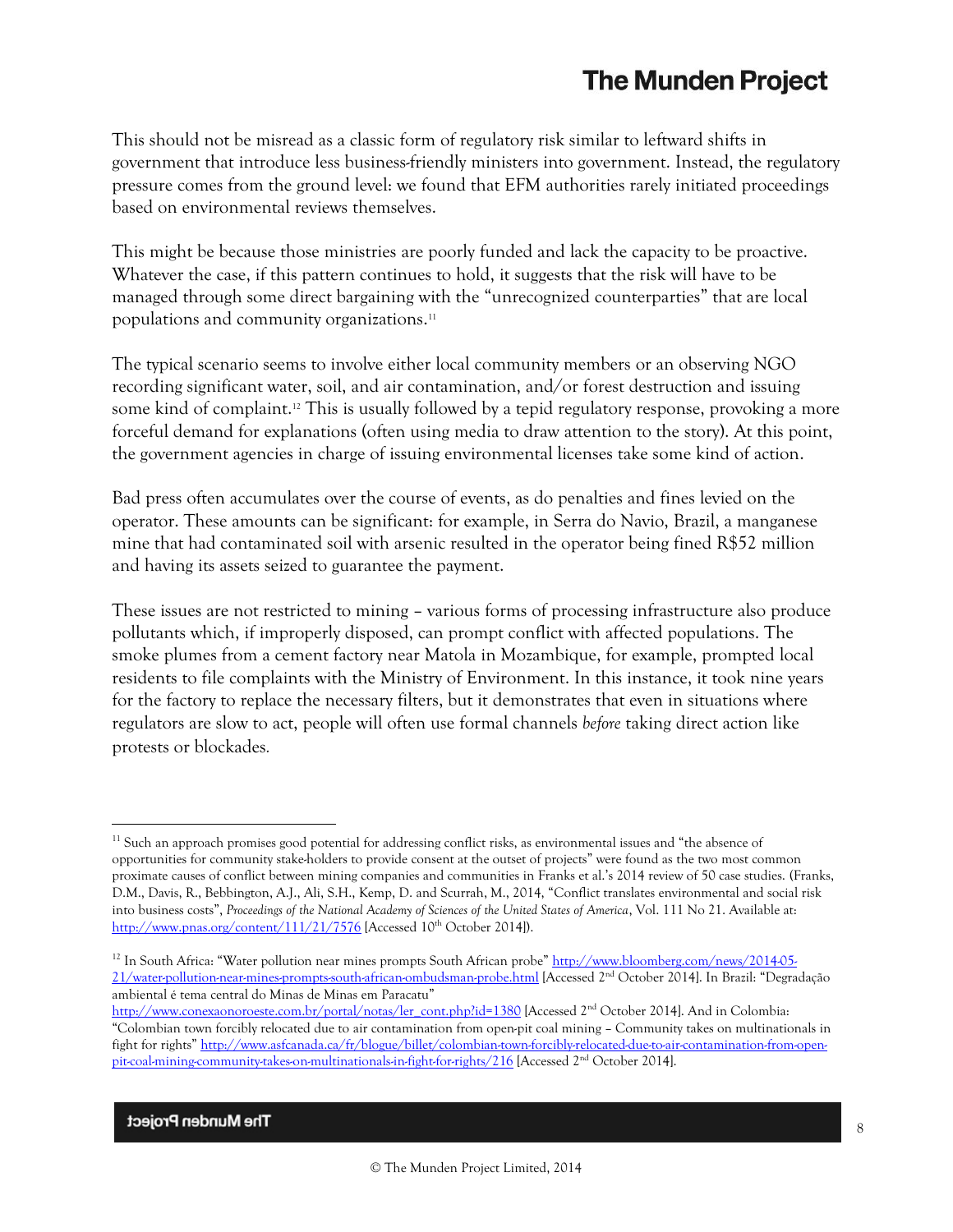This should not be misread as a classic form of regulatory risk similar to leftward shifts in government that introduce less business-friendly ministers into government. Instead, the regulatory pressure comes from the ground level: we found that EFM authorities rarely initiated proceedings based on environmental reviews themselves.

This might be because those ministries are poorly funded and lack the capacity to be proactive. Whatever the case, if this pattern continues to hold, it suggests that the risk will have to be managed through some direct bargaining with the "unrecognized counterparties" that are local populations and community organizations.[11]

The typical scenario seems to involve either local community members or an observing NGO recording significant water, soil, and air contamination, and/or forest destruction and issuing some kind of complaint.[12] This is usually followed by a tepid regulatory response, provoking a more forceful demand for explanations (often using media to draw attention to the story). At this point, the government agencies in charge of issuing environmental licenses take some kind of action.

Bad press often accumulates over the course of events, as do penalties and fines levied on the operator. These amounts can be significant: for example, in Serra do Navio, Brazil, a manganese mine that had contaminated soil with arsenic resulted in the operator being fined R$52 million and having its assets seized to guarantee the payment.

These issues are not restricted to mining – various forms of processing infrastructure also produce pollutants which, if improperly disposed, can prompt conflict with affected populations. The smoke plumes from a cement factory near Matola in Mozambique, for example, prompted local residents to file complaints with the Ministry of Environment. In this instance, it took nine years for the factory to replace the necessary filters, but it demonstrates that even in situations where regulators are slow to act, people will often use formal channels *before* taking direct action like protests or blockades.

---

[11] Such an approach promises good potential for addressing conflict risks, as environmental issues and "the absence of opportunities for community stake-holders to provide consent at the outset of projects" were found as the two most common proximate causes of conflict between mining companies and communities in Franks et al.'s 2014 review of 50 case studies. (Franks, D.M., Davis, R., Bebbington, A.J., Ali, S.H., Kemp, D. and Scurrah, M., 2014, "Conflict translates environmental and social risk into business costs", *Proceedings of the National Academy of Sciences of the United States of America*, Vol. 111 No 21. Available at: http://www.pnas.org/content/111/21/7576 [Accessed 10th October 2014]).

[12] In South Africa: "Water pollution near mines prompts South African probe" http://www.bloomberg.com/news/2014-05-21/water-pollution-near-mines-prompts-south-african-ombudsman-probe.html [Accessed 2nd October 2014]. In Brazil: "Degradação ambiental é tema central do Minas de Minas em Paracatu" http://www.conexaonoroeste.com.br/portal/notas/ler_cont.php?id=1380 [Accessed 2nd October 2014]. And in Colombia: "Colombian town forcibly relocated due to air contamination from open-pit coal mining – Community takes on multinationals in fight for rights" http://www.asfcanada.ca/fr/blogue/billet/colombian-town-forcibly-relocated-due-to-air-contamination-from-open-pit-coal-mining-community-takes-on-multinationals-in-fight-for-rights/216 [Accessed 2nd October 2014].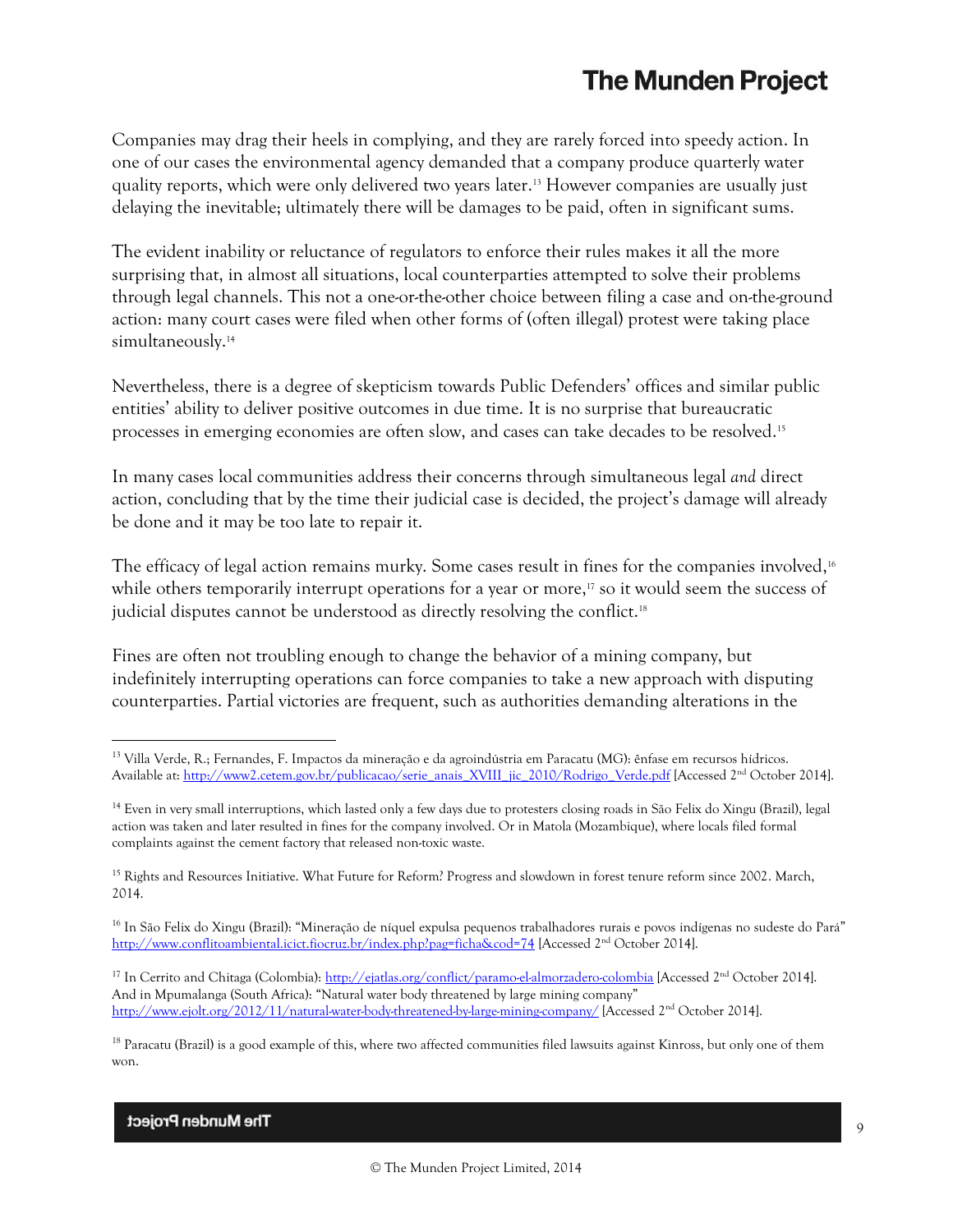Companies may drag their heels in complying, and they are rarely forced into speedy action. In one of our cases the environmental agency demanded that a company produce quarterly water quality reports, which were only delivered two years later.[13] However companies are usually just delaying the inevitable; ultimately there will be damages to be paid, often in significant sums.

The evident inability or reluctance of regulators to enforce their rules makes it all the more surprising that, in almost all situations, local counterparties attempted to solve their problems through legal channels. This not a one-or-the-other choice between filing a case and on-the-ground action: many court cases were filed when other forms of (often illegal) protest were taking place simultaneously.[14]

Nevertheless, there is a degree of skepticism towards Public Defenders' offices and similar public entities' ability to deliver positive outcomes in due time. It is no surprise that bureaucratic processes in emerging economies are often slow, and cases can take decades to be resolved.[15]

In many cases local communities address their concerns through simultaneous legal *and* direct action, concluding that by the time their judicial case is decided, the project's damage will already be done and it may be too late to repair it.

The efficacy of legal action remains murky. Some cases result in fines for the companies involved,[16] while others temporarily interrupt operations for a year or more,[17] so it would seem the success of judicial disputes cannot be understood as directly resolving the conflict.[18]

Fines are often not troubling enough to change the behavior of a mining company, but indefinitely interrupting operations can force companies to take a new approach with disputing counterparties. Partial victories are frequent, such as authorities demanding alterations in the

---

[13] Villa Verde, R.; Fernandes, F. Impactos da mineração e da agroindústria em Paracatu (MG): ênfase em recursos hídricos. Available at: http://www2.cetem.gov.br/publicacao/serie_anais_XVIII_jic_2010/Rodrigo_Verde.pdf [Accessed 2nd October 2014].

[14] Even in very small interruptions, which lasted only a few days due to protesters closing roads in São Felix do Xingu (Brazil), legal action was taken and later resulted in fines for the company involved. Or in Matola (Mozambique), where locals filed formal complaints against the cement factory that released non-toxic waste.

[15] Rights and Resources Initiative. What Future for Reform? Progress and slowdown in forest tenure reform since 2002. March, 2014.

[16] In São Felix do Xingu (Brazil): "Mineração de níquel expulsa pequenos trabalhadores rurais e povos indígenas no sudeste do Pará" http://www.conflitoambiental.icict.fiocruz.br/index.php?pag=ficha&cod=74 [Accessed 2nd October 2014].

[17] In Cerrito and Chitaga (Colombia): http://ejatlas.org/conflict/paramo-el-almorzadero-colombia [Accessed 2nd October 2014]. And in Mpumalanga (South Africa): "Natural water body threatened by large mining company" http://www.ejolt.org/2012/11/natural-water-body-threatened-by-large-mining-company/ [Accessed 2nd October 2014].

[18] Paracatu (Brazil) is a good example of this, where two affected communities filed lawsuits against Kinross, but only one of them won.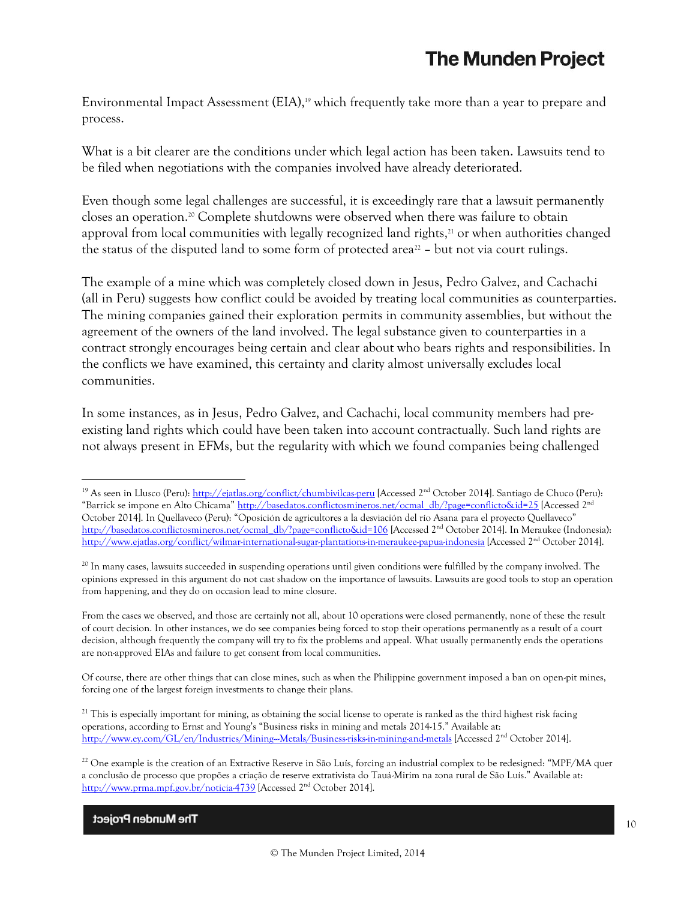Environmental Impact Assessment (EIA),[19] which frequently take more than a year to prepare and process.

What is a bit clearer are the conditions under which legal action has been taken. Lawsuits tend to be filed when negotiations with the companies involved have already deteriorated.

Even though some legal challenges are successful, it is exceedingly rare that a lawsuit permanently closes an operation.[20] Complete shutdowns were observed when there was failure to obtain approval from local communities with legally recognized land rights,[21] or when authorities changed the status of the disputed land to some form of protected area[22] – but not via court rulings.

The example of a mine which was completely closed down in Jesus, Pedro Galvez, and Cachachi (all in Peru) suggests how conflict could be avoided by treating local communities as counterparties. The mining companies gained their exploration permits in community assemblies, but without the agreement of the owners of the land involved. The legal substance given to counterparties in a contract strongly encourages being certain and clear about who bears rights and responsibilities. In the conflicts we have examined, this certainty and clarity almost universally excludes local communities.

In some instances, as in Jesus, Pedro Galvez, and Cachachi, local community members had pre-existing land rights which could have been taken into account contractually. Such land rights are not always present in EFMs, but the regularity with which we found companies being challenged

---

[19] As seen in Llusco (Peru): http://ejatlas.org/conflict/chumbivilcas-peru [Accessed 2nd October 2014]. Santiago de Chuco (Peru): "Barrick se impone en Alto Chicama" http://basedatos.conflictosmineros.net/ocmal_db/?page=conflicto&id=25 [Accessed 2nd October 2014]. In Quellaveco (Peru): "Oposición de agricultores a la desviación del río Asana para el proyecto Quellaveco" http://basedatos.conflictosmineros.net/ocmal_db/?page=conflicto&id=106 [Accessed 2nd October 2014]. In Meraukee (Indonesia): http://www.ejatlas.org/conflict/wilmar-international-sugar-plantations-in-meraukee-papua-indonesia [Accessed 2nd October 2014].

[20] In many cases, lawsuits succeeded in suspending operations until given conditions were fulfilled by the company involved. The opinions expressed in this argument do not cast shadow on the importance of lawsuits. Lawsuits are good tools to stop an operation from happening, and they do on occasion lead to mine closure.

From the cases we observed, and those are certainly not all, about 10 operations were closed permanently, none of these the result of court decision. In other instances, we do see companies being forced to stop their operations permanently as a result of a court decision, although frequently the company will try to fix the problems and appeal. What usually permanently ends the operations are non-approved EIAs and failure to get consent from local communities.

Of course, there are other things that can close mines, such as when the Philippine government imposed a ban on open-pit mines, forcing one of the largest foreign investments to change their plans.

[21] This is especially important for mining, as obtaining the social license to operate is ranked as the third highest risk facing operations, according to Ernst and Young's "Business risks in mining and metals 2014-15." Available at: http://www.ey.com/GL/en/Industries/Mining---Metals/Business-risks-in-mining-and-metals [Accessed 2nd October 2014].

[22] One example is the creation of an Extractive Reserve in São Luís, forcing an industrial complex to be redesigned: "MPF/MA quer a conclusão de processo que propõe a criação de reserve extrativista do Tauá-Mirim na zona rural de São Luís." Available at: http://www.prma.mpf.gov.br/noticia-4739 [Accessed 2nd October 2014].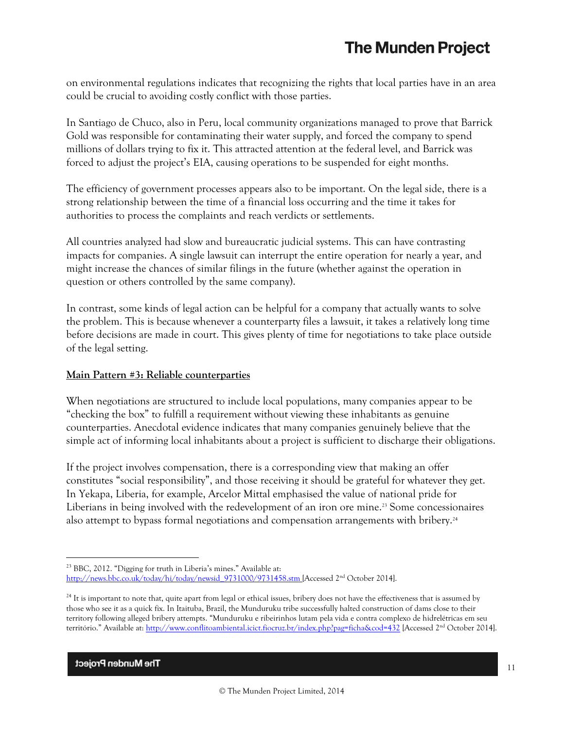on environmental regulations indicates that recognizing the rights that local parties have in an area could be crucial to avoiding costly conflict with those parties.

In Santiago de Chuco, also in Peru, local community organizations managed to prove that Barrick Gold was responsible for contaminating their water supply, and forced the company to spend millions of dollars trying to fix it. This attracted attention at the federal level, and Barrick was forced to adjust the project's EIA, causing operations to be suspended for eight months.

The efficiency of government processes appears also to be important. On the legal side, there is a strong relationship between the time of a financial loss occurring and the time it takes for authorities to process the complaints and reach verdicts or settlements.

All countries analyzed had slow and bureaucratic judicial systems. This can have contrasting impacts for companies. A single lawsuit can interrupt the entire operation for nearly a year, and might increase the chances of similar filings in the future (whether against the operation in question or others controlled by the same company).

In contrast, some kinds of legal action can be helpful for a company that actually wants to solve the problem. This is because whenever a counterparty files a lawsuit, it takes a relatively long time before decisions are made in court. This gives plenty of time for negotiations to take place outside of the legal setting.

**Main Pattern #3: Reliable counterparties**

When negotiations are structured to include local populations, many companies appear to be "checking the box" to fulfill a requirement without viewing these inhabitants as genuine counterparties. Anecdotal evidence indicates that many companies genuinely believe that the simple act of informing local inhabitants about a project is sufficient to discharge their obligations.

If the project involves compensation, there is a corresponding view that making an offer constitutes "social responsibility", and those receiving it should be grateful for whatever they get. In Yekapa, Liberia, for example, Arcelor Mittal emphasised the value of national pride for Liberians in being involved with the redevelopment of an iron ore mine.[23] Some concessionaires also attempt to bypass formal negotiations and compensation arrangements with bribery.[24]

---

[23] BBC, 2012. "Digging for truth in Liberia's mines." Available at: http://news.bbc.co.uk/today/hi/today/newsid_9731000/9731458.stm [Accessed 2nd October 2014].

[24] It is important to note that, quite apart from legal or ethical issues, bribery does not have the effectiveness that is assumed by those who see it as a quick fix. In Itaituba, Brazil, the Munduruku tribe successfully halted construction of dams close to their territory following alleged bribery attempts. "Munduruku e ribeirinhos lutam pela vida e contra complexo de hidrelétricas em seu território." Available at: http://www.conflitoambiental.icict.fiocruz.br/index.php?pag=ficha&cod=432 [Accessed 2nd October 2014].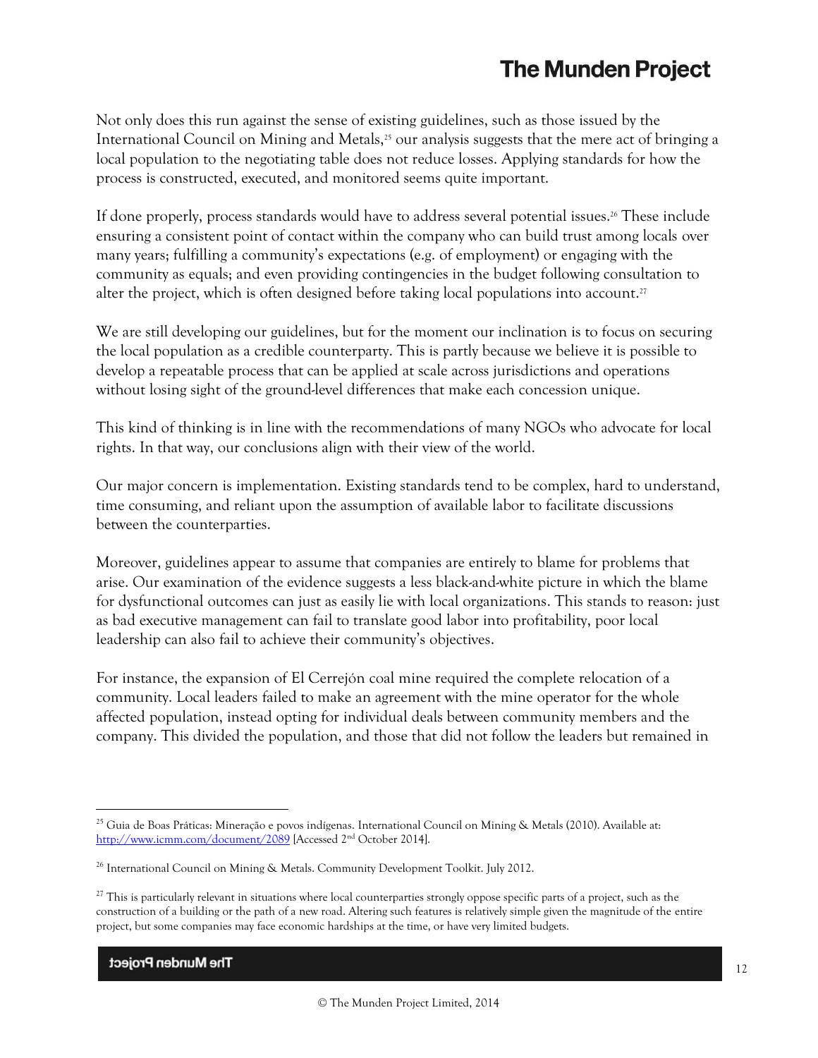Not only does this run against the sense of existing guidelines, such as those issued by the International Council on Mining and Metals,[25] our analysis suggests that the mere act of bringing a local population to the negotiating table does not reduce losses. Applying standards for how the process is constructed, executed, and monitored seems quite important.

If done properly, process standards would have to address several potential issues.[26] These include ensuring a consistent point of contact within the company who can build trust among locals over many years; fulfilling a community's expectations (e.g. of employment) or engaging with the community as equals; and even providing contingencies in the budget following consultation to alter the project, which is often designed before taking local populations into account.[27]

We are still developing our guidelines, but for the moment our inclination is to focus on securing the local population as a credible counterparty. This is partly because we believe it is possible to develop a repeatable process that can be applied at scale across jurisdictions and operations without losing sight of the ground-level differences that make each concession unique.

This kind of thinking is in line with the recommendations of many NGOs who advocate for local rights. In that way, our conclusions align with their view of the world.

Our major concern is implementation. Existing standards tend to be complex, hard to understand, time consuming, and reliant upon the assumption of available labor to facilitate discussions between the counterparties.

Moreover, guidelines appear to assume that companies are entirely to blame for problems that arise. Our examination of the evidence suggests a less black-and-white picture in which the blame for dysfunctional outcomes can just as easily lie with local organizations. This stands to reason: just as bad executive management can fail to translate good labor into profitability, poor local leadership can also fail to achieve their community's objectives.

For instance, the expansion of El Cerrejón coal mine required the complete relocation of a community. Local leaders failed to make an agreement with the mine operator for the whole affected population, instead opting for individual deals between community members and the company. This divided the population, and those that did not follow the leaders but remained in

---

[25] Guia de Boas Práticas: Mineração e povos indígenas. International Council on Mining & Metals (2010). Available at: http://www.icmm.com/document/2089 [Accessed 2nd October 2014].

[26] International Council on Mining & Metals. Community Development Toolkit. July 2012.

[27] This is particularly relevant in situations where local counterparties strongly oppose specific parts of a project, such as the construction of a building or the path of a new road. Altering such features is relatively simple given the magnitude of the entire project, but some companies may face economic hardships at the time, or have very limited budgets.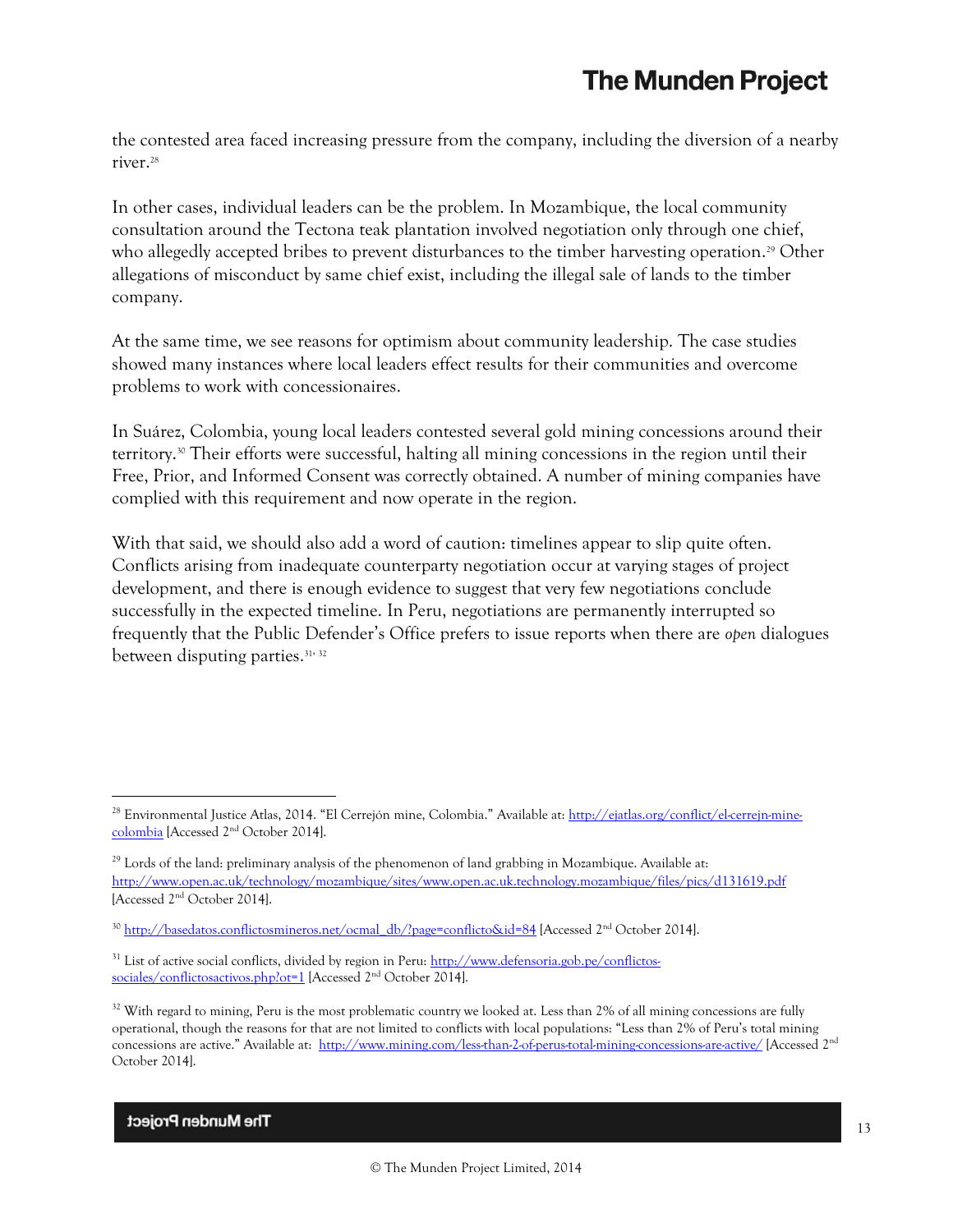the contested area faced increasing pressure from the company, including the diversion of a nearby river.[28]

In other cases, individual leaders can be the problem. In Mozambique, the local community consultation around the Tectona teak plantation involved negotiation only through one chief, who allegedly accepted bribes to prevent disturbances to the timber harvesting operation.[29] Other allegations of misconduct by same chief exist, including the illegal sale of lands to the timber company.

At the same time, we see reasons for optimism about community leadership. The case studies showed many instances where local leaders effect results for their communities and overcome problems to work with concessionaires.

In Suárez, Colombia, young local leaders contested several gold mining concessions around their territory.[30] Their efforts were successful, halting all mining concessions in the region until their Free, Prior, and Informed Consent was correctly obtained. A number of mining companies have complied with this requirement and now operate in the region.

With that said, we should also add a word of caution: timelines appear to slip quite often. Conflicts arising from inadequate counterparty negotiation occur at varying stages of project development, and there is enough evidence to suggest that very few negotiations conclude successfully in the expected timeline. In Peru, negotiations are permanently interrupted so frequently that the Public Defender's Office prefers to issue reports when there are *open* dialogues between disputing parties.[31, 32]

---

[28] Environmental Justice Atlas, 2014. "El Cerrejón mine, Colombia." Available at: http://ejatlas.org/conflict/el-cerrejn-mine-colombia [Accessed 2nd October 2014].

[29] Lords of the land: preliminary analysis of the phenomenon of land grabbing in Mozambique. Available at: http://www.open.ac.uk/technology/mozambique/sites/www.open.ac.uk.technology.mozambique/files/pics/d131619.pdf [Accessed 2nd October 2014].

[30] http://basedatos.conflictosmineros.net/ocmal_db/?page=conflicto&id=84 [Accessed 2nd October 2014].

[31] List of active social conflicts, divided by region in Peru: http://www.defensoria.gob.pe/conflictos-sociales/conflictosactivos.php?ot=1 [Accessed 2nd October 2014].

[32] With regard to mining, Peru is the most problematic country we looked at. Less than 2% of all mining concessions are fully operational, though the reasons for that are not limited to conflicts with local populations: "Less than 2% of Peru's total mining concessions are active." Available at: http://www.mining.com/less-than-2-of-perus-total-mining-concessions-are-active/ [Accessed 2nd October 2014].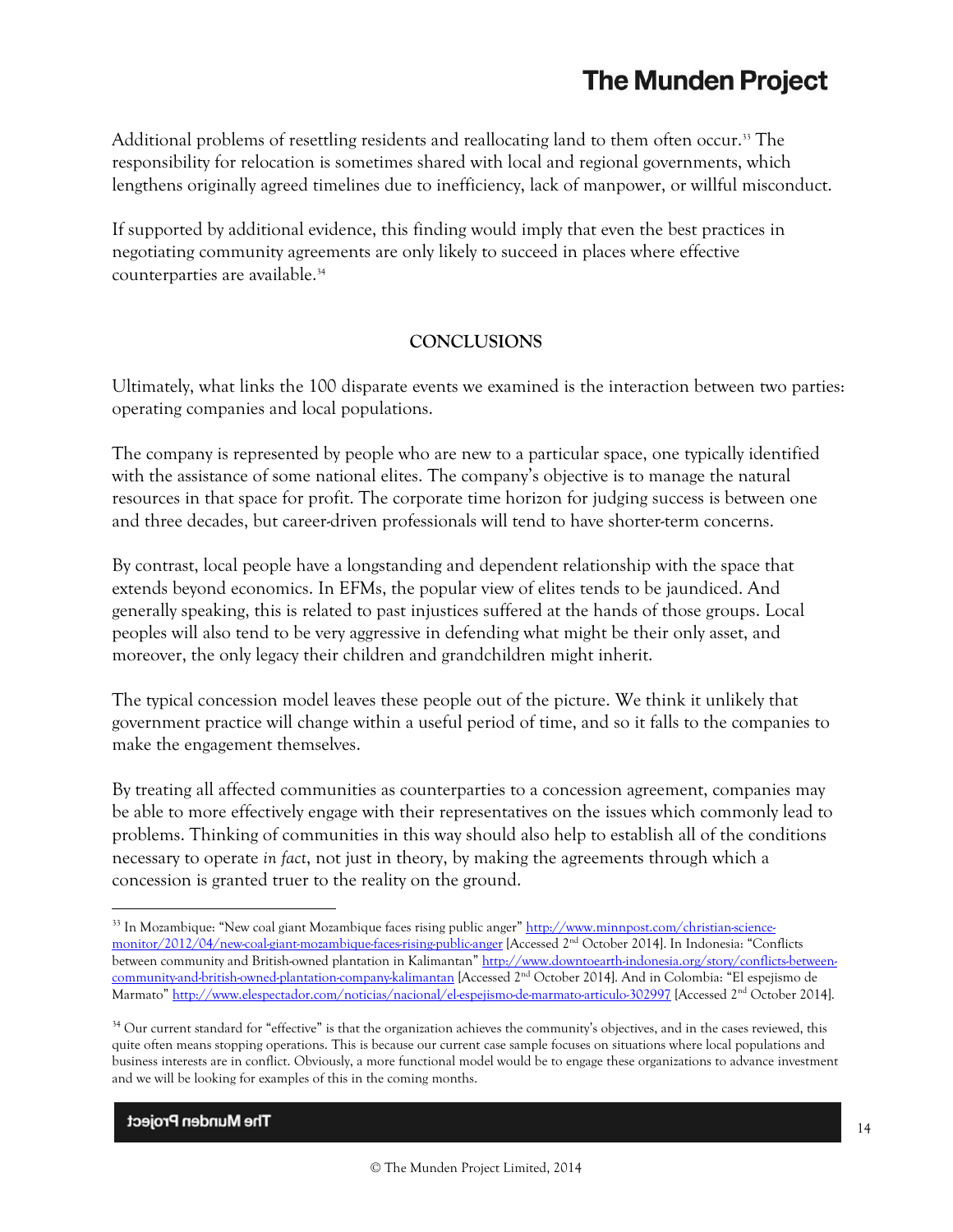Additional problems of resettling residents and reallocating land to them often occur.[33] The responsibility for relocation is sometimes shared with local and regional governments, which lengthens originally agreed timelines due to inefficiency, lack of manpower, or willful misconduct.

If supported by additional evidence, this finding would imply that even the best practices in negotiating community agreements are only likely to succeed in places where effective counterparties are available.[34]

## CONCLUSIONS

Ultimately, what links the 100 disparate events we examined is the interaction between two parties: operating companies and local populations.

The company is represented by people who are new to a particular space, one typically identified with the assistance of some national elites. The company's objective is to manage the natural resources in that space for profit. The corporate time horizon for judging success is between one and three decades, but career-driven professionals will tend to have shorter-term concerns.

By contrast, local people have a longstanding and dependent relationship with the space that extends beyond economics. In EFMs, the popular view of elites tends to be jaundiced. And generally speaking, this is related to past injustices suffered at the hands of those groups. Local peoples will also tend to be very aggressive in defending what might be their only asset, and moreover, the only legacy their children and grandchildren might inherit.

The typical concession model leaves these people out of the picture. We think it unlikely that government practice will change within a useful period of time, and so it falls to the companies to make the engagement themselves.

By treating all affected communities as counterparties to a concession agreement, companies may be able to more effectively engage with their representatives on the issues which commonly lead to problems. Thinking of communities in this way should also help to establish all of the conditions necessary to operate *in fact*, not just in theory, by making the agreements through which a concession is granted truer to the reality on the ground.

---

[33] In Mozambique: "New coal giant Mozambique faces rising public anger" http://www.minnpost.com/christian-science-monitor/2012/04/new-coal-giant-mozambique-faces-rising-public-anger [Accessed 2nd October 2014]. In Indonesia: "Conflicts between community and British-owned plantation in Kalimantan" http://www.downtoearth-indonesia.org/story/conflicts-between-community-and-british-owned-plantation-company-kalimantan [Accessed 2nd October 2014]. And in Colombia: "El espejismo de Marmato" http://www.elespectador.com/noticias/nacional/el-espejismo-de-marmato-articulo-302997 [Accessed 2nd October 2014].

[34] Our current standard for "effective" is that the organization achieves the community's objectives, and in the cases reviewed, this quite often means stopping operations. This is because our current case sample focuses on situations where local populations and business interests are in conflict. Obviously, a more functional model would be to engage these organizations to advance investment and we will be looking for examples of this in the coming months.

© The Munden Project Limited, 2014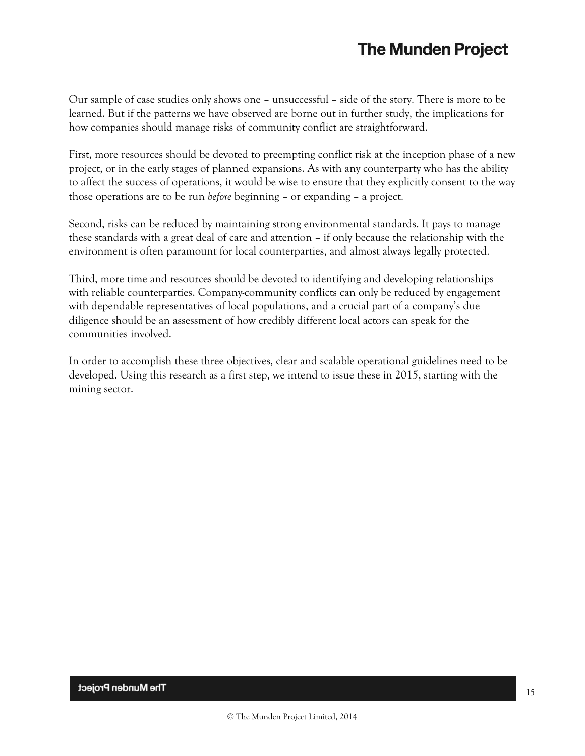Our sample of case studies only shows one – unsuccessful – side of the story. There is more to be learned. But if the patterns we have observed are borne out in further study, the implications for how companies should manage risks of community conflict are straightforward.

First, more resources should be devoted to preempting conflict risk at the inception phase of a new project, or in the early stages of planned expansions. As with any counterparty who has the ability to affect the success of operations, it would be wise to ensure that they explicitly consent to the way those operations are to be run *before* beginning – or expanding – a project.

Second, risks can be reduced by maintaining strong environmental standards. It pays to manage these standards with a great deal of care and attention – if only because the relationship with the environment is often paramount for local counterparties, and almost always legally protected.

Third, more time and resources should be devoted to identifying and developing relationships with reliable counterparties. Company-community conflicts can only be reduced by engagement with dependable representatives of local populations, and a crucial part of a company's due diligence should be an assessment of how credibly different local actors can speak for the communities involved.

In order to accomplish these three objectives, clear and scalable operational guidelines need to be developed. Using this research as a first step, we intend to issue these in 2015, starting with the mining sector.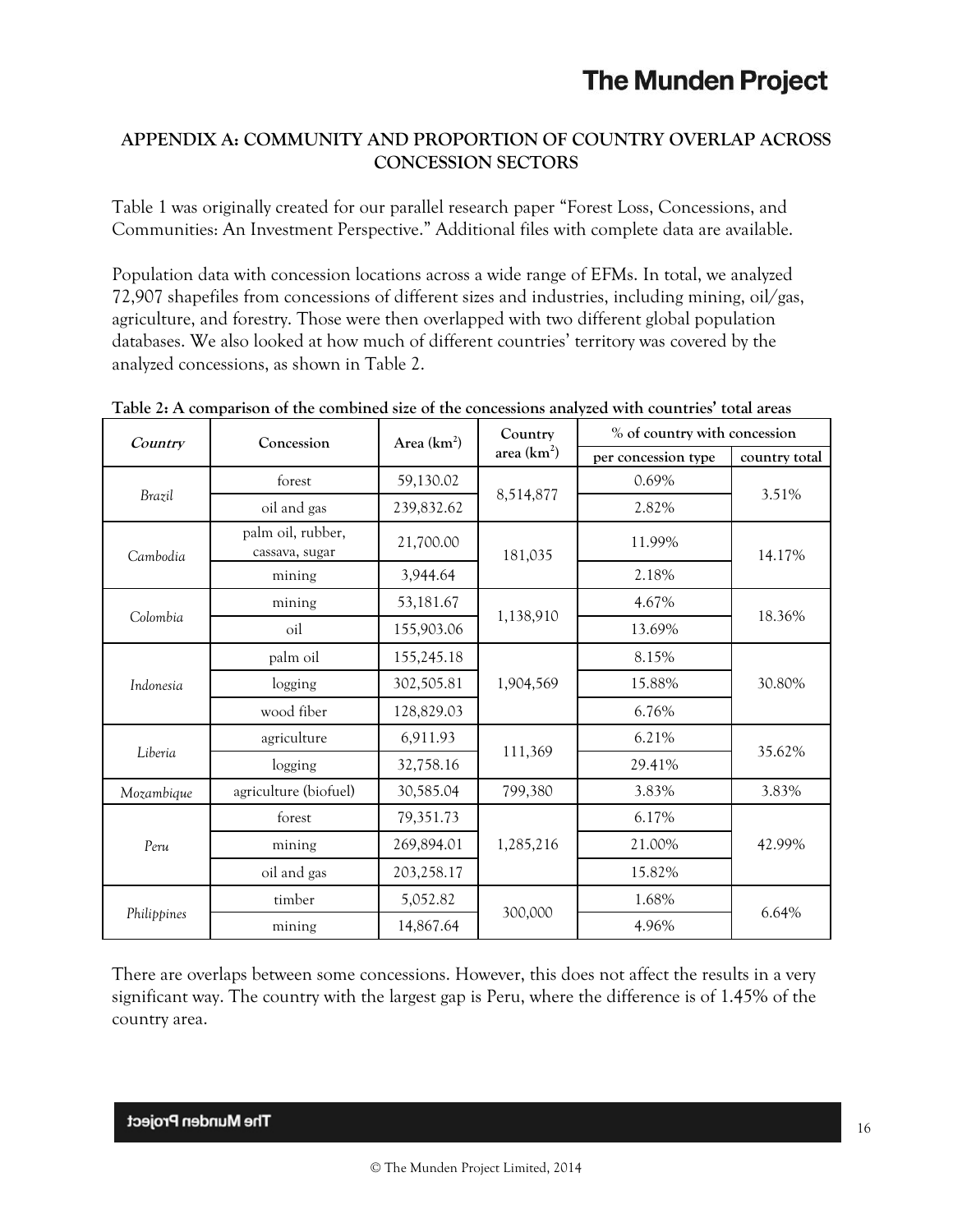## APPENDIX A: COMMUNITY AND PROPORTION OF COUNTRY OVERLAP ACROSS CONCESSION SECTORS

Table 1 was originally created for our parallel research paper "Forest Loss, Concessions, and Communities: An Investment Perspective." Additional files with complete data are available.

Population data with concession locations across a wide range of EFMs. In total, we analyzed 72,907 shapefiles from concessions of different sizes and industries, including mining, oil/gas, agriculture, and forestry. Those were then overlapped with two different global population databases. We also looked at how much of different countries' territory was covered by the analyzed concessions, as shown in Table 2.

**Table 2: A comparison of the combined size of the concessions analyzed with countries' total areas**

| *Country* | Concession | Area (km$^2$) | Country area (km$^2$) | % of country with concession | |
|---|---|---|---|---|---|
| | | | | per concession type | country total |
| *Brazil* | forest | 59,130.02 | 8,514,877 | 0.69% | 3.51% |
| | oil and gas | 239,832.62 | | 2.82% | |
| *Cambodia* | palm oil, rubber, cassava, sugar | 21,700.00 | 181,035 | 11.99% | 14.17% |
| | mining | 3,944.64 | | 2.18% | |
| *Colombia* | mining | 53,181.67 | 1,138,910 | 4.67% | 18.36% |
| | oil | 155,903.06 | | 13.69% | |
| *Indonesia* | palm oil | 155,245.18 | 1,904,569 | 8.15% | 30.80% |
| | logging | 302,505.81 | | 15.88% | |
| | wood fiber | 128,829.03 | | 6.76% | |
| *Liberia* | agriculture | 6,911.93 | 111,369 | 6.21% | 35.62% |
| | logging | 32,758.16 | | 29.41% | |
| *Mozambique* | agriculture (biofuel) | 30,585.04 | 799,380 | 3.83% | 3.83% |
| *Peru* | forest | 79,351.73 | 1,285,216 | 6.17% | 42.99% |
| | mining | 269,894.01 | | 21.00% | |
| | oil and gas | 203,258.17 | | 15.82% | |
| *Philippines* | timber | 5,052.82 | 300,000 | 1.68% | 6.64% |
| | mining | 14,867.64 | | 4.96% | |

There are overlaps between some concessions. However, this does not affect the results in a very significant way. The country with the largest gap is Peru, where the difference is of 1.45% of the country area.

© The Munden Project Limited, 2014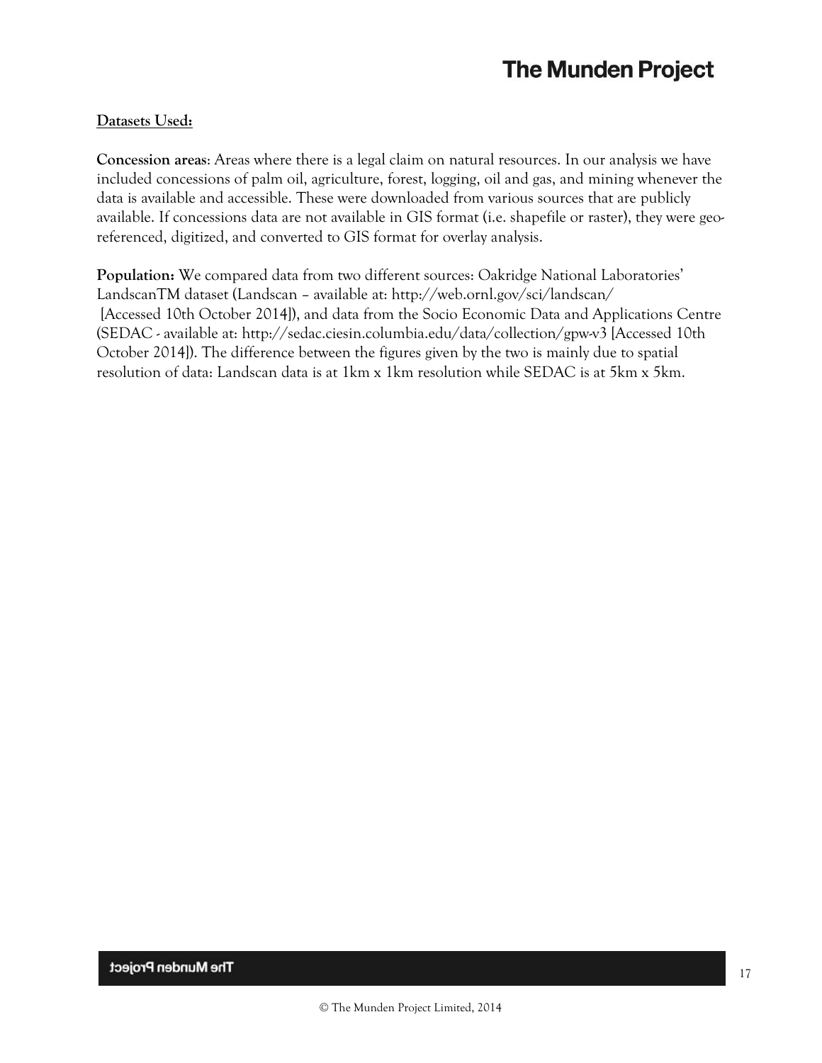**Datasets Used:**

**Concession areas**: Areas where there is a legal claim on natural resources. In our analysis we have included concessions of palm oil, agriculture, forest, logging, oil and gas, and mining whenever the data is available and accessible. These were downloaded from various sources that are publicly available. If concessions data are not available in GIS format (i.e. shapefile or raster), they were geo-referenced, digitized, and converted to GIS format for overlay analysis.

**Population:** We compared data from two different sources: Oakridge National Laboratories' LandscanTM dataset (Landscan – available at: http://web.ornl.gov/sci/landscan/ [Accessed 10th October 2014]), and data from the Socio Economic Data and Applications Centre (SEDAC - available at: http://sedac.ciesin.columbia.edu/data/collection/gpw-v3 [Accessed 10th October 2014]). The difference between the figures given by the two is mainly due to spatial resolution of data: Landscan data is at 1km x 1km resolution while SEDAC is at 5km x 5km.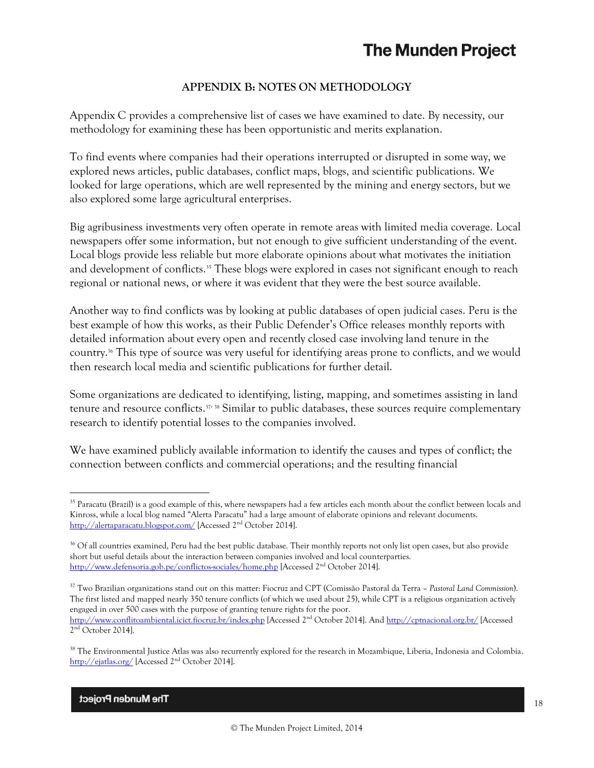## APPENDIX B: NOTES ON METHODOLOGY

Appendix C provides a comprehensive list of cases we have examined to date. By necessity, our methodology for examining these has been opportunistic and merits explanation.

To find events where companies had their operations interrupted or disrupted in some way, we explored news articles, public databases, conflict maps, blogs, and scientific publications. We looked for large operations, which are well represented by the mining and energy sectors, but we also explored some large agricultural enterprises.

Big agribusiness investments very often operate in remote areas with limited media coverage. Local newspapers offer some information, but not enough to give sufficient understanding of the event. Local blogs provide less reliable but more elaborate opinions about what motivates the initiation and development of conflicts.[35] These blogs were explored in cases not significant enough to reach regional or national news, or where it was evident that they were the best source available.

Another way to find conflicts was by looking at public databases of open judicial cases. Peru is the best example of how this works, as their Public Defender's Office releases monthly reports with detailed information about every open and recently closed case involving land tenure in the country.[36] This type of source was very useful for identifying areas prone to conflicts, and we would then research local media and scientific publications for further detail.

Some organizations are dedicated to identifying, listing, mapping, and sometimes assisting in land tenure and resource conflicts.[37, 38] Similar to public databases, these sources require complementary research to identify potential losses to the companies involved.

We have examined publicly available information to identify the causes and types of conflict; the connection between conflicts and commercial operations; and the resulting financial

---

[35] Paracatu (Brazil) is a good example of this, where newspapers had a few articles each month about the conflict between locals and Kinross, while a local blog named "Alerta Paracatu" had a large amount of elaborate opinions and relevant documents. http://alertaparacatu.blogspot.com/ [Accessed 2nd October 2014].

[36] Of all countries examined, Peru had the best public database. Their monthly reports not only list open cases, but also provide short but useful details about the interaction between companies involved and local counterparties. http://www.defensoria.gob.pe/conflictos-sociales/home.php [Accessed 2nd October 2014].

[37] Two Brazilian organizations stand out on this matter: Fiocruz and CPT (Comissão Pastoral da Terra – *Pastoral Land Commission*). The first listed and mapped nearly 350 tenure conflicts (of which we used about 25), while CPT is a religious organization actively engaged in over 500 cases with the purpose of granting tenure rights for the poor. http://www.conflitoambiental.icict.fiocruz.br/index.php [Accessed 2nd October 2014]. And http://cptnacional.org.br/ [Accessed 2nd October 2014].

[38] The Environmental Justice Atlas was also recurrently explored for the research in Mozambique, Liberia, Indonesia and Colombia. http://ejatlas.org/ [Accessed 2nd October 2014].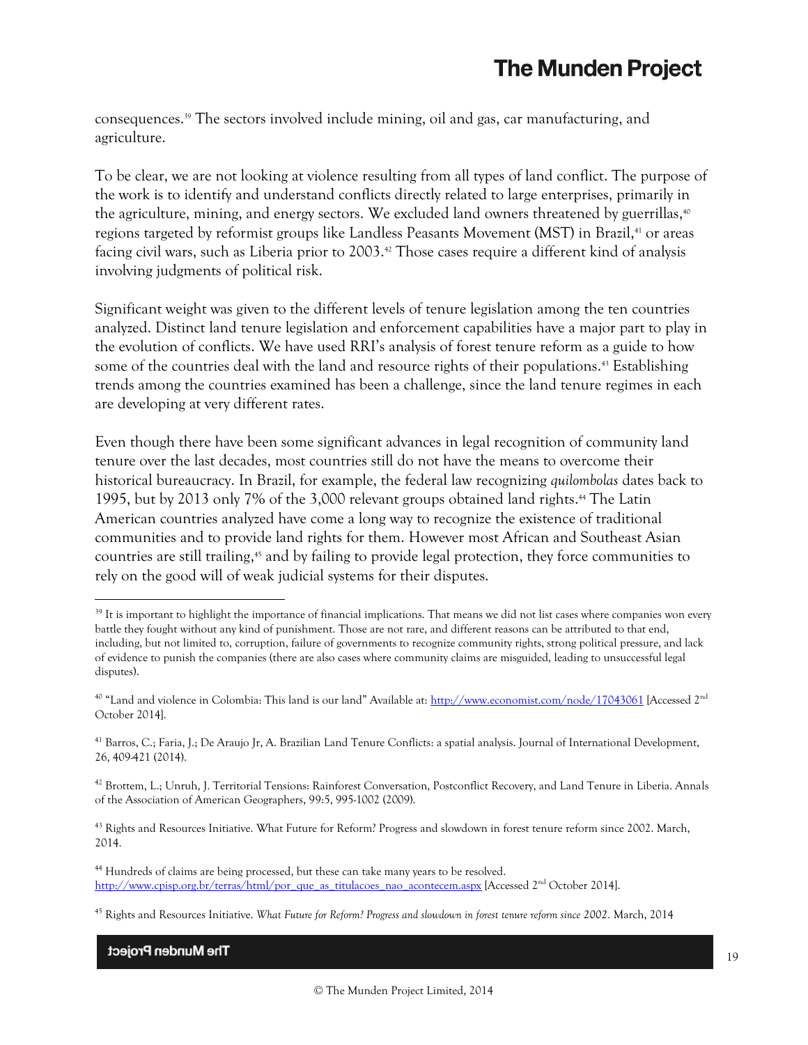consequences.[39] The sectors involved include mining, oil and gas, car manufacturing, and agriculture.

To be clear, we are not looking at violence resulting from all types of land conflict. The purpose of the work is to identify and understand conflicts directly related to large enterprises, primarily in the agriculture, mining, and energy sectors. We excluded land owners threatened by guerrillas,[40] regions targeted by reformist groups like Landless Peasants Movement (MST) in Brazil,[41] or areas facing civil wars, such as Liberia prior to 2003.[42] Those cases require a different kind of analysis involving judgments of political risk.

Significant weight was given to the different levels of tenure legislation among the ten countries analyzed. Distinct land tenure legislation and enforcement capabilities have a major part to play in the evolution of conflicts. We have used RRI's analysis of forest tenure reform as a guide to how some of the countries deal with the land and resource rights of their populations.[43] Establishing trends among the countries examined has been a challenge, since the land tenure regimes in each are developing at very different rates.

Even though there have been some significant advances in legal recognition of community land tenure over the last decades, most countries still do not have the means to overcome their historical bureaucracy. In Brazil, for example, the federal law recognizing *quilombolas* dates back to 1995, but by 2013 only 7% of the 3,000 relevant groups obtained land rights.[44] The Latin American countries analyzed have come a long way to recognize the existence of traditional communities and to provide land rights for them. However most African and Southeast Asian countries are still trailing,[45] and by failing to provide legal protection, they force communities to rely on the good will of weak judicial systems for their disputes.

---

[39] It is important to highlight the importance of financial implications. That means we did not list cases where companies won every battle they fought without any kind of punishment. Those are not rare, and different reasons can be attributed to that end, including, but not limited to, corruption, failure of governments to recognize community rights, strong political pressure, and lack of evidence to punish the companies (there are also cases where community claims are misguided, leading to unsuccessful legal disputes).

[40] "Land and violence in Colombia: This land is our land" Available at: http://www.economist.com/node/17043061 [Accessed 2nd October 2014].

[41] Barros, C.; Faria, J.; De Araujo Jr, A. Brazilian Land Tenure Conflicts: a spatial analysis. Journal of International Development, 26, 409-421 (2014).

[42] Brottem, L.; Unruh, J. Territorial Tensions: Rainforest Conversation, Postconflict Recovery, and Land Tenure in Liberia. Annals of the Association of American Geographers, 99:5, 995-1002 (2009).

[43] Rights and Resources Initiative. What Future for Reform? Progress and slowdown in forest tenure reform since 2002. March, 2014.

[44] Hundreds of claims are being processed, but these can take many years to be resolved. http://www.cpisp.org.br/terras/html/por_que_as_titulacoes_nao_acontecem.aspx [Accessed 2nd October 2014].

[45] Rights and Resources Initiative. *What Future for Reform? Progress and slowdown in forest tenure reform since 2002*. March, 2014

© The Munden Project Limited, 2014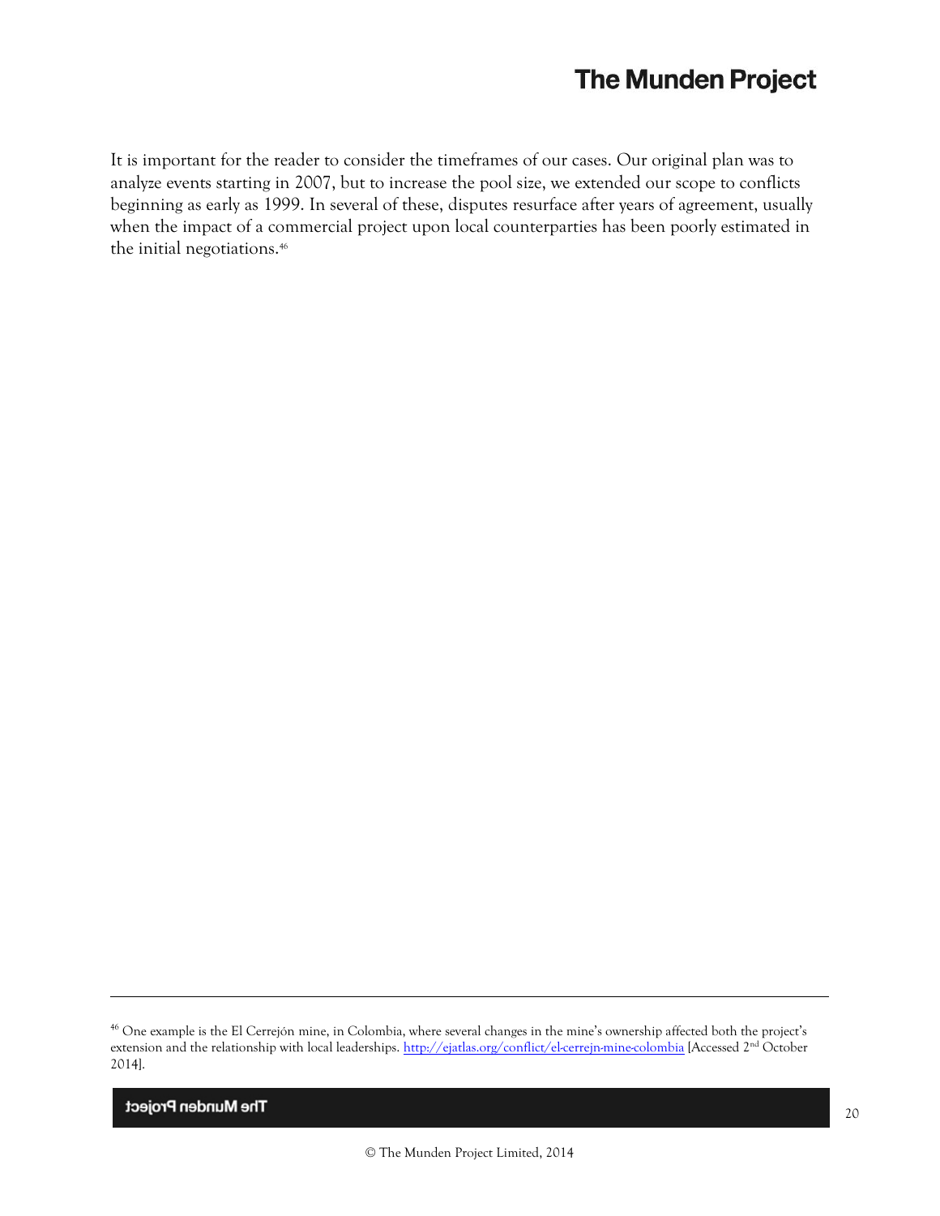It is important for the reader to consider the timeframes of our cases. Our original plan was to analyze events starting in 2007, but to increase the pool size, we extended our scope to conflicts beginning as early as 1999. In several of these, disputes resurface after years of agreement, usually when the impact of a commercial project upon local counterparties has been poorly estimated in the initial negotiations.[46]

---

[46] One example is the El Cerrejón mine, in Colombia, where several changes in the mine's ownership affected both the project's extension and the relationship with local leaderships. http://ejatlas.org/conflict/el-cerrejn-mine-colombia [Accessed 2nd October 2014].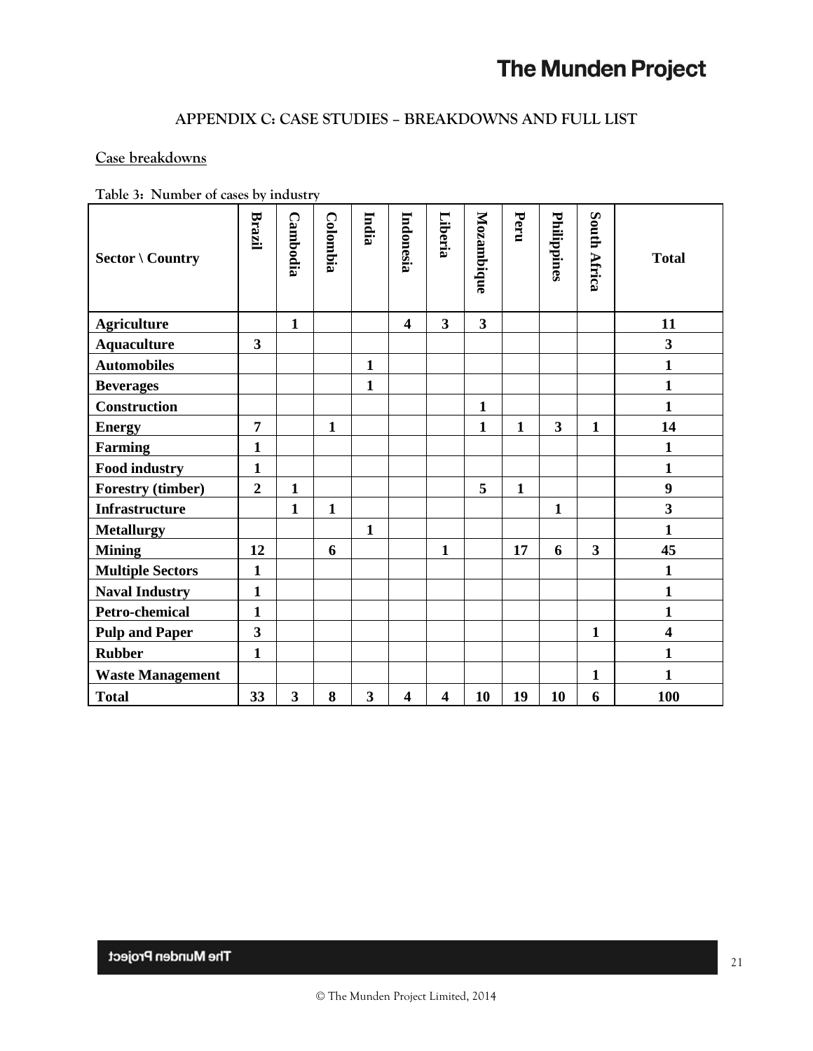## APPENDIX C: CASE STUDIES – BREAKDOWNS AND FULL LIST

### Case breakdowns

Table 3: Number of cases by industry

| Sector \ Country | Brazil | Cambodia | Colombia | India | Indonesia | Liberia | Mozambique | Peru | Philippines | South Africa | Total |
|---|---|---|---|---|---|---|---|---|---|---|---|
| **Agriculture** | | 1 | | | 4 | 3 | 3 | | | | 11 |
| **Aquaculture** | 3 | | | | | | | | | | 3 |
| **Automobiles** | | | | 1 | | | | | | | 1 |
| **Beverages** | | | | 1 | | | | | | | 1 |
| **Construction** | | | | | | | 1 | | | | 1 |
| **Energy** | 7 | | 1 | | | | 1 | 1 | 3 | 1 | 14 |
| **Farming** | 1 | | | | | | | | | | 1 |
| **Food industry** | 1 | | | | | | | | | | 1 |
| **Forestry (timber)** | 2 | 1 | | | | | 5 | 1 | | | 9 |
| **Infrastructure** | | 1 | 1 | | | | | | 1 | | 3 |
| **Metallurgy** | | | | 1 | | | | | | | 1 |
| **Mining** | 12 | | 6 | | | 1 | | 17 | 6 | 3 | 45 |
| **Multiple Sectors** | 1 | | | | | | | | | | 1 |
| **Naval Industry** | 1 | | | | | | | | | | 1 |
| **Petro-chemical** | 1 | | | | | | | | | | 1 |
| **Pulp and Paper** | 3 | | | | | | | | | 1 | 4 |
| **Rubber** | 1 | | | | | | | | | | 1 |
| **Waste Management** | | | | | | | | | | 1 | 1 |
| **Total** | 33 | 3 | 8 | 3 | 4 | 4 | 10 | 19 | 10 | 6 | 100 |

© The Munden Project Limited, 2014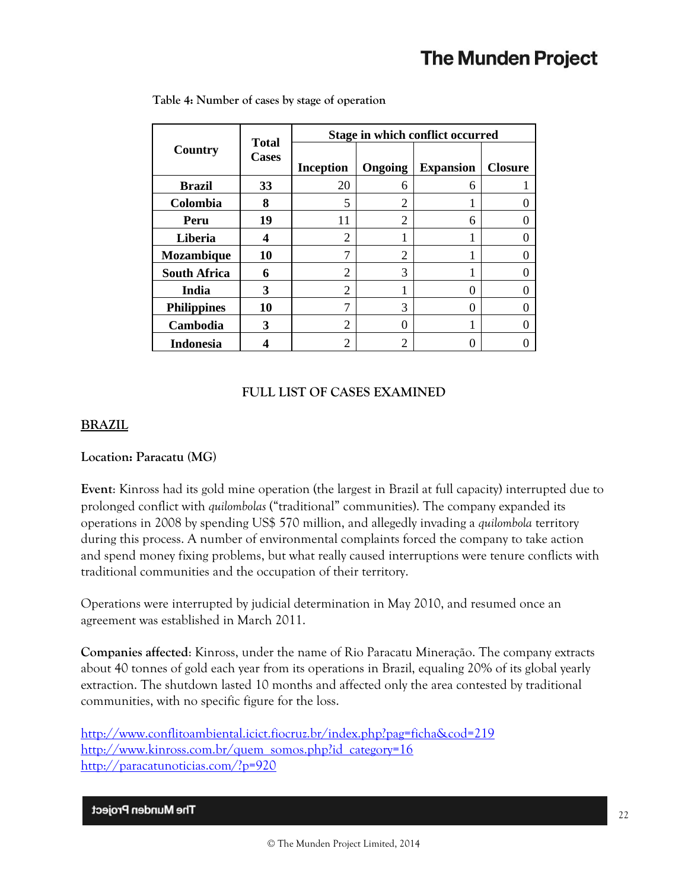Table 4: Number of cases by stage of operation

| Country | Total Cases | Stage in which conflict occurred | | | |
|---|---|---|---|---|---|
| | | Inception | Ongoing | Expansion | Closure |
| **Brazil** | **33** | 20 | 6 | 6 | 1 |
| **Colombia** | **8** | 5 | 2 | 1 | 0 |
| **Peru** | **19** | 11 | 2 | 6 | 0 |
| **Liberia** | **4** | 2 | 1 | 1 | 0 |
| **Mozambique** | **10** | 7 | 2 | 1 | 0 |
| **South Africa** | **6** | 2 | 3 | 1 | 0 |
| **India** | **3** | 2 | 1 | 0 | 0 |
| **Philippines** | **10** | 7 | 3 | 0 | 0 |
| **Cambodia** | **3** | 2 | 0 | 1 | 0 |
| **Indonesia** | **4** | 2 | 2 | 0 | 0 |

## FULL LIST OF CASES EXAMINED

### BRAZIL

**Location: Paracatu (MG)**

**Event**: Kinross had its gold mine operation (the largest in Brazil at full capacity) interrupted due to prolonged conflict with *quilombolas* ("traditional" communities). The company expanded its operations in 2008 by spending US$ 570 million, and allegedly invading a *quilombola* territory during this process. A number of environmental complaints forced the company to take action and spend money fixing problems, but what really caused interruptions were tenure conflicts with traditional communities and the occupation of their territory.

Operations were interrupted by judicial determination in May 2010, and resumed once an agreement was established in March 2011.

**Companies affected**: Kinross, under the name of Rio Paracatu Mineração. The company extracts about 40 tonnes of gold each year from its operations in Brazil, equaling 20% of its global yearly extraction. The shutdown lasted 10 months and affected only the area contested by traditional communities, with no specific figure for the loss.

http://www.conflitoambiental.icict.fiocruz.br/index.php?pag=ficha&cod=219
http://www.kinross.com.br/quem_somos.php?id_category=16
http://paracatunoticias.com/?p=920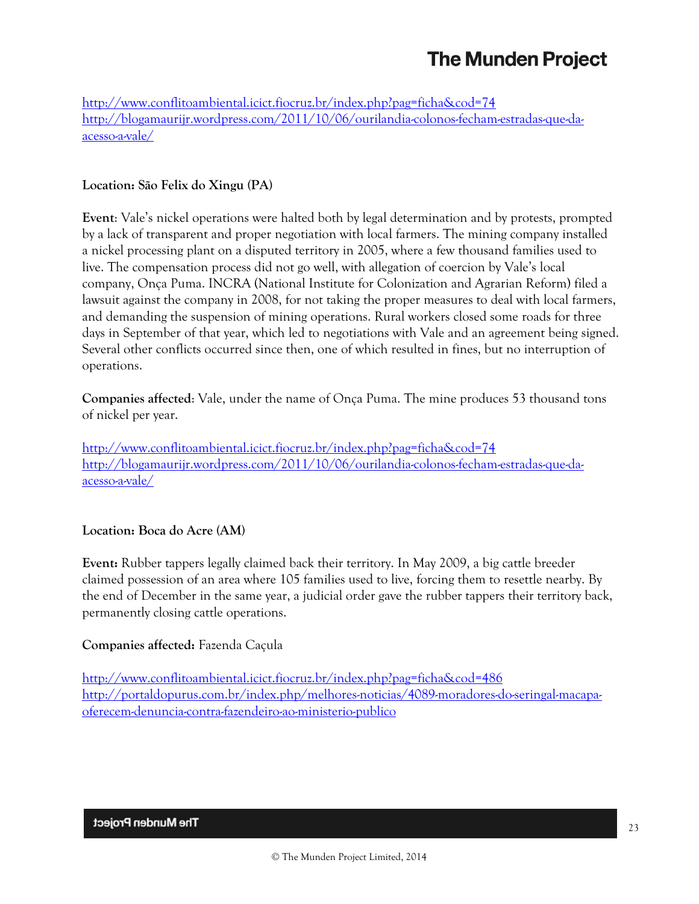http://www.conflitoambiental.icict.fiocruz.br/index.php?pag=ficha&cod=74
http://blogamaurijr.wordpress.com/2011/10/06/ourilandia-colonos-fecham-estradas-que-da-acesso-a-vale/

**Location: São Felix do Xingu (PA)**

**Event**: Vale's nickel operations were halted both by legal determination and by protests, prompted by a lack of transparent and proper negotiation with local farmers. The mining company installed a nickel processing plant on a disputed territory in 2005, where a few thousand families used to live. The compensation process did not go well, with allegation of coercion by Vale's local company, Onça Puma. INCRA (National Institute for Colonization and Agrarian Reform) filed a lawsuit against the company in 2008, for not taking the proper measures to deal with local farmers, and demanding the suspension of mining operations. Rural workers closed some roads for three days in September of that year, which led to negotiations with Vale and an agreement being signed. Several other conflicts occurred since then, one of which resulted in fines, but no interruption of operations.

**Companies affected**: Vale, under the name of Onça Puma. The mine produces 53 thousand tons of nickel per year.

http://www.conflitoambiental.icict.fiocruz.br/index.php?pag=ficha&cod=74
http://blogamaurijr.wordpress.com/2011/10/06/ourilandia-colonos-fecham-estradas-que-da-acesso-a-vale/

**Location: Boca do Acre (AM)**

**Event:** Rubber tappers legally claimed back their territory. In May 2009, a big cattle breeder claimed possession of an area where 105 families used to live, forcing them to resettle nearby. By the end of December in the same year, a judicial order gave the rubber tappers their territory back, permanently closing cattle operations.

**Companies affected:** Fazenda Caçula

http://www.conflitoambiental.icict.fiocruz.br/index.php?pag=ficha&cod=486
http://portaldopurus.com.br/index.php/melhores-noticias/4089-moradores-do-seringal-macapa-oferecem-denuncia-contra-fazendeiro-ao-ministerio-publico

© The Munden Project Limited, 2014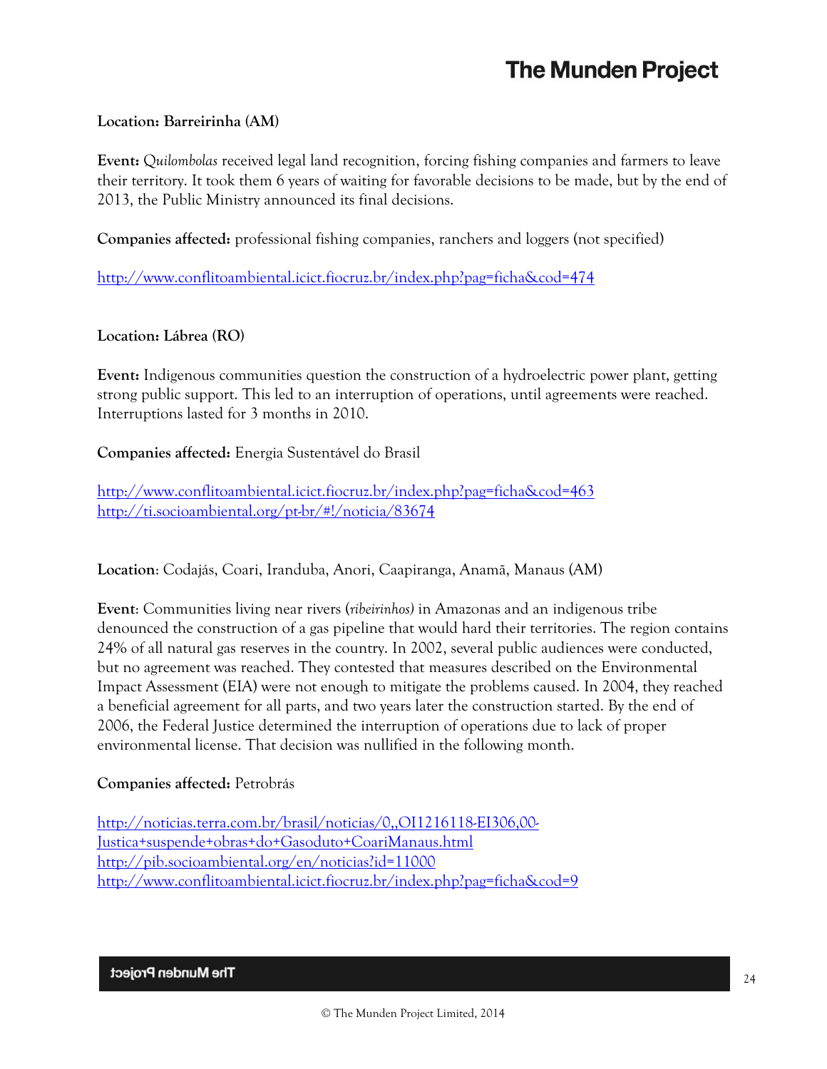**Location: Barreirinha (AM)**

**Event:** *Quilombolas* received legal land recognition, forcing fishing companies and farmers to leave their territory. It took them 6 years of waiting for favorable decisions to be made, but by the end of 2013, the Public Ministry announced its final decisions.

**Companies affected:** professional fishing companies, ranchers and loggers (not specified)

http://www.conflitoambiental.icict.fiocruz.br/index.php?pag=ficha&cod=474

**Location: Lábrea (RO)**

**Event:** Indigenous communities question the construction of a hydroelectric power plant, getting strong public support. This led to an interruption of operations, until agreements were reached. Interruptions lasted for 3 months in 2010.

**Companies affected:** Energia Sustentável do Brasil

http://www.conflitoambiental.icict.fiocruz.br/index.php?pag=ficha&cod=463
http://ti.socioambiental.org/pt-br/#!/noticia/83674

**Location**: Codajás, Coari, Iranduba, Anori, Caapiranga, Anamã, Manaus (AM)

**Event**: Communities living near rivers (*ribeirinhos)* in Amazonas and an indigenous tribe denounced the construction of a gas pipeline that would hard their territories. The region contains 24% of all natural gas reserves in the country. In 2002, several public audiences were conducted, but no agreement was reached. They contested that measures described on the Environmental Impact Assessment (EIA) were not enough to mitigate the problems caused. In 2004, they reached a beneficial agreement for all parts, and two years later the construction started. By the end of 2006, the Federal Justice determined the interruption of operations due to lack of proper environmental license. That decision was nullified in the following month.

**Companies affected:** Petrobrás

http://noticias.terra.com.br/brasil/noticias/0,,OI1216118-EI306,00-Justica+suspende+obras+do+Gasoduto+CoariManaus.html
http://pib.socioambiental.org/en/noticias?id=11000
http://www.conflitoambiental.icict.fiocruz.br/index.php?pag=ficha&cod=9

© The Munden Project Limited, 2014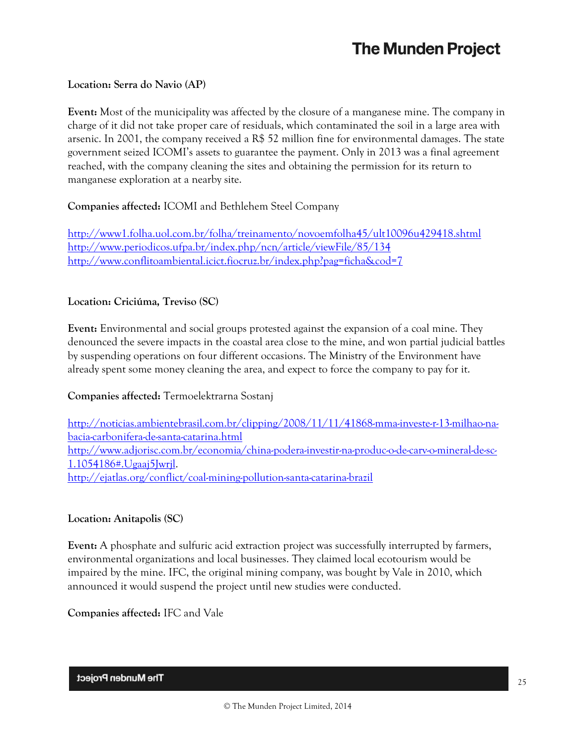**Location: Serra do Navio (AP)**

**Event:** Most of the municipality was affected by the closure of a manganese mine. The company in charge of it did not take proper care of residuals, which contaminated the soil in a large area with arsenic. In 2001, the company received a R$ 52 million fine for environmental damages. The state government seized ICOMI's assets to guarantee the payment. Only in 2013 was a final agreement reached, with the company cleaning the sites and obtaining the permission for its return to manganese exploration at a nearby site.

**Companies affected:** ICOMI and Bethlehem Steel Company

http://www1.folha.uol.com.br/folha/treinamento/novoemfolha45/ult10096u429418.shtml
http://www.periodicos.ufpa.br/index.php/ncn/article/viewFile/85/134
http://www.conflitoambiental.icict.fiocruz.br/index.php?pag=ficha&cod=7

**Location: Criciúma, Treviso (SC)**

**Event:** Environmental and social groups protested against the expansion of a coal mine. They denounced the severe impacts in the coastal area close to the mine, and won partial judicial battles by suspending operations on four different occasions. The Ministry of the Environment have already spent some money cleaning the area, and expect to force the company to pay for it.

**Companies affected:** Termoelektrarna Sostanj

http://noticias.ambientebrasil.com.br/clipping/2008/11/11/41868-mma-investe-r-13-milhao-na-bacia-carbonifera-de-santa-catarina.html
http://www.adjorisc.com.br/economia/china-podera-investir-na-produc-o-de-carv-o-mineral-de-sc-1.1054186#.Ugaaj5Jwrjl.
http://ejatlas.org/conflict/coal-mining-pollution-santa-catarina-brazil

**Location: Anitapolis (SC)**

**Event:** A phosphate and sulfuric acid extraction project was successfully interrupted by farmers, environmental organizations and local businesses. They claimed local ecotourism would be impaired by the mine. IFC, the original mining company, was bought by Vale in 2010, which announced it would suspend the project until new studies were conducted.

**Companies affected:** IFC and Vale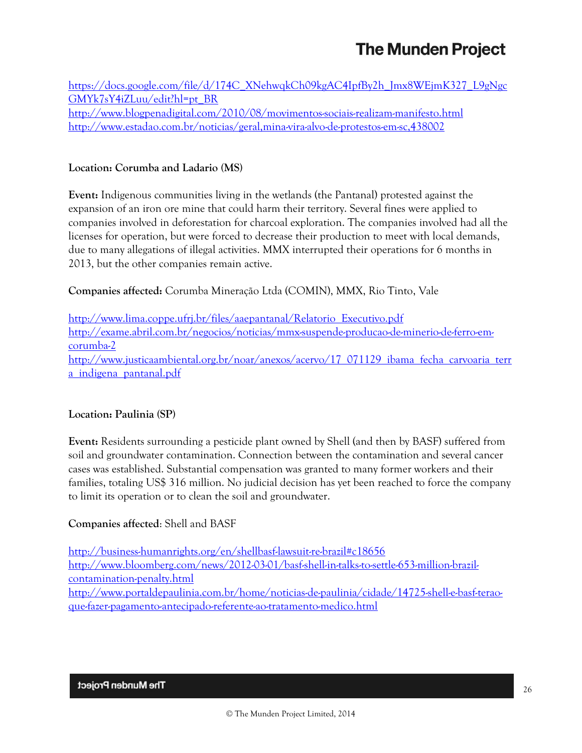https://docs.google.com/file/d/174C_XNehwqkCh09kgAC4IpfBy2h_Jmx8WEjmK327_L9gNgcGMYk7sY4iZLuu/edit?hl=pt_BR
http://www.blogpenadigital.com/2010/08/movimentos-sociais-realizam-manifesto.html
http://www.estadao.com.br/noticias/geral,mina-vira-alvo-de-protestos-em-sc,438002

**Location: Corumba and Ladario (MS)**

**Event:** Indigenous communities living in the wetlands (the Pantanal) protested against the expansion of an iron ore mine that could harm their territory. Several fines were applied to companies involved in deforestation for charcoal exploration. The companies involved had all the licenses for operation, but were forced to decrease their production to meet with local demands, due to many allegations of illegal activities. MMX interrupted their operations for 6 months in 2013, but the other companies remain active.

**Companies affected:** Corumba Mineração Ltda (COMIN), MMX, Rio Tinto, Vale

http://www.lima.coppe.ufrj.br/files/aaepantanal/Relatorio_Executivo.pdf
http://exame.abril.com.br/negocios/noticias/mmx-suspende-producao-de-minerio-de-ferro-em-corumba-2
http://www.justicaambiental.org.br/noar/anexos/acervo/17_071129_ibama_fecha_carvoaria_terra_indigena_pantanal.pdf

**Location: Paulinia (SP)**

**Event:** Residents surrounding a pesticide plant owned by Shell (and then by BASF) suffered from soil and groundwater contamination. Connection between the contamination and several cancer cases was established. Substantial compensation was granted to many former workers and their families, totaling US$ 316 million. No judicial decision has yet been reached to force the company to limit its operation or to clean the soil and groundwater.

**Companies affected**: Shell and BASF

http://business-humanrights.org/en/shellbasf-lawsuit-re-brazil#c18656
http://www.bloomberg.com/news/2012-03-01/basf-shell-in-talks-to-settle-653-million-brazil-contamination-penalty.html
http://www.portaldepaulinia.com.br/home/noticias-de-paulinia/cidade/14725-shell-e-basf-terao-que-fazer-pagamento-antecipado-referente-ao-tratamento-medico.html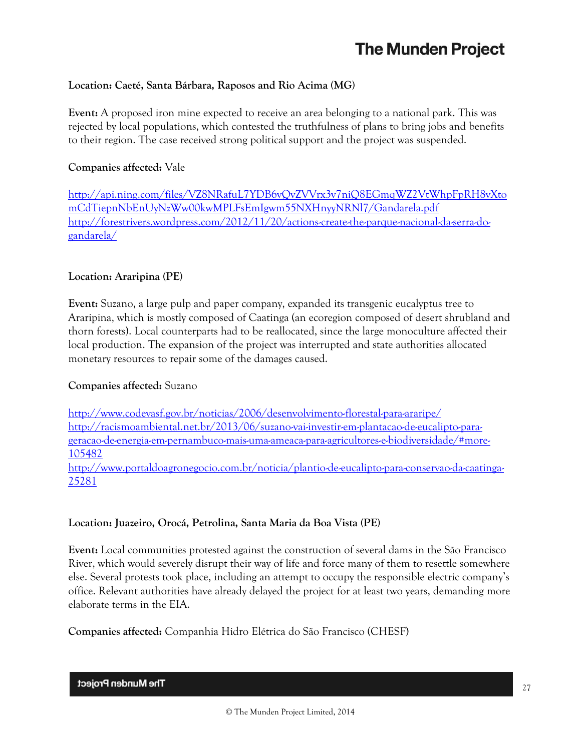**Location: Caeté, Santa Bárbara, Raposos and Rio Acima (MG)**

**Event:** A proposed iron mine expected to receive an area belonging to a national park. This was rejected by local populations, which contested the truthfulness of plans to bring jobs and benefits to their region. The case received strong political support and the project was suspended.

**Companies affected:** Vale

http://api.ning.com/files/VZ8NRafuL7YDB6vQvZVVrx3v7niQ8EGmqWZ2VtWhpFpRH8vXtomCdTiepnNbEnUyNzWw00kwMPLFsEmIgwm55NXHnyyNRNl7/Gandarela.pdf
http://forestrivers.wordpress.com/2012/11/20/actions-create-the-parque-nacional-da-serra-do-gandarela/

**Location: Araripina (PE)**

**Event:** Suzano, a large pulp and paper company, expanded its transgenic eucalyptus tree to Araripina, which is mostly composed of Caatinga (an ecoregion composed of desert shrubland and thorn forests). Local counterparts had to be reallocated, since the large monoculture affected their local production. The expansion of the project was interrupted and state authorities allocated monetary resources to repair some of the damages caused.

**Companies affected:** Suzano

http://www.codevasf.gov.br/noticias/2006/desenvolvimento-florestal-para-araripe/
http://racismoambiental.net.br/2013/06/suzano-vai-investir-em-plantacao-de-eucalipto-para-geracao-de-energia-em-pernambuco-mais-uma-ameaca-para-agricultores-e-biodiversidade/#more-105482
http://www.portaldoagronegocio.com.br/noticia/plantio-de-eucalipto-para-conservao-da-caatinga-25281

**Location: Juazeiro, Orocá, Petrolina, Santa Maria da Boa Vista (PE)**

**Event:** Local communities protested against the construction of several dams in the São Francisco River, which would severely disrupt their way of life and force many of them to resettle somewhere else. Several protests took place, including an attempt to occupy the responsible electric company's office. Relevant authorities have already delayed the project for at least two years, demanding more elaborate terms in the EIA.

**Companies affected:** Companhia Hidro Elétrica do São Francisco (CHESF)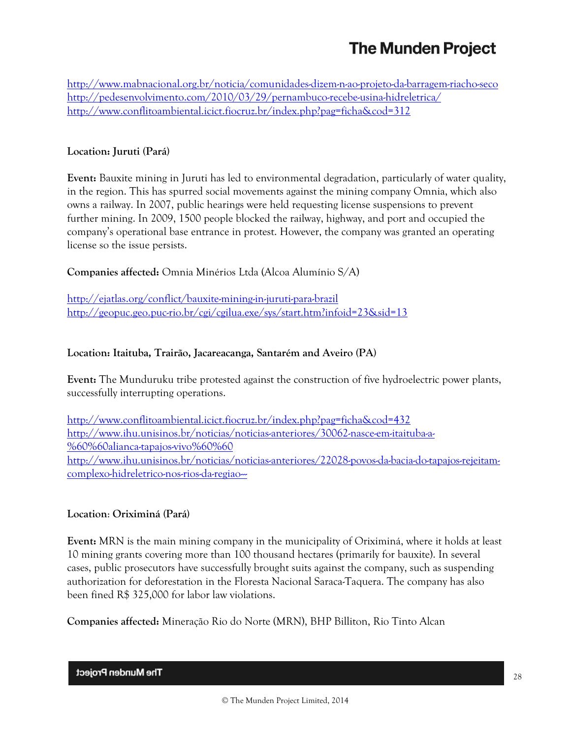http://www.mabnacional.org.br/noticia/comunidades-dizem-n-ao-projeto-da-barragem-riacho-seco
http://pedesenvolvimento.com/2010/03/29/pernambuco-recebe-usina-hidreletrica/
http://www.conflitoambiental.icict.fiocruz.br/index.php?pag=ficha&cod=312

**Location: Juruti (Pará)**

**Event:** Bauxite mining in Juruti has led to environmental degradation, particularly of water quality, in the region. This has spurred social movements against the mining company Omnia, which also owns a railway. In 2007, public hearings were held requesting license suspensions to prevent further mining. In 2009, 1500 people blocked the railway, highway, and port and occupied the company's operational base entrance in protest. However, the company was granted an operating license so the issue persists.

**Companies affected:** Omnia Minérios Ltda (Alcoa Alumínio S/A)

http://ejatlas.org/conflict/bauxite-mining-in-juruti-para-brazil
http://geopuc.geo.puc-rio.br/cgi/cgilua.exe/sys/start.htm?infoid=23&sid=13

**Location: Itaituba, Trairão, Jacareacanga, Santarém and Aveiro (PA)**

**Event:** The Munduruku tribe protested against the construction of five hydroelectric power plants, successfully interrupting operations.

http://www.conflitoambiental.icict.fiocruz.br/index.php?pag=ficha&cod=432
http://www.ihu.unisinos.br/noticias/noticias-anteriores/30062-nasce-em-itaituba-a-%60%60alianca-tapajos-vivo%60%60
http://www.ihu.unisinos.br/noticias/noticias-anteriores/22028-povos-da-bacia-do-tapajos-rejeitam-complexo-hidreletrico-nos-rios-da-regiao--

**Location: Oriximiná (Pará)**

**Event:** MRN is the main mining company in the municipality of Oriximiná, where it holds at least 10 mining grants covering more than 100 thousand hectares (primarily for bauxite). In several cases, public prosecutors have successfully brought suits against the company, such as suspending authorization for deforestation in the Floresta Nacional Saraca-Taquera. The company has also been fined R$ 325,000 for labor law violations.

**Companies affected:** Mineração Rio do Norte (MRN), BHP Billiton, Rio Tinto Alcan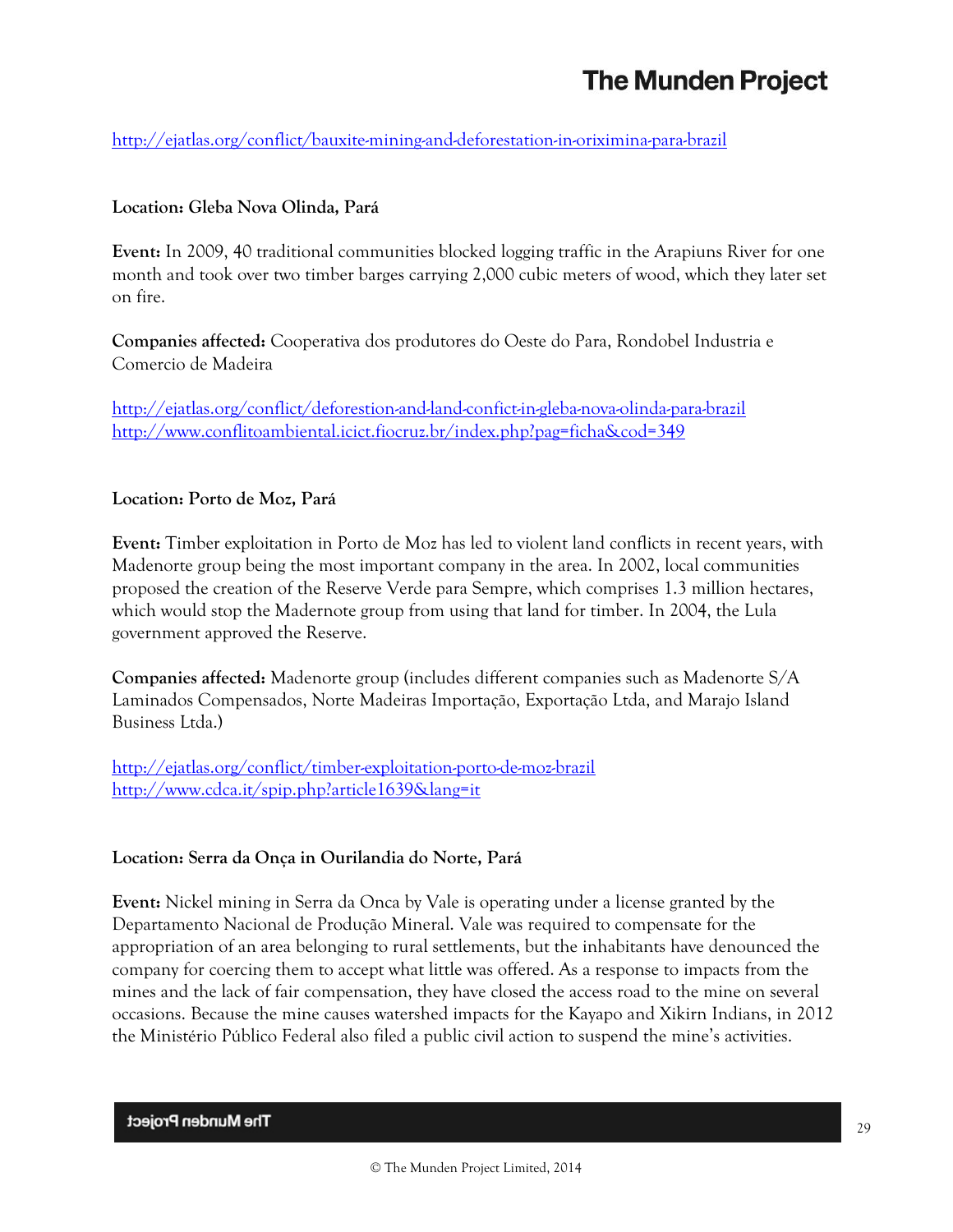http://ejatlas.org/conflict/bauxite-mining-and-deforestation-in-oriximina-para-brazil

**Location: Gleba Nova Olinda, Pará**

**Event:** In 2009, 40 traditional communities blocked logging traffic in the Arapiuns River for one month and took over two timber barges carrying 2,000 cubic meters of wood, which they later set on fire.

**Companies affected:** Cooperativa dos produtores do Oeste do Para, Rondobel Industria e Comercio de Madeira

http://ejatlas.org/conflict/deforestion-and-land-confict-in-gleba-nova-olinda-para-brazil
http://www.conflitoambiental.icict.fiocruz.br/index.php?pag=ficha&cod=349

**Location: Porto de Moz, Pará**

**Event:** Timber exploitation in Porto de Moz has led to violent land conflicts in recent years, with Madenorte group being the most important company in the area. In 2002, local communities proposed the creation of the Reserve Verde para Sempre, which comprises 1.3 million hectares, which would stop the Madernote group from using that land for timber. In 2004, the Lula government approved the Reserve.

**Companies affected:** Madenorte group (includes different companies such as Madenorte S/A Laminados Compensados, Norte Madeiras Importação, Exportação Ltda, and Marajo Island Business Ltda.)

http://ejatlas.org/conflict/timber-exploitation-porto-de-moz-brazil
http://www.cdca.it/spip.php?article1639&lang=it

**Location: Serra da Onça in Ourilandia do Norte, Pará**

**Event:** Nickel mining in Serra da Onca by Vale is operating under a license granted by the Departamento Nacional de Produção Mineral. Vale was required to compensate for the appropriation of an area belonging to rural settlements, but the inhabitants have denounced the company for coercing them to accept what little was offered. As a response to impacts from the mines and the lack of fair compensation, they have closed the access road to the mine on several occasions. Because the mine causes watershed impacts for the Kayapo and Xikirn Indians, in 2012 the Ministério Público Federal also filed a public civil action to suspend the mine's activities.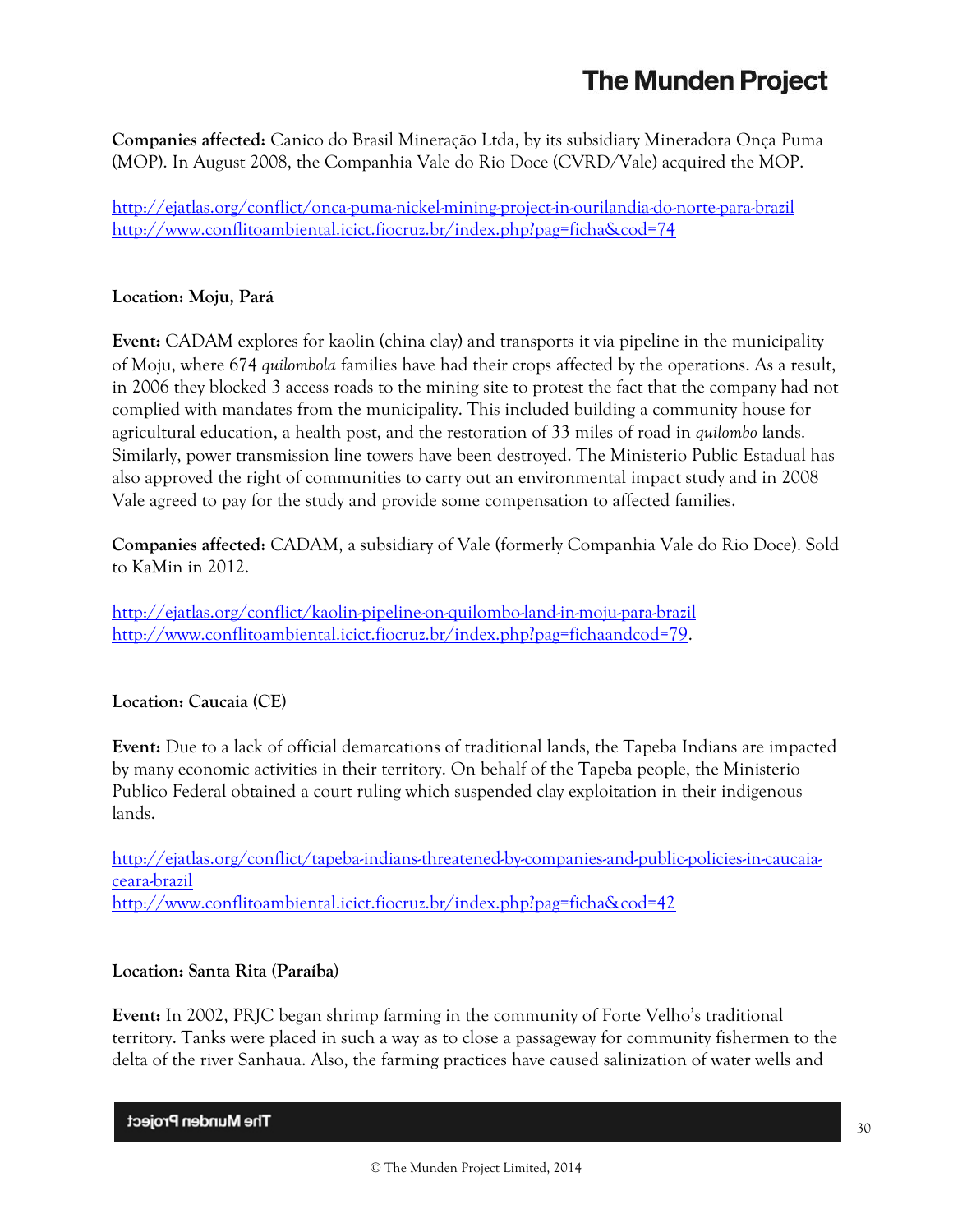**Companies affected:** Canico do Brasil Mineração Ltda, by its subsidiary Mineradora Onça Puma (MOP). In August 2008, the Companhia Vale do Rio Doce (CVRD/Vale) acquired the MOP.

http://ejatlas.org/conflict/onca-puma-nickel-mining-project-in-ourilandia-do-norte-para-brazil
http://www.conflitoambiental.icict.fiocruz.br/index.php?pag=ficha&cod=74

**Location: Moju, Pará**

**Event:** CADAM explores for kaolin (china clay) and transports it via pipeline in the municipality of Moju, where 674 *quilombola* families have had their crops affected by the operations. As a result, in 2006 they blocked 3 access roads to the mining site to protest the fact that the company had not complied with mandates from the municipality. This included building a community house for agricultural education, a health post, and the restoration of 33 miles of road in *quilombo* lands. Similarly, power transmission line towers have been destroyed. The Ministerio Public Estadual has also approved the right of communities to carry out an environmental impact study and in 2008 Vale agreed to pay for the study and provide some compensation to affected families.

**Companies affected:** CADAM, a subsidiary of Vale (formerly Companhia Vale do Rio Doce). Sold to KaMin in 2012.

http://ejatlas.org/conflict/kaolin-pipeline-on-quilombo-land-in-moju-para-brazil
http://www.conflitoambiental.icict.fiocruz.br/index.php?pag=fichaandcod=79.

**Location: Caucaia (CE)**

**Event:** Due to a lack of official demarcations of traditional lands, the Tapeba Indians are impacted by many economic activities in their territory. On behalf of the Tapeba people, the Ministerio Publico Federal obtained a court ruling which suspended clay exploitation in their indigenous lands.

http://ejatlas.org/conflict/tapeba-indians-threatened-by-companies-and-public-policies-in-caucaia-ceara-brazil
http://www.conflitoambiental.icict.fiocruz.br/index.php?pag=ficha&cod=42

**Location: Santa Rita (Paraíba)**

**Event:** In 2002, PRJC began shrimp farming in the community of Forte Velho's traditional territory. Tanks were placed in such a way as to close a passageway for community fishermen to the delta of the river Sanhaua. Also, the farming practices have caused salinization of water wells and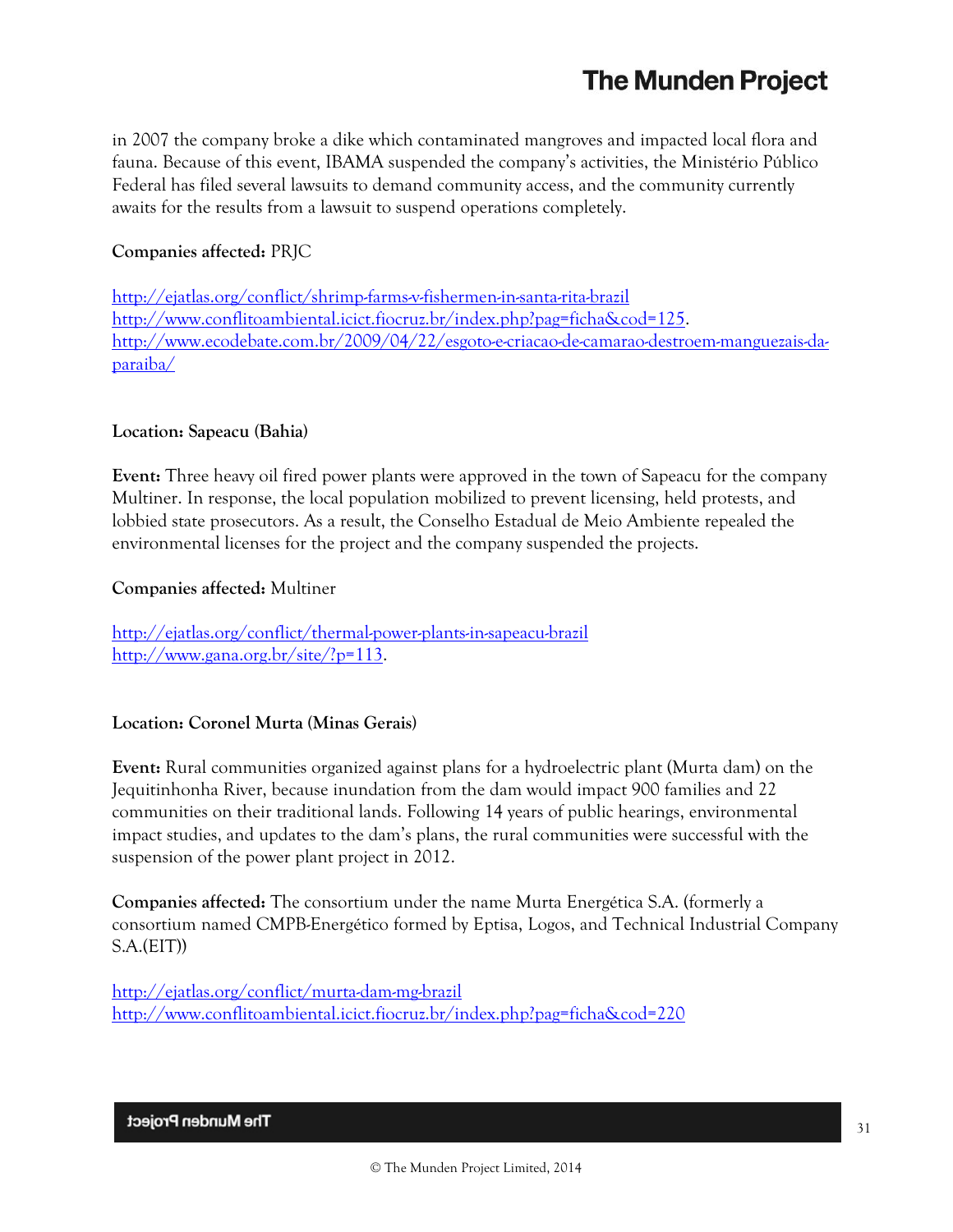in 2007 the company broke a dike which contaminated mangroves and impacted local flora and fauna. Because of this event, IBAMA suspended the company's activities, the Ministério Público Federal has filed several lawsuits to demand community access, and the community currently awaits for the results from a lawsuit to suspend operations completely.

**Companies affected:** PRJC

http://ejatlas.org/conflict/shrimp-farms-v-fishermen-in-santa-rita-brazil
http://www.conflitoambiental.icict.fiocruz.br/index.php?pag=ficha&cod=125.
http://www.ecodebate.com.br/2009/04/22/esgoto-e-criacao-de-camarao-destroem-manguezais-da-paraiba/

**Location: Sapeacu (Bahia)**

**Event:** Three heavy oil fired power plants were approved in the town of Sapeacu for the company Multiner. In response, the local population mobilized to prevent licensing, held protests, and lobbied state prosecutors. As a result, the Conselho Estadual de Meio Ambiente repealed the environmental licenses for the project and the company suspended the projects.

**Companies affected:** Multiner

http://ejatlas.org/conflict/thermal-power-plants-in-sapeacu-brazil
http://www.gana.org.br/site/?p=113.

**Location: Coronel Murta (Minas Gerais)**

**Event:** Rural communities organized against plans for a hydroelectric plant (Murta dam) on the Jequitinhonha River, because inundation from the dam would impact 900 families and 22 communities on their traditional lands. Following 14 years of public hearings, environmental impact studies, and updates to the dam's plans, the rural communities were successful with the suspension of the power plant project in 2012.

**Companies affected:** The consortium under the name Murta Energética S.A. (formerly a consortium named CMPB-Energético formed by Eptisa, Logos, and Technical Industrial Company S.A.(EIT))

http://ejatlas.org/conflict/murta-dam-mg-brazil
http://www.conflitoambiental.icict.fiocruz.br/index.php?pag=ficha&cod=220

© The Munden Project Limited, 2014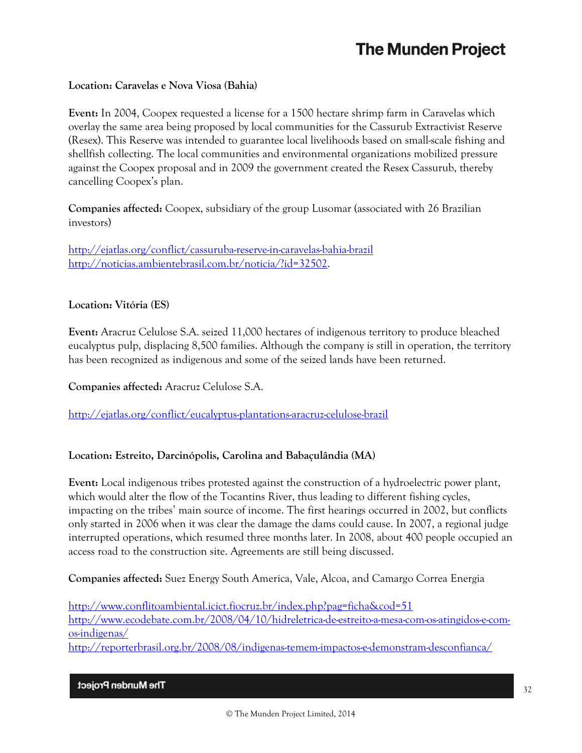**Location: Caravelas e Nova Viosa (Bahia)**

**Event:** In 2004, Coopex requested a license for a 1500 hectare shrimp farm in Caravelas which overlay the same area being proposed by local communities for the Cassurub Extractivist Reserve (Resex). This Reserve was intended to guarantee local livelihoods based on small-scale fishing and shellfish collecting. The local communities and environmental organizations mobilized pressure against the Coopex proposal and in 2009 the government created the Resex Cassurub, thereby cancelling Coopex's plan.

**Companies affected:** Coopex, subsidiary of the group Lusomar (associated with 26 Brazilian investors)

http://ejatlas.org/conflict/cassuruba-reserve-in-caravelas-bahia-brazil
http://noticias.ambientebrasil.com.br/noticia/?id=32502.

**Location: Vitória (ES)**

**Event:** Aracruz Celulose S.A. seized 11,000 hectares of indigenous territory to produce bleached eucalyptus pulp, displacing 8,500 families. Although the company is still in operation, the territory has been recognized as indigenous and some of the seized lands have been returned.

**Companies affected:** Aracruz Celulose S.A.

http://ejatlas.org/conflict/eucalyptus-plantations-aracruz-celulose-brazil

**Location: Estreito, Darcinópolis, Carolina and Babaçulândia (MA)**

**Event:** Local indigenous tribes protested against the construction of a hydroelectric power plant, which would alter the flow of the Tocantins River, thus leading to different fishing cycles, impacting on the tribes' main source of income. The first hearings occurred in 2002, but conflicts only started in 2006 when it was clear the damage the dams could cause. In 2007, a regional judge interrupted operations, which resumed three months later. In 2008, about 400 people occupied an access road to the construction site. Agreements are still being discussed.

**Companies affected:** Suez Energy South America, Vale, Alcoa, and Camargo Correa Energia

http://www.conflitoambiental.icict.fiocruz.br/index.php?pag=ficha&cod=51
http://www.ecodebate.com.br/2008/04/10/hidreletrica-de-estreito-a-mesa-com-os-atingidos-e-com-os-indigenas/
http://reporterbrasil.org.br/2008/08/indigenas-temem-impactos-e-demonstram-desconfianca/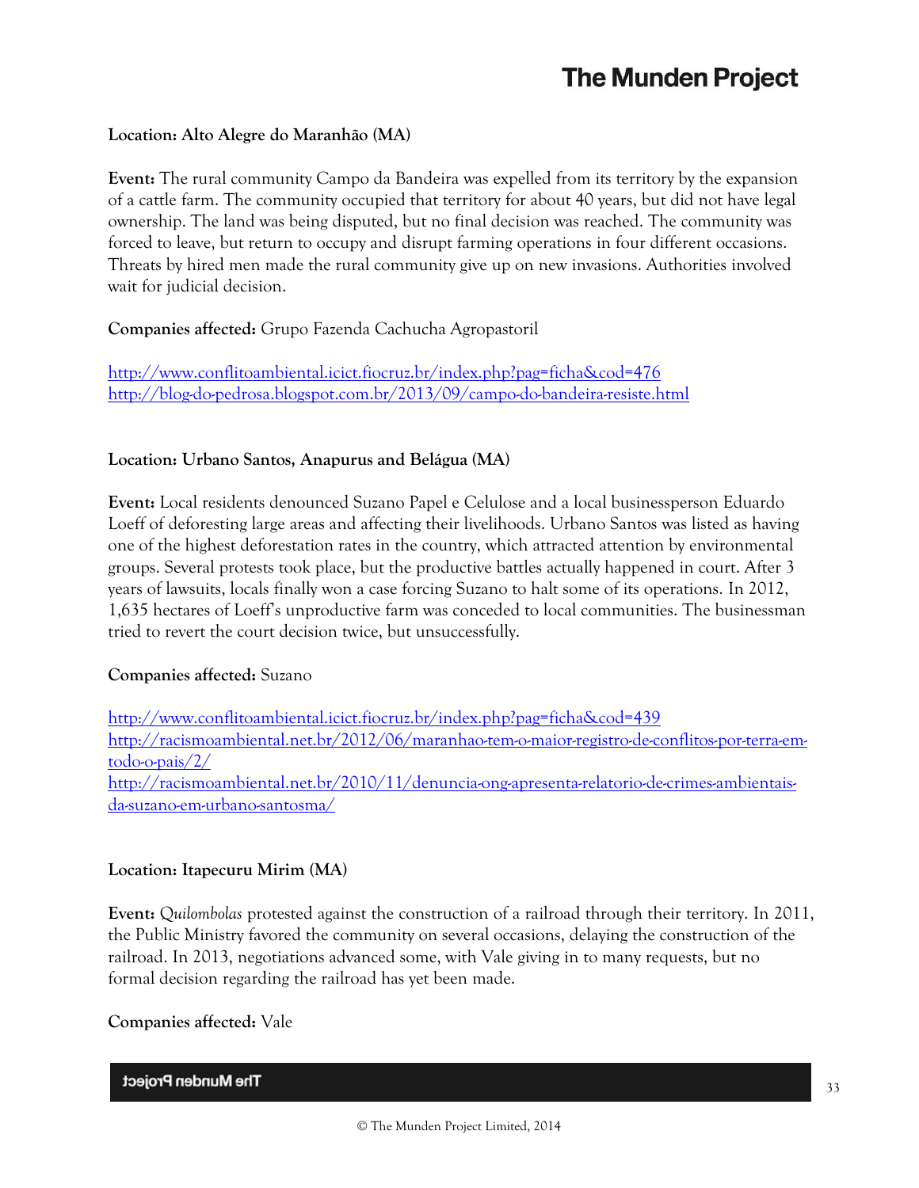**Location: Alto Alegre do Maranhão (MA)**

**Event:** The rural community Campo da Bandeira was expelled from its territory by the expansion of a cattle farm. The community occupied that territory for about 40 years, but did not have legal ownership. The land was being disputed, but no final decision was reached. The community was forced to leave, but return to occupy and disrupt farming operations in four different occasions. Threats by hired men made the rural community give up on new invasions. Authorities involved wait for judicial decision.

**Companies affected:** Grupo Fazenda Cachucha Agropastoril

http://www.conflitoambiental.icict.fiocruz.br/index.php?pag=ficha&cod=476
http://blog-do-pedrosa.blogspot.com.br/2013/09/campo-do-bandeira-resiste.html

**Location: Urbano Santos, Anapurus and Belágua (MA)**

**Event:** Local residents denounced Suzano Papel e Celulose and a local businessperson Eduardo Loeff of deforesting large areas and affecting their livelihoods. Urbano Santos was listed as having one of the highest deforestation rates in the country, which attracted attention by environmental groups. Several protests took place, but the productive battles actually happened in court. After 3 years of lawsuits, locals finally won a case forcing Suzano to halt some of its operations. In 2012, 1,635 hectares of Loeff's unproductive farm was conceded to local communities. The businessman tried to revert the court decision twice, but unsuccessfully.

**Companies affected:** Suzano

http://www.conflitoambiental.icict.fiocruz.br/index.php?pag=ficha&cod=439
http://racismoambiental.net.br/2012/06/maranhao-tem-o-maior-registro-de-conflitos-por-terra-em-todo-o-pais/2/
http://racismoambiental.net.br/2010/11/denuncia-ong-apresenta-relatorio-de-crimes-ambientais-da-suzano-em-urbano-santosma/

**Location: Itapecuru Mirim (MA)**

**Event:** *Quilombolas* protested against the construction of a railroad through their territory. In 2011, the Public Ministry favored the community on several occasions, delaying the construction of the railroad. In 2013, negotiations advanced some, with Vale giving in to many requests, but no formal decision regarding the railroad has yet been made.

**Companies affected:** Vale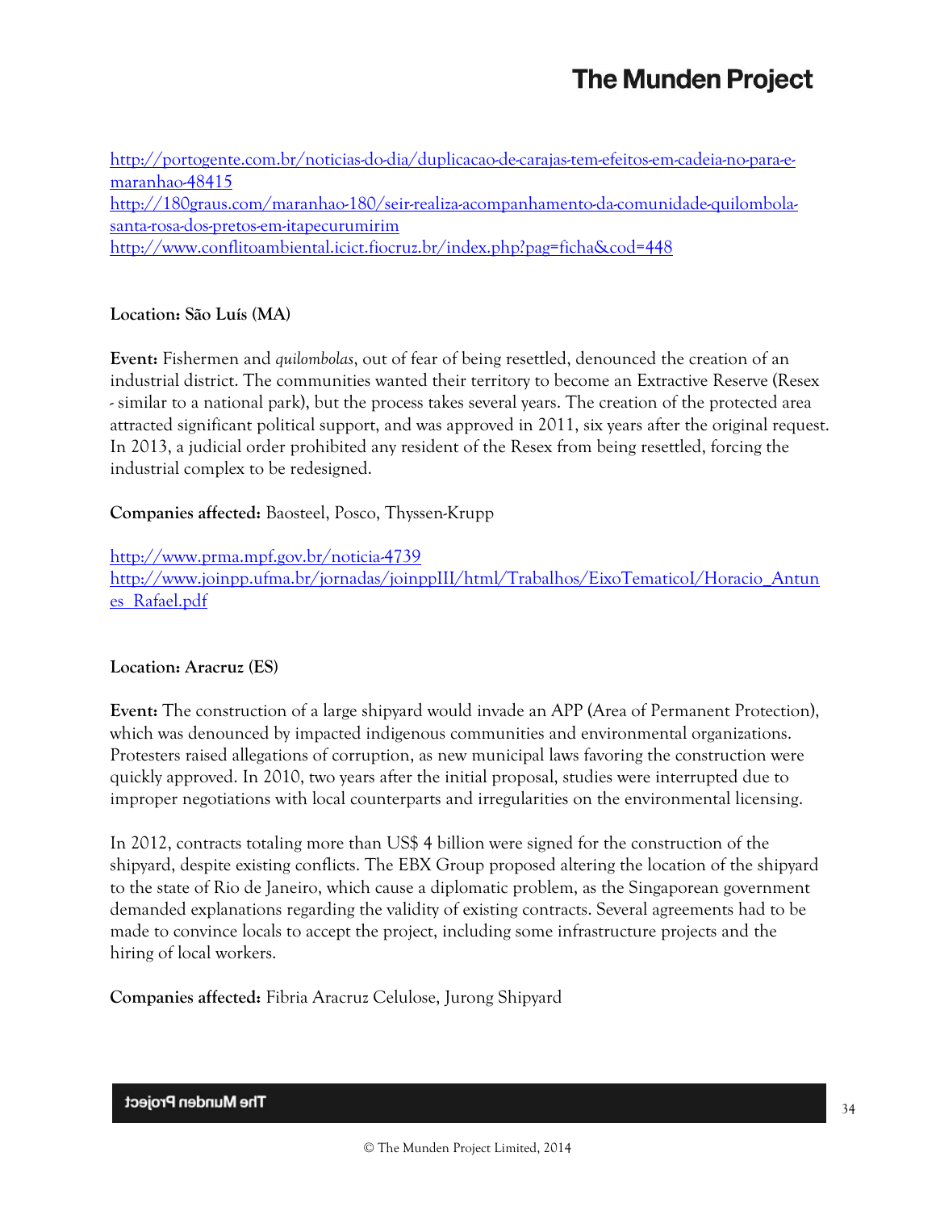http://portogente.com.br/noticias-do-dia/duplicacao-de-carajas-tem-efeitos-em-cadeia-no-para-e-maranhao-48415
http://180graus.com/maranhao-180/seir-realiza-acompanhamento-da-comunidade-quilombola-santa-rosa-dos-pretos-em-itapecurumirim
http://www.conflitoambiental.icict.fiocruz.br/index.php?pag=ficha&cod=448

**Location:** São Luís (MA)

**Event:** Fishermen and *quilombolas*, out of fear of being resettled, denounced the creation of an industrial district. The communities wanted their territory to become an Extractive Reserve (Resex - similar to a national park), but the process takes several years. The creation of the protected area attracted significant political support, and was approved in 2011, six years after the original request. In 2013, a judicial order prohibited any resident of the Resex from being resettled, forcing the industrial complex to be redesigned.

**Companies affected:** Baosteel, Posco, Thyssen-Krupp

http://www.prma.mpf.gov.br/noticia-4739
http://www.joinpp.ufma.br/jornadas/joinppIII/html/Trabalhos/EixoTematicoI/Horacio_Antunes_Rafael.pdf

**Location:** Aracruz (ES)

**Event:** The construction of a large shipyard would invade an APP (Area of Permanent Protection), which was denounced by impacted indigenous communities and environmental organizations. Protesters raised allegations of corruption, as new municipal laws favoring the construction were quickly approved. In 2010, two years after the initial proposal, studies were interrupted due to improper negotiations with local counterparts and irregularities on the environmental licensing.

In 2012, contracts totaling more than US$ 4 billion were signed for the construction of the shipyard, despite existing conflicts. The EBX Group proposed altering the location of the shipyard to the state of Rio de Janeiro, which cause a diplomatic problem, as the Singaporean government demanded explanations regarding the validity of existing contracts. Several agreements had to be made to convince locals to accept the project, including some infrastructure projects and the hiring of local workers.

**Companies affected:** Fibria Aracruz Celulose, Jurong Shipyard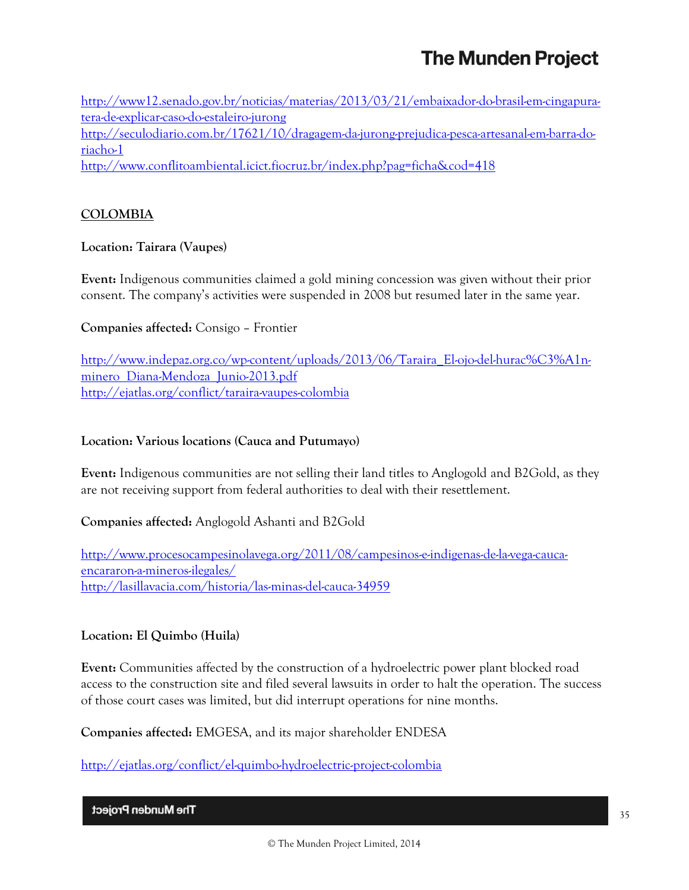http://www12.senado.gov.br/noticias/materias/2013/03/21/embaixador-do-brasil-em-cingapura-tera-de-explicar-caso-do-estaleiro-jurong
http://seculodiario.com.br/17621/10/dragagem-da-jurong-prejudica-pesca-artesanal-em-barra-do-riacho-1
http://www.conflitoambiental.icict.fiocruz.br/index.php?pag=ficha&cod=418

## COLOMBIA

**Location: Tairara (Vaupes)**

**Event:** Indigenous communities claimed a gold mining concession was given without their prior consent. The company's activities were suspended in 2008 but resumed later in the same year.

**Companies affected:** Consigo – Frontier

http://www.indepaz.org.co/wp-content/uploads/2013/06/Taraira_El-ojo-del-hurac%C3%A1n-minero_Diana-Mendoza_Junio-2013.pdf
http://ejatlas.org/conflict/taraira-vaupes-colombia

**Location: Various locations (Cauca and Putumayo)**

**Event:** Indigenous communities are not selling their land titles to Anglogold and B2Gold, as they are not receiving support from federal authorities to deal with their resettlement.

**Companies affected:** Anglogold Ashanti and B2Gold

http://www.procesocampesinolavega.org/2011/08/campesinos-e-indigenas-de-la-vega-cauca-encararon-a-mineros-ilegales/
http://lasillavacia.com/historia/las-minas-del-cauca-34959

**Location: El Quimbo (Huila)**

**Event:** Communities affected by the construction of a hydroelectric power plant blocked road access to the construction site and filed several lawsuits in order to halt the operation. The success of those court cases was limited, but did interrupt operations for nine months.

**Companies affected:** EMGESA, and its major shareholder ENDESA

http://ejatlas.org/conflict/el-quimbo-hydroelectric-project-colombia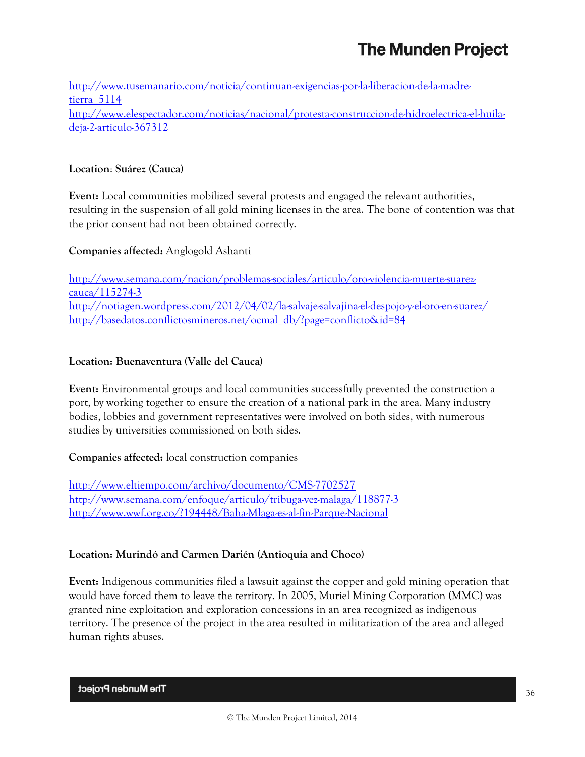http://www.tusemanario.com/noticia/continuan-exigencias-por-la-liberacion-de-la-madre-tierra_5114
http://www.elespectador.com/noticias/nacional/protesta-construccion-de-hidroelectrica-el-huila-deja-2-articulo-367312

**Location**: **Suárez (Cauca)**

**Event:** Local communities mobilized several protests and engaged the relevant authorities, resulting in the suspension of all gold mining licenses in the area. The bone of contention was that the prior consent had not been obtained correctly.

**Companies affected:** Anglogold Ashanti

http://www.semana.com/nacion/problemas-sociales/articulo/oro-violencia-muerte-suarez-cauca/115274-3
http://notiagen.wordpress.com/2012/04/02/la-salvaje-salvajina-el-despojo-y-el-oro-en-suarez/
http://basedatos.conflictosmineros.net/ocmal_db/?page=conflicto&id=84

**Location: Buenaventura (Valle del Cauca)**

**Event:** Environmental groups and local communities successfully prevented the construction a port, by working together to ensure the creation of a national park in the area. Many industry bodies, lobbies and government representatives were involved on both sides, with numerous studies by universities commissioned on both sides.

**Companies affected:** local construction companies

http://www.eltiempo.com/archivo/documento/CMS-7702527
http://www.semana.com/enfoque/articulo/tribuga-vez-malaga/118877-3
http://www.wwf.org.co/?194448/Baha-Mlaga-es-al-fin-Parque-Nacional

**Location: Murindó and Carmen Darién (Antioquia and Choco)**

**Event:** Indigenous communities filed a lawsuit against the copper and gold mining operation that would have forced them to leave the territory. In 2005, Muriel Mining Corporation (MMC) was granted nine exploitation and exploration concessions in an area recognized as indigenous territory. The presence of the project in the area resulted in militarization of the area and alleged human rights abuses.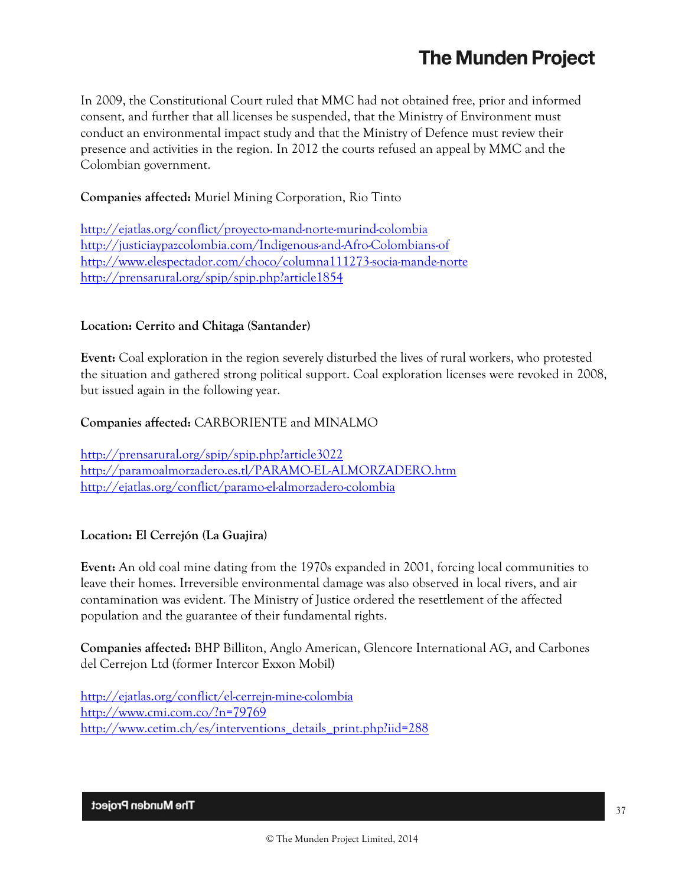In 2009, the Constitutional Court ruled that MMC had not obtained free, prior and informed consent, and further that all licenses be suspended, that the Ministry of Environment must conduct an environmental impact study and that the Ministry of Defence must review their presence and activities in the region. In 2012 the courts refused an appeal by MMC and the Colombian government.

**Companies affected:** Muriel Mining Corporation, Rio Tinto

http://ejatlas.org/conflict/proyecto-mand-norte-murind-colombia
http://justiciaypazcolombia.com/Indigenous-and-Afro-Colombians-of
http://www.elespectador.com/choco/columna111273-socia-mande-norte
http://prensarural.org/spip/spip.php?article1854

**Location: Cerrito and Chitaga (Santander)**

**Event:** Coal exploration in the region severely disturbed the lives of rural workers, who protested the situation and gathered strong political support. Coal exploration licenses were revoked in 2008, but issued again in the following year.

**Companies affected:** CARBORIENTE and MINALMO

http://prensarural.org/spip/spip.php?article3022
http://paramoalmorzadero.es.tl/PARAMO-EL-ALMORZADERO.htm
http://ejatlas.org/conflict/paramo-el-almorzadero-colombia

**Location: El Cerrejón (La Guajira)**

**Event:** An old coal mine dating from the 1970s expanded in 2001, forcing local communities to leave their homes. Irreversible environmental damage was also observed in local rivers, and air contamination was evident. The Ministry of Justice ordered the resettlement of the affected population and the guarantee of their fundamental rights.

**Companies affected:** BHP Billiton, Anglo American, Glencore International AG, and Carbones del Cerrejon Ltd (former Intercor Exxon Mobil)

http://ejatlas.org/conflict/el-cerrejn-mine-colombia
http://www.cmi.com.co/?n=79769
http://www.cetim.ch/es/interventions_details_print.php?iid=288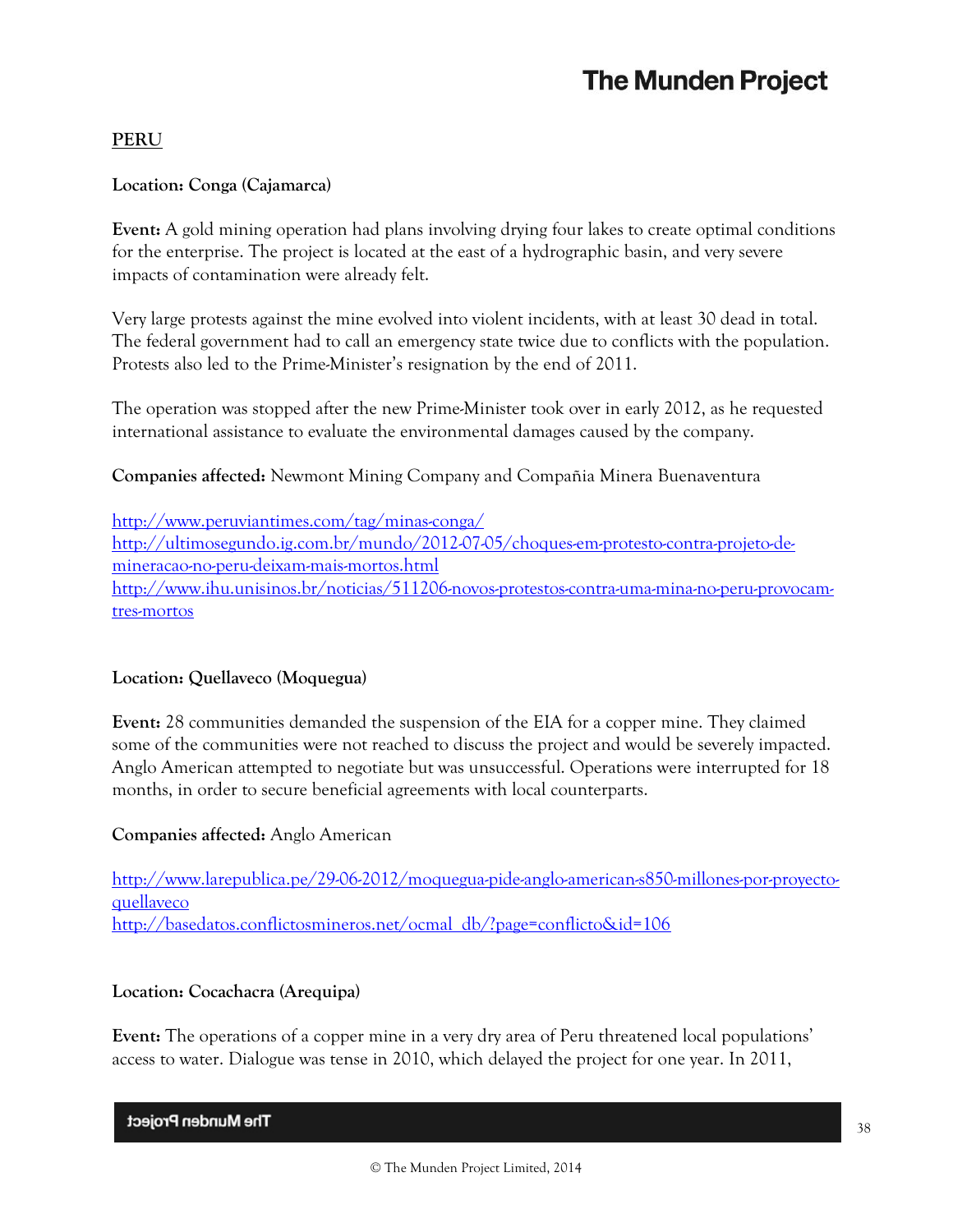## PERU

**Location: Conga (Cajamarca)**

**Event:** A gold mining operation had plans involving drying four lakes to create optimal conditions for the enterprise. The project is located at the east of a hydrographic basin, and very severe impacts of contamination were already felt.

Very large protests against the mine evolved into violent incidents, with at least 30 dead in total. The federal government had to call an emergency state twice due to conflicts with the population. Protests also led to the Prime-Minister's resignation by the end of 2011.

The operation was stopped after the new Prime-Minister took over in early 2012, as he requested international assistance to evaluate the environmental damages caused by the company.

**Companies affected:** Newmont Mining Company and Compañia Minera Buenaventura

http://www.peruviantimes.com/tag/minas-conga/
http://ultimosegundo.ig.com.br/mundo/2012-07-05/choques-em-protesto-contra-projeto-de-mineracao-no-peru-deixam-mais-mortos.html
http://www.ihu.unisinos.br/noticias/511206-novos-protestos-contra-uma-mina-no-peru-provocam-tres-mortos

**Location: Quellaveco (Moquegua)**

**Event:** 28 communities demanded the suspension of the EIA for a copper mine. They claimed some of the communities were not reached to discuss the project and would be severely impacted. Anglo American attempted to negotiate but was unsuccessful. Operations were interrupted for 18 months, in order to secure beneficial agreements with local counterparts.

**Companies affected:** Anglo American

http://www.larepublica.pe/29-06-2012/moquegua-pide-anglo-american-s850-millones-por-proyecto-quellaveco
http://basedatos.conflictosmineros.net/ocmal_db/?page=conflicto&id=106

**Location: Cocachacra (Arequipa)**

**Event:** The operations of a copper mine in a very dry area of Peru threatened local populations' access to water. Dialogue was tense in 2010, which delayed the project for one year. In 2011,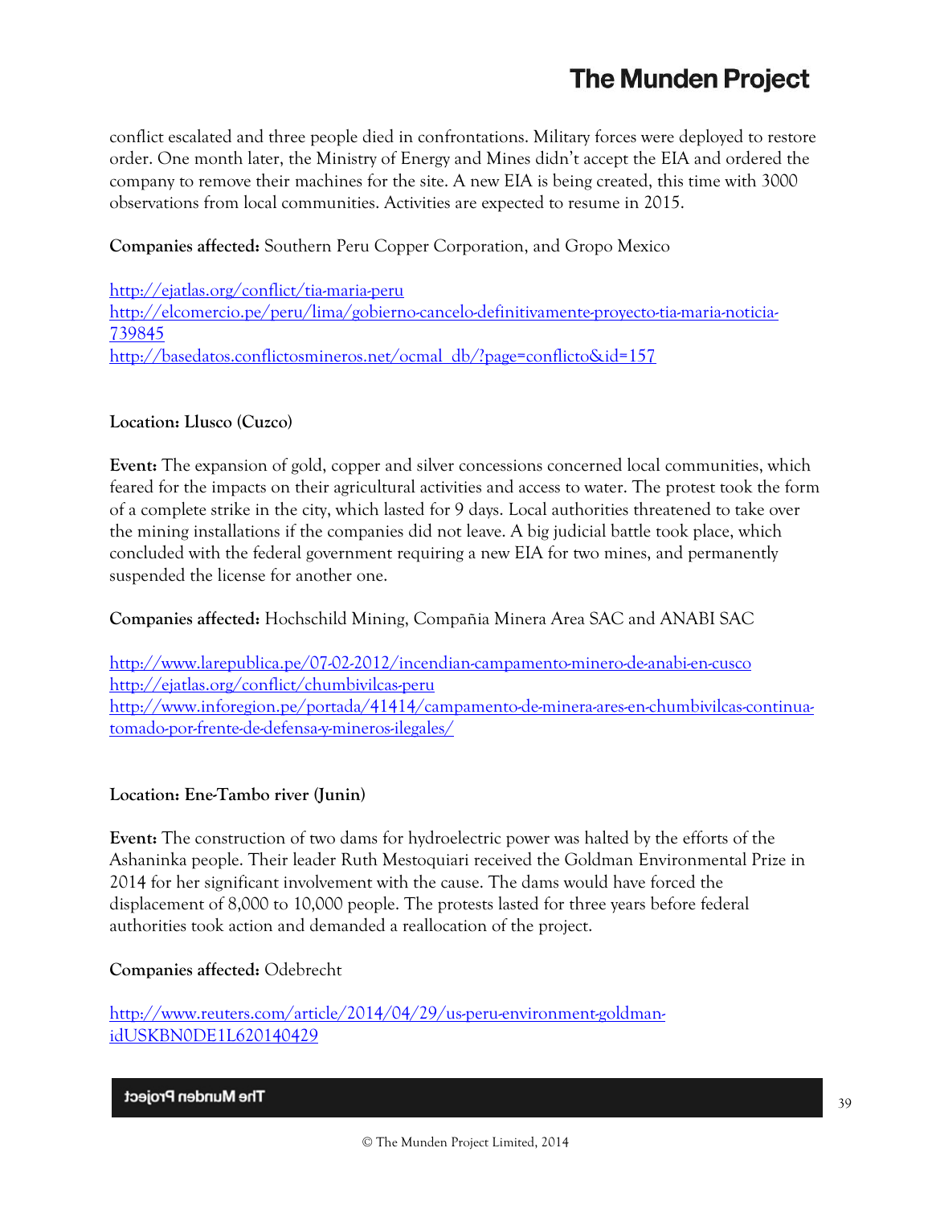conflict escalated and three people died in confrontations. Military forces were deployed to restore order. One month later, the Ministry of Energy and Mines didn't accept the EIA and ordered the company to remove their machines for the site. A new EIA is being created, this time with 3000 observations from local communities. Activities are expected to resume in 2015.

**Companies affected:** Southern Peru Copper Corporation, and Gropo Mexico

http://ejatlas.org/conflict/tia-maria-peru
http://elcomercio.pe/peru/lima/gobierno-cancelo-definitivamente-proyecto-tia-maria-noticia-739845
http://basedatos.conflictosmineros.net/ocmal_db/?page=conflicto&id=157

**Location: Llusco (Cuzco)**

**Event:** The expansion of gold, copper and silver concessions concerned local communities, which feared for the impacts on their agricultural activities and access to water. The protest took the form of a complete strike in the city, which lasted for 9 days. Local authorities threatened to take over the mining installations if the companies did not leave. A big judicial battle took place, which concluded with the federal government requiring a new EIA for two mines, and permanently suspended the license for another one.

**Companies affected:** Hochschild Mining, Compañia Minera Area SAC and ANABI SAC

http://www.larepublica.pe/07-02-2012/incendian-campamento-minero-de-anabi-en-cusco
http://ejatlas.org/conflict/chumbivilcas-peru
http://www.inforegion.pe/portada/41414/campamento-de-minera-ares-en-chumbivilcas-continua-tomado-por-frente-de-defensa-y-mineros-ilegales/

**Location: Ene-Tambo river (Junin)**

**Event:** The construction of two dams for hydroelectric power was halted by the efforts of the Ashaninka people. Their leader Ruth Mestoquiari received the Goldman Environmental Prize in 2014 for her significant involvement with the cause. The dams would have forced the displacement of 8,000 to 10,000 people. The protests lasted for three years before federal authorities took action and demanded a reallocation of the project.

**Companies affected:** Odebrecht

http://www.reuters.com/article/2014/04/29/us-peru-environment-goldman-idUSKBN0DE1L620140429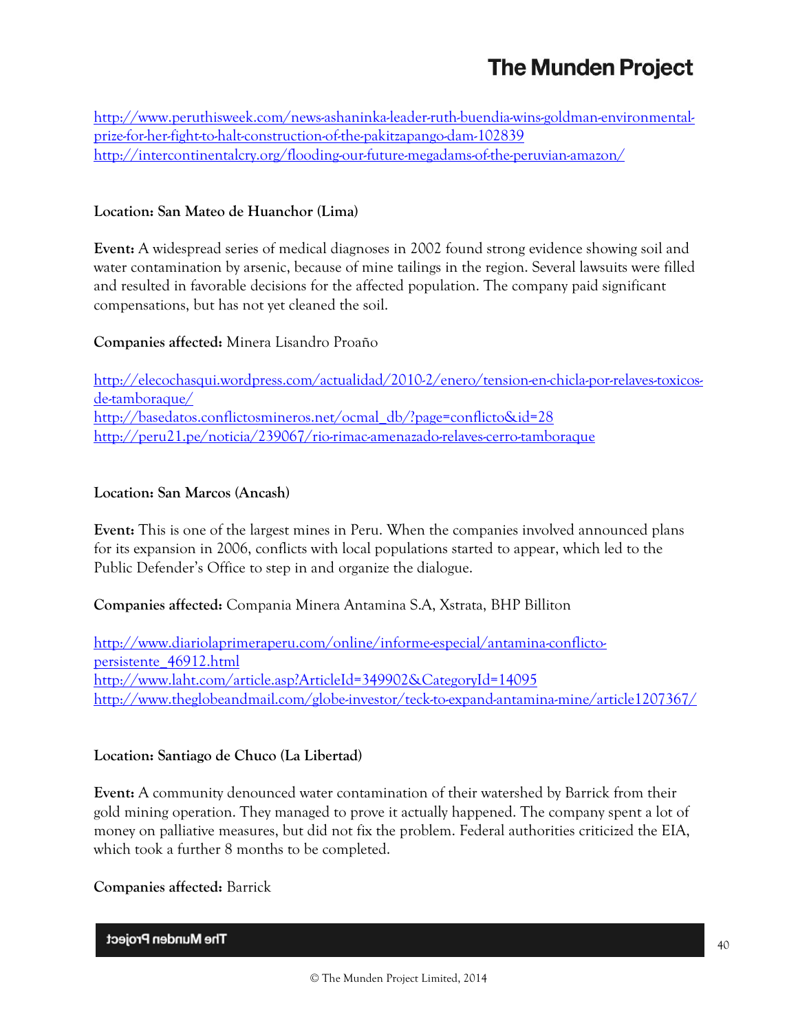http://www.peruthisweek.com/news-ashaninka-leader-ruth-buendia-wins-goldman-environmental-prize-for-her-fight-to-halt-construction-of-the-pakitzapango-dam-102839
http://intercontinentalcry.org/flooding-our-future-megadams-of-the-peruvian-amazon/

**Location: San Mateo de Huanchor (Lima)**

**Event:** A widespread series of medical diagnoses in 2002 found strong evidence showing soil and water contamination by arsenic, because of mine tailings in the region. Several lawsuits were filled and resulted in favorable decisions for the affected population. The company paid significant compensations, but has not yet cleaned the soil.

**Companies affected:** Minera Lisandro Proaño

http://elecochasqui.wordpress.com/actualidad/2010-2/enero/tension-en-chicla-por-relaves-toxicos-de-tamboraque/
http://basedatos.conflictosmineros.net/ocmal_db/?page=conflicto&id=28
http://peru21.pe/noticia/239067/rio-rimac-amenazado-relaves-cerro-tamboraque

**Location: San Marcos (Ancash)**

**Event:** This is one of the largest mines in Peru. When the companies involved announced plans for its expansion in 2006, conflicts with local populations started to appear, which led to the Public Defender's Office to step in and organize the dialogue.

**Companies affected:** Compania Minera Antamina S.A, Xstrata, BHP Billiton

http://www.diariolaprimeraperu.com/online/informe-especial/antamina-conflicto-persistente_46912.html
http://www.laht.com/article.asp?ArticleId=349902&CategoryId=14095
http://www.theglobeandmail.com/globe-investor/teck-to-expand-antamina-mine/article1207367/

**Location: Santiago de Chuco (La Libertad)**

**Event:** A community denounced water contamination of their watershed by Barrick from their gold mining operation. They managed to prove it actually happened. The company spent a lot of money on palliative measures, but did not fix the problem. Federal authorities criticized the EIA, which took a further 8 months to be completed.

**Companies affected:** Barrick

© The Munden Project Limited, 2014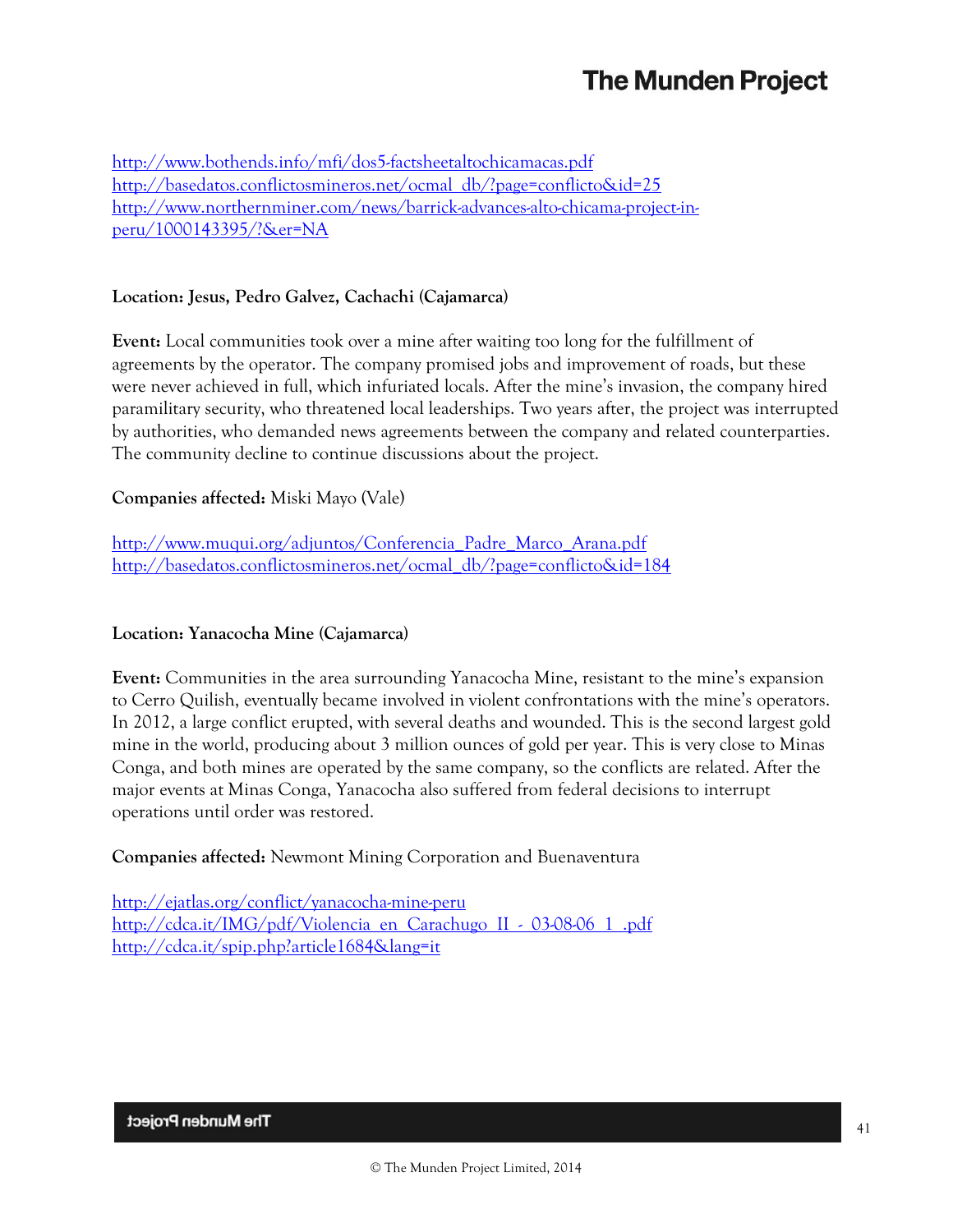http://www.bothends.info/mfi/dos5-factsheetaltochicamacas.pdf
http://basedatos.conflictosmineros.net/ocmal_db/?page=conflicto&id=25
http://www.northernminer.com/news/barrick-advances-alto-chicama-project-in-peru/1000143395/?&er=NA

**Location: Jesus, Pedro Galvez, Cachachi (Cajamarca)**

**Event:** Local communities took over a mine after waiting too long for the fulfillment of agreements by the operator. The company promised jobs and improvement of roads, but these were never achieved in full, which infuriated locals. After the mine's invasion, the company hired paramilitary security, who threatened local leaderships. Two years after, the project was interrupted by authorities, who demanded news agreements between the company and related counterparties. The community decline to continue discussions about the project.

**Companies affected:** Miski Mayo (Vale)

http://www.muqui.org/adjuntos/Conferencia_Padre_Marco_Arana.pdf
http://basedatos.conflictosmineros.net/ocmal_db/?page=conflicto&id=184

**Location: Yanacocha Mine (Cajamarca)**

**Event:** Communities in the area surrounding Yanacocha Mine, resistant to the mine's expansion to Cerro Quilish, eventually became involved in violent confrontations with the mine's operators. In 2012, a large conflict erupted, with several deaths and wounded. This is the second largest gold mine in the world, producing about 3 million ounces of gold per year. This is very close to Minas Conga, and both mines are operated by the same company, so the conflicts are related. After the major events at Minas Conga, Yanacocha also suffered from federal decisions to interrupt operations until order was restored.

**Companies affected:** Newmont Mining Corporation and Buenaventura

http://ejatlas.org/conflict/yanacocha-mine-peru
http://cdca.it/IMG/pdf/Violencia_en_Carachugo_II_-_03-08-06_1_.pdf
http://cdca.it/spip.php?article1684&lang=it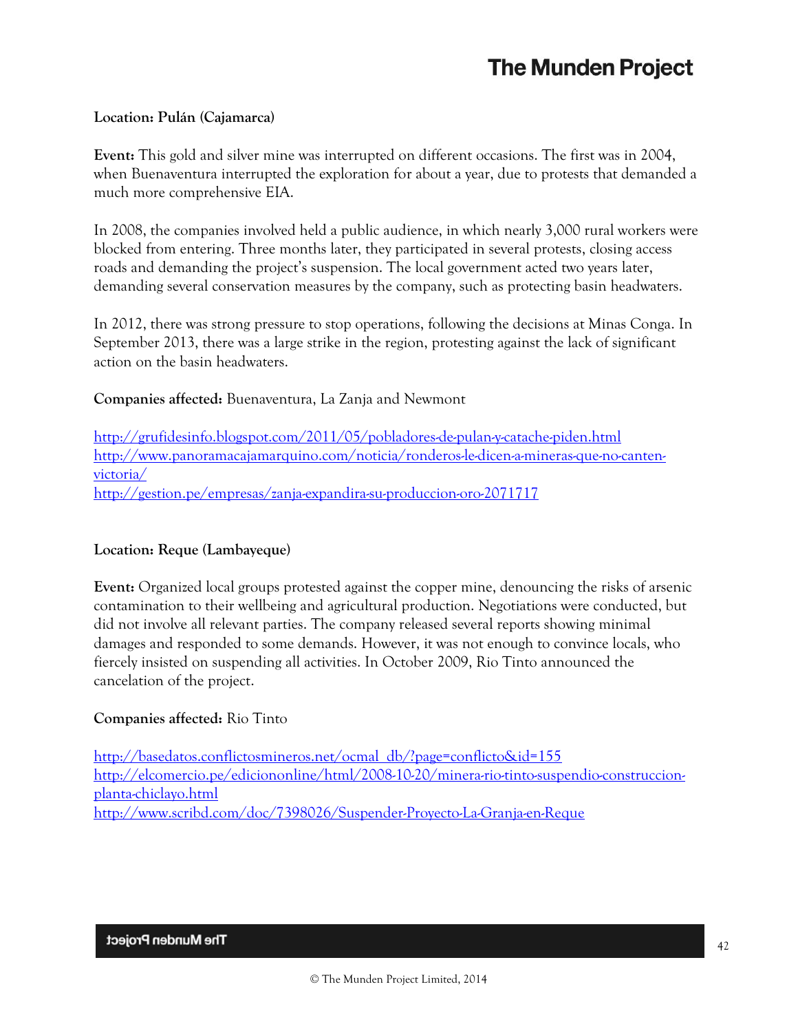**Location: Pulán (Cajamarca)**

**Event:** This gold and silver mine was interrupted on different occasions. The first was in 2004, when Buenaventura interrupted the exploration for about a year, due to protests that demanded a much more comprehensive EIA.

In 2008, the companies involved held a public audience, in which nearly 3,000 rural workers were blocked from entering. Three months later, they participated in several protests, closing access roads and demanding the project's suspension. The local government acted two years later, demanding several conservation measures by the company, such as protecting basin headwaters.

In 2012, there was strong pressure to stop operations, following the decisions at Minas Conga. In September 2013, there was a large strike in the region, protesting against the lack of significant action on the basin headwaters.

**Companies affected:** Buenaventura, La Zanja and Newmont

http://grufidesinfo.blogspot.com/2011/05/pobladores-de-pulan-y-catache-piden.html
http://www.panoramacajamarquino.com/noticia/ronderos-le-dicen-a-mineras-que-no-canten-victoria/
http://gestion.pe/empresas/zanja-expandira-su-produccion-oro-2071717

**Location: Reque (Lambayeque)**

**Event:** Organized local groups protested against the copper mine, denouncing the risks of arsenic contamination to their wellbeing and agricultural production. Negotiations were conducted, but did not involve all relevant parties. The company released several reports showing minimal damages and responded to some demands. However, it was not enough to convince locals, who fiercely insisted on suspending all activities. In October 2009, Rio Tinto announced the cancelation of the project.

**Companies affected:** Rio Tinto

http://basedatos.conflictosmineros.net/ocmal_db/?page=conflicto&id=155
http://elcomercio.pe/edicononline/html/2008-10-20/minera-rio-tinto-suspendio-construccion-planta-chiclayo.html
http://www.scribd.com/doc/7398026/Suspender-Proyecto-La-Granja-en-Reque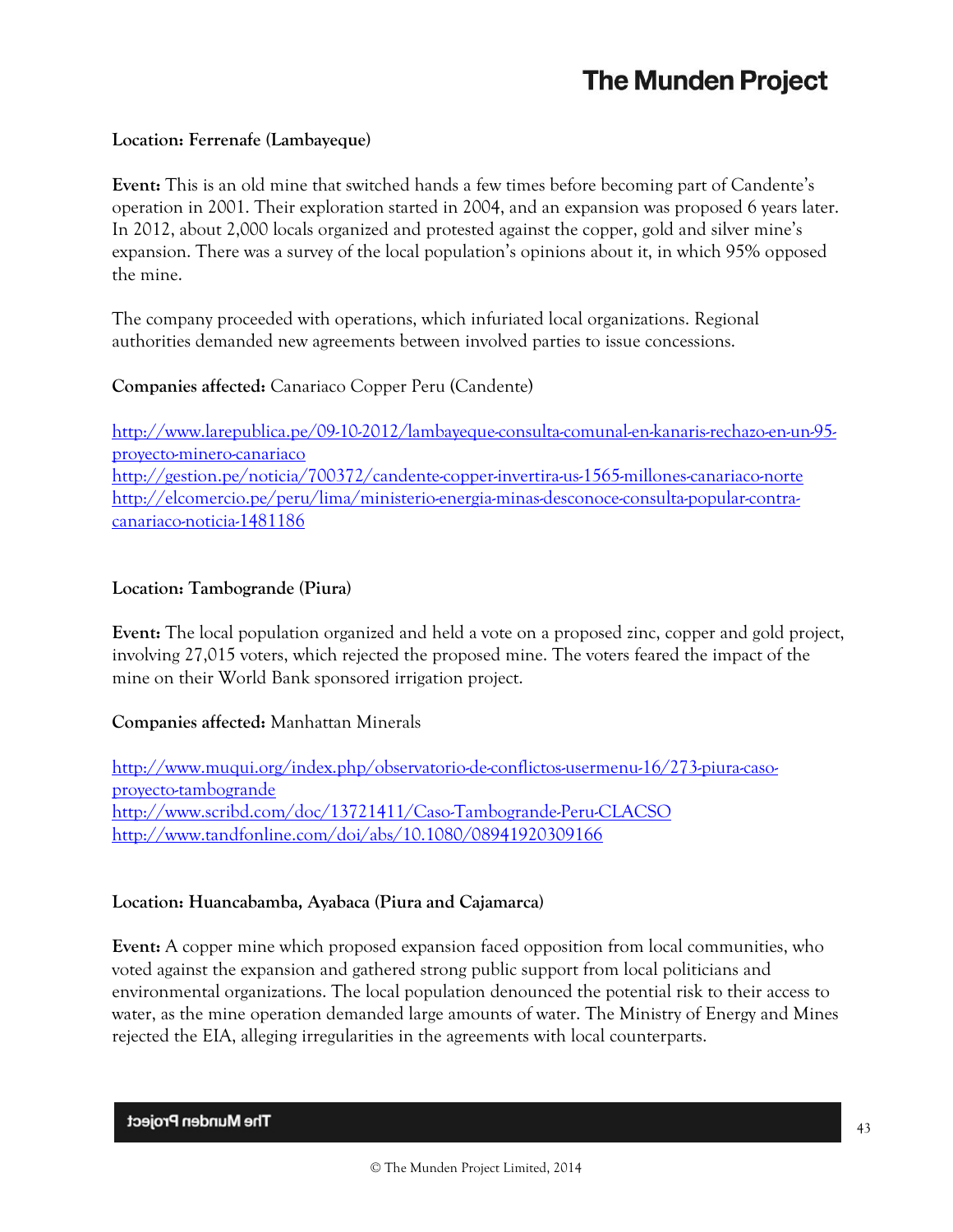**Location: Ferrenafe (Lambayeque)**

**Event:** This is an old mine that switched hands a few times before becoming part of Candente's operation in 2001. Their exploration started in 2004, and an expansion was proposed 6 years later. In 2012, about 2,000 locals organized and protested against the copper, gold and silver mine's expansion. There was a survey of the local population's opinions about it, in which 95% opposed the mine.

The company proceeded with operations, which infuriated local organizations. Regional authorities demanded new agreements between involved parties to issue concessions.

**Companies affected:** Canariaco Copper Peru (Candente)

http://www.larepublica.pe/09-10-2012/lambayeque-consulta-comunal-en-kanaris-rechazo-en-un-95-proyecto-minero-canariaco
http://gestion.pe/noticia/700372/candente-copper-invertira-us-1565-millones-canariaco-norte
http://elcomercio.pe/peru/lima/ministerio-energia-minas-desconoce-consulta-popular-contra-canariaco-noticia-1481186

**Location: Tambogrande (Piura)**

**Event:** The local population organized and held a vote on a proposed zinc, copper and gold project, involving 27,015 voters, which rejected the proposed mine. The voters feared the impact of the mine on their World Bank sponsored irrigation project.

**Companies affected:** Manhattan Minerals

http://www.muqui.org/index.php/observatorio-de-conflictos-usermenu-16/273-piura-caso-proyecto-tambogrande
http://www.scribd.com/doc/13721411/Caso-Tambogrande-Peru-CLACSO
http://www.tandfonline.com/doi/abs/10.1080/08941920309166

**Location: Huancabamba, Ayabaca (Piura and Cajamarca)**

**Event:** A copper mine which proposed expansion faced opposition from local communities, who voted against the expansion and gathered strong public support from local politicians and environmental organizations. The local population denounced the potential risk to their access to water, as the mine operation demanded large amounts of water. The Ministry of Energy and Mines rejected the EIA, alleging irregularities in the agreements with local counterparts.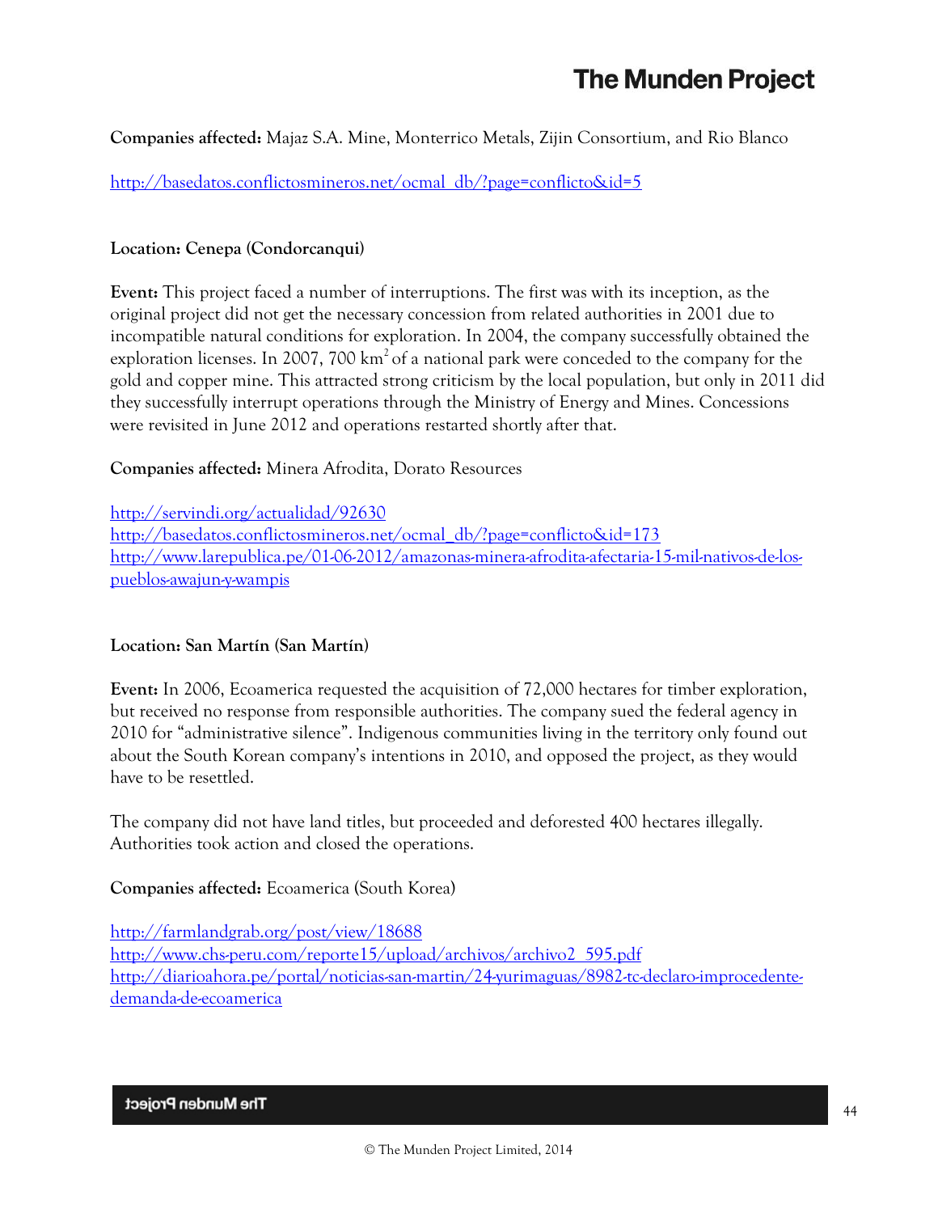**Companies affected:** Majaz S.A. Mine, Monterrico Metals, Zijin Consortium, and Rio Blanco

http://basedatos.conflictosmineros.net/ocmal_db/?page=conflicto&id=5

**Location: Cenepa (Condorcanqui)**

**Event:** This project faced a number of interruptions. The first was with its inception, as the original project did not get the necessary concession from related authorities in 2001 due to incompatible natural conditions for exploration. In 2004, the company successfully obtained the exploration licenses. In 2007, 700 km$^2$ of a national park were conceded to the company for the gold and copper mine. This attracted strong criticism by the local population, but only in 2011 did they successfully interrupt operations through the Ministry of Energy and Mines. Concessions were revisited in June 2012 and operations restarted shortly after that.

**Companies affected:** Minera Afrodita, Dorato Resources

http://servindi.org/actualidad/92630
http://basedatos.conflictosmineros.net/ocmal_db/?page=conflicto&id=173
http://www.larepublica.pe/01-06-2012/amazonas-minera-afrodita-afectaria-15-mil-nativos-de-los-pueblos-awajun-y-wampis

**Location: San Martín (San Martín)**

**Event:** In 2006, Ecoamerica requested the acquisition of 72,000 hectares for timber exploration, but received no response from responsible authorities. The company sued the federal agency in 2010 for "administrative silence". Indigenous communities living in the territory only found out about the South Korean company's intentions in 2010, and opposed the project, as they would have to be resettled.

The company did not have land titles, but proceeded and deforested 400 hectares illegally. Authorities took action and closed the operations.

**Companies affected:** Ecoamerica (South Korea)

http://farmlandgrab.org/post/view/18688
http://www.chs-peru.com/reporte15/upload/archivos/archivo2_595.pdf
http://diarioahora.pe/portal/noticias-san-martin/24-yurimaguas/8982-tc-declaro-improcedente-demanda-de-ecoamerica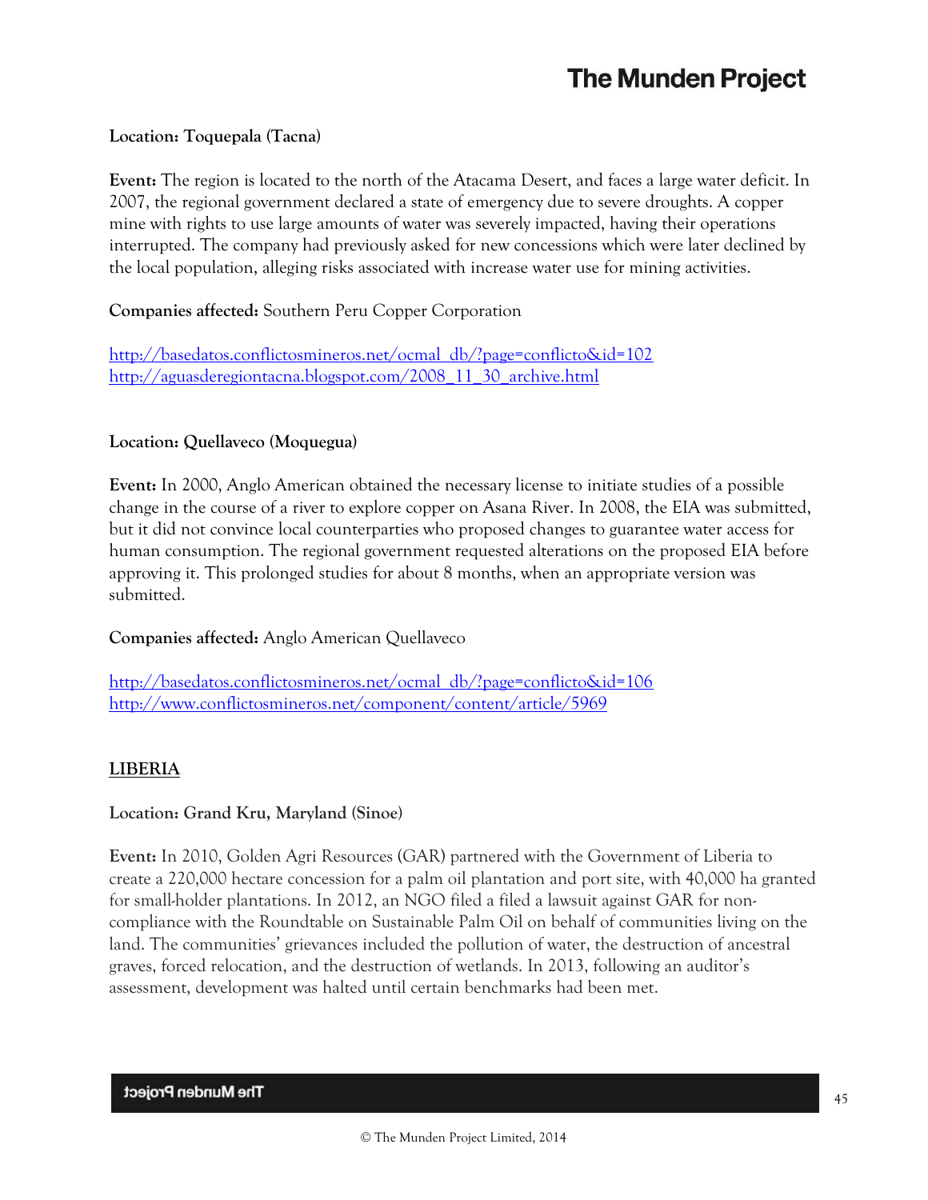**Location: Toquepala (Tacna)**

**Event:** The region is located to the north of the Atacama Desert, and faces a large water deficit. In 2007, the regional government declared a state of emergency due to severe droughts. A copper mine with rights to use large amounts of water was severely impacted, having their operations interrupted. The company had previously asked for new concessions which were later declined by the local population, alleging risks associated with increase water use for mining activities.

**Companies affected:** Southern Peru Copper Corporation

http://basedatos.conflictosmineros.net/ocmal_db/?page=conflicto&id=102
http://aguasderegiontacna.blogspot.com/2008_11_30_archive.html

**Location: Quellaveco (Moquegua)**

**Event:** In 2000, Anglo American obtained the necessary license to initiate studies of a possible change in the course of a river to explore copper on Asana River. In 2008, the EIA was submitted, but it did not convince local counterparties who proposed changes to guarantee water access for human consumption. The regional government requested alterations on the proposed EIA before approving it. This prolonged studies for about 8 months, when an appropriate version was submitted.

**Companies affected:** Anglo American Quellaveco

http://basedatos.conflictosmineros.net/ocmal_db/?page=conflicto&id=106
http://www.conflictosmineros.net/component/content/article/5969

## LIBERIA

**Location: Grand Kru, Maryland (Sinoe)**

**Event:** In 2010, Golden Agri Resources (GAR) partnered with the Government of Liberia to create a 220,000 hectare concession for a palm oil plantation and port site, with 40,000 ha granted for small-holder plantations. In 2012, an NGO filed a filed a lawsuit against GAR for non-compliance with the Roundtable on Sustainable Palm Oil on behalf of communities living on the land. The communities' grievances included the pollution of water, the destruction of ancestral graves, forced relocation, and the destruction of wetlands. In 2013, following an auditor's assessment, development was halted until certain benchmarks had been met.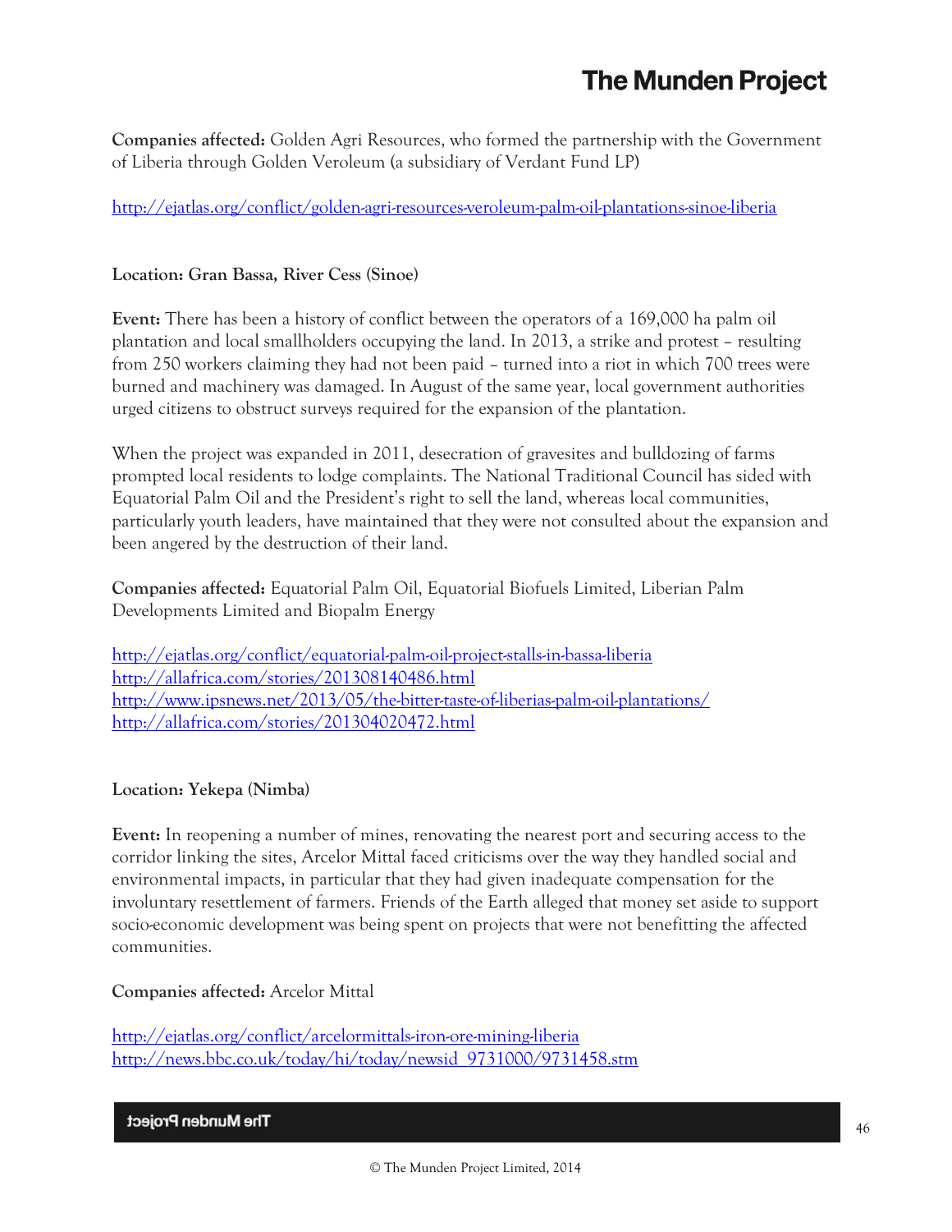**Companies affected:** Golden Agri Resources, who formed the partnership with the Government of Liberia through Golden Veroleum (a subsidiary of Verdant Fund LP)

http://ejatlas.org/conflict/golden-agri-resources-veroleum-palm-oil-plantations-sinoe-liberia

**Location: Gran Bassa, River Cess (Sinoe)**

**Event:** There has been a history of conflict between the operators of a 169,000 ha palm oil plantation and local smallholders occupying the land. In 2013, a strike and protest – resulting from 250 workers claiming they had not been paid – turned into a riot in which 700 trees were burned and machinery was damaged. In August of the same year, local government authorities urged citizens to obstruct surveys required for the expansion of the plantation.

When the project was expanded in 2011, desecration of gravesites and bulldozing of farms prompted local residents to lodge complaints. The National Traditional Council has sided with Equatorial Palm Oil and the President's right to sell the land, whereas local communities, particularly youth leaders, have maintained that they were not consulted about the expansion and been angered by the destruction of their land.

**Companies affected:** Equatorial Palm Oil, Equatorial Biofuels Limited, Liberian Palm Developments Limited and Biopalm Energy

http://ejatlas.org/conflict/equatorial-palm-oil-project-stalls-in-bassa-liberia
http://allafrica.com/stories/201308140486.html
http://www.ipsnews.net/2013/05/the-bitter-taste-of-liberias-palm-oil-plantations/
http://allafrica.com/stories/201304020472.html

**Location: Yekepa (Nimba)**

**Event:** In reopening a number of mines, renovating the nearest port and securing access to the corridor linking the sites, Arcelor Mittal faced criticisms over the way they handled social and environmental impacts, in particular that they had given inadequate compensation for the involuntary resettlement of farmers. Friends of the Earth alleged that money set aside to support socio-economic development was being spent on projects that were not benefitting the affected communities.

**Companies affected:** Arcelor Mittal

http://ejatlas.org/conflict/arcelormittals-iron-ore-mining-liberia
http://news.bbc.co.uk/today/hi/today/newsid_9731000/9731458.stm

© The Munden Project Limited, 2014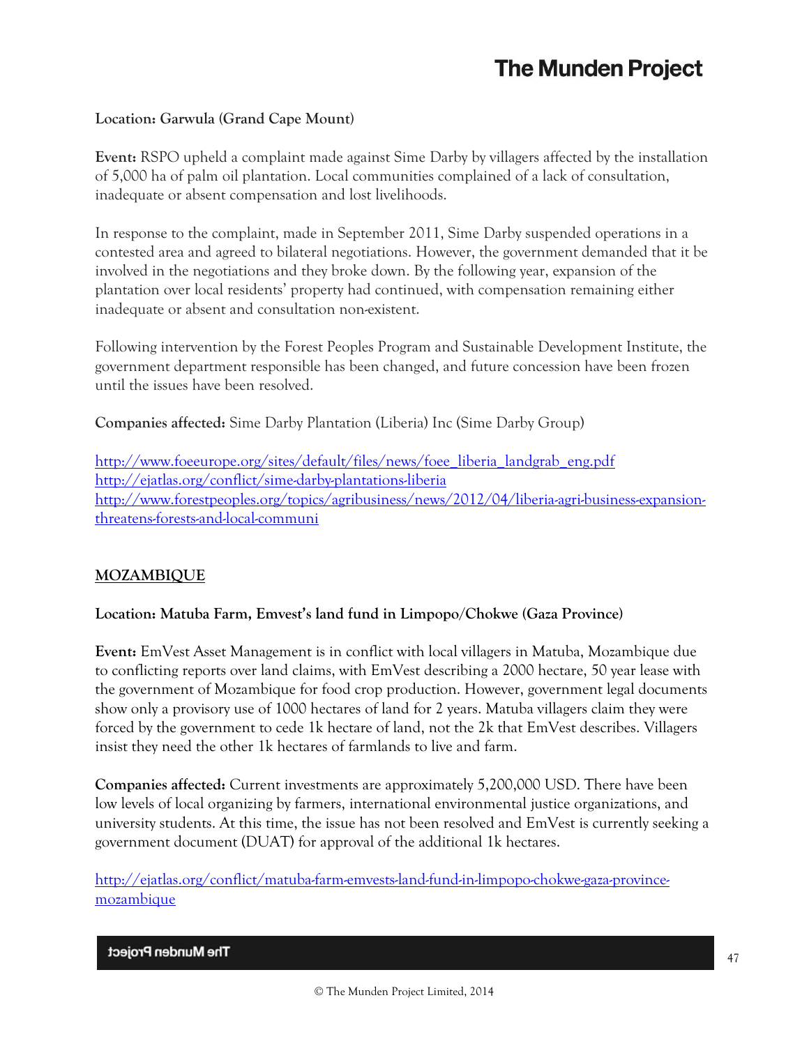**Location: Garwula (Grand Cape Mount)**

**Event:** RSPO upheld a complaint made against Sime Darby by villagers affected by the installation of 5,000 ha of palm oil plantation. Local communities complained of a lack of consultation, inadequate or absent compensation and lost livelihoods.

In response to the complaint, made in September 2011, Sime Darby suspended operations in a contested area and agreed to bilateral negotiations. However, the government demanded that it be involved in the negotiations and they broke down. By the following year, expansion of the plantation over local residents' property had continued, with compensation remaining either inadequate or absent and consultation non-existent.

Following intervention by the Forest Peoples Program and Sustainable Development Institute, the government department responsible has been changed, and future concession have been frozen until the issues have been resolved.

**Companies affected:** Sime Darby Plantation (Liberia) Inc (Sime Darby Group)

http://www.foeeurope.org/sites/default/files/news/foee_liberia_landgrab_eng.pdf
http://ejatlas.org/conflict/sime-darby-plantations-liberia
http://www.forestpeoples.org/topics/agribusiness/news/2012/04/liberia-agri-business-expansion-threatens-forests-and-local-communi

## MOZAMBIQUE

**Location: Matuba Farm, Emvest's land fund in Limpopo/Chokwe (Gaza Province)**

**Event:** EmVest Asset Management is in conflict with local villagers in Matuba, Mozambique due to conflicting reports over land claims, with EmVest describing a 2000 hectare, 50 year lease with the government of Mozambique for food crop production. However, government legal documents show only a provisory use of 1000 hectares of land for 2 years. Matuba villagers claim they were forced by the government to cede 1k hectare of land, not the 2k that EmVest describes. Villagers insist they need the other 1k hectares of farmlands to live and farm.

**Companies affected:** Current investments are approximately 5,200,000 USD. There have been low levels of local organizing by farmers, international environmental justice organizations, and university students. At this time, the issue has not been resolved and EmVest is currently seeking a government document (DUAT) for approval of the additional 1k hectares.

http://ejatlas.org/conflict/matuba-farm-emvests-land-fund-in-limpopo-chokwe-gaza-province-mozambique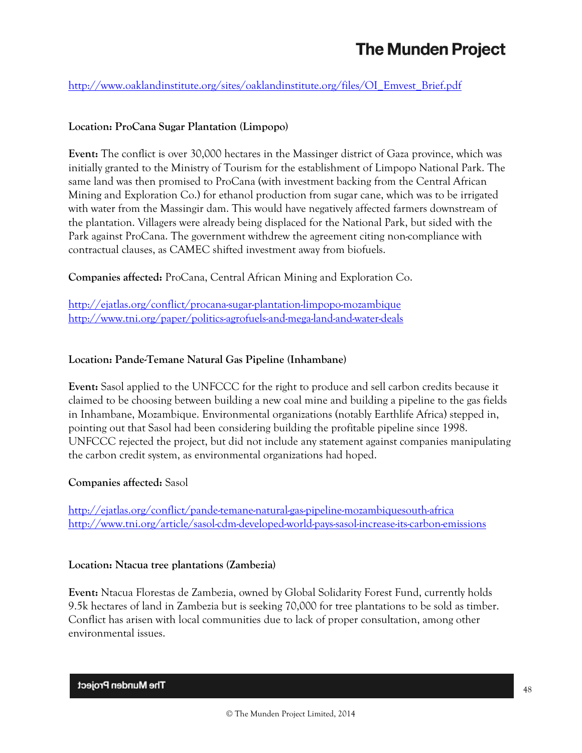http://www.oaklandinstitute.org/sites/oaklandinstitute.org/files/OI_Emvest_Brief.pdf

**Location: ProCana Sugar Plantation (Limpopo)**

**Event:** The conflict is over 30,000 hectares in the Massinger district of Gaza province, which was initially granted to the Ministry of Tourism for the establishment of Limpopo National Park. The same land was then promised to ProCana (with investment backing from the Central African Mining and Exploration Co.) for ethanol production from sugar cane, which was to be irrigated with water from the Massingir dam. This would have negatively affected farmers downstream of the plantation. Villagers were already being displaced for the National Park, but sided with the Park against ProCana. The government withdrew the agreement citing non-compliance with contractual clauses, as CAMEC shifted investment away from biofuels.

**Companies affected:** ProCana, Central African Mining and Exploration Co.

http://ejatlas.org/conflict/procana-sugar-plantation-limpopo-mozambique
http://www.tni.org/paper/politics-agrofuels-and-mega-land-and-water-deals

**Location: Pande-Temane Natural Gas Pipeline (Inhambane)**

**Event:** Sasol applied to the UNFCCC for the right to produce and sell carbon credits because it claimed to be choosing between building a new coal mine and building a pipeline to the gas fields in Inhambane, Mozambique. Environmental organizations (notably Earthlife Africa) stepped in, pointing out that Sasol had been considering building the profitable pipeline since 1998. UNFCCC rejected the project, but did not include any statement against companies manipulating the carbon credit system, as environmental organizations had hoped.

**Companies affected:** Sasol

http://ejatlas.org/conflict/pande-temane-natural-gas-pipeline-mozambiquesouth-africa
http://www.tni.org/article/sasol-cdm-developed-world-pays-sasol-increase-its-carbon-emissions

**Location: Ntacua tree plantations (Zambezia)**

**Event:** Ntacua Florestas de Zambezia, owned by Global Solidarity Forest Fund, currently holds 9.5k hectares of land in Zambezia but is seeking 70,000 for tree plantations to be sold as timber. Conflict has arisen with local communities due to lack of proper consultation, among other environmental issues.

© The Munden Project Limited, 2014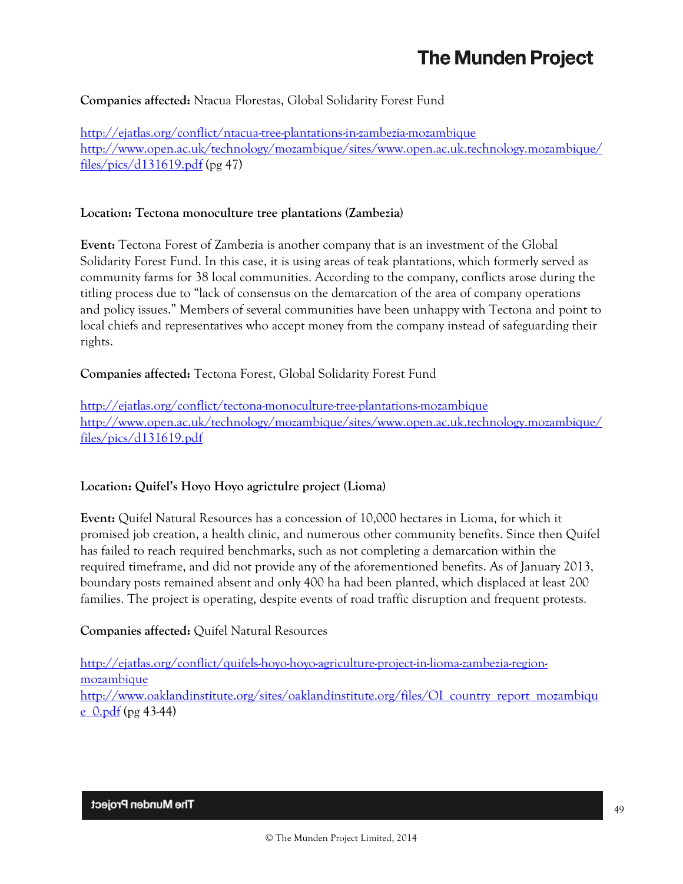**Companies affected:** Ntacua Florestas, Global Solidarity Forest Fund

http://ejatlas.org/conflict/ntacua-tree-plantations-in-zambezia-mozambique
http://www.open.ac.uk/technology/mozambique/sites/www.open.ac.uk.technology.mozambique/files/pics/d131619.pdf (pg 47)

**Location: Tectona monoculture tree plantations (Zambezia)**

**Event:** Tectona Forest of Zambezia is another company that is an investment of the Global Solidarity Forest Fund. In this case, it is using areas of teak plantations, which formerly served as community farms for 38 local communities. According to the company, conflicts arose during the titling process due to "lack of consensus on the demarcation of the area of company operations and policy issues." Members of several communities have been unhappy with Tectona and point to local chiefs and representatives who accept money from the company instead of safeguarding their rights.

**Companies affected:** Tectona Forest, Global Solidarity Forest Fund

http://ejatlas.org/conflict/tectona-monoculture-tree-plantations-mozambique
http://www.open.ac.uk/technology/mozambique/sites/www.open.ac.uk.technology.mozambique/files/pics/d131619.pdf

**Location: Quifel's Hoyo Hoyo agrictulre project (Lioma)**

**Event:** Quifel Natural Resources has a concession of 10,000 hectares in Lioma, for which it promised job creation, a health clinic, and numerous other community benefits. Since then Quifel has failed to reach required benchmarks, such as not completing a demarcation within the required timeframe, and did not provide any of the aforementioned benefits. As of January 2013, boundary posts remained absent and only 400 ha had been planted, which displaced at least 200 families. The project is operating, despite events of road traffic disruption and frequent protests.

**Companies affected:** Quifel Natural Resources

http://ejatlas.org/conflict/quifels-hoyo-hoyo-agriculture-project-in-lioma-zambezia-region-mozambique
http://www.oaklandinstitute.org/sites/oaklandinstitute.org/files/OI_country_report_mozambique_0.pdf (pg 43-44)

© The Munden Project Limited, 2014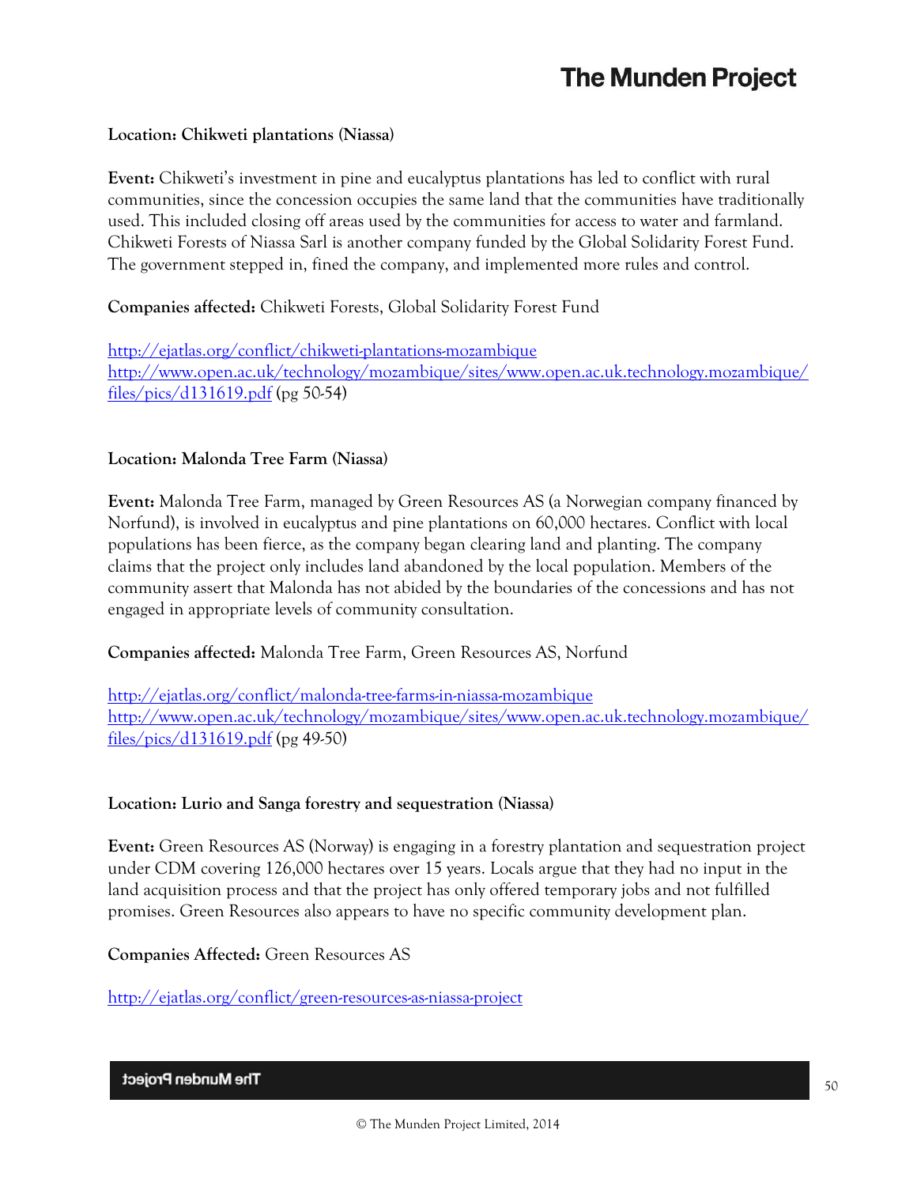**Location: Chikweti plantations (Niassa)**

**Event:** Chikweti's investment in pine and eucalyptus plantations has led to conflict with rural communities, since the concession occupies the same land that the communities have traditionally used. This included closing off areas used by the communities for access to water and farmland. Chikweti Forests of Niassa Sarl is another company funded by the Global Solidarity Forest Fund. The government stepped in, fined the company, and implemented more rules and control.

**Companies affected:** Chikweti Forests, Global Solidarity Forest Fund

http://ejatlas.org/conflict/chikweti-plantations-mozambique
http://www.open.ac.uk/technology/mozambique/sites/www.open.ac.uk.technology.mozambique/files/pics/d131619.pdf (pg 50-54)

**Location: Malonda Tree Farm (Niassa)**

**Event:** Malonda Tree Farm, managed by Green Resources AS (a Norwegian company financed by Norfund), is involved in eucalyptus and pine plantations on 60,000 hectares. Conflict with local populations has been fierce, as the company began clearing land and planting. The company claims that the project only includes land abandoned by the local population. Members of the community assert that Malonda has not abided by the boundaries of the concessions and has not engaged in appropriate levels of community consultation.

**Companies affected:** Malonda Tree Farm, Green Resources AS, Norfund

http://ejatlas.org/conflict/malonda-tree-farms-in-niassa-mozambique
http://www.open.ac.uk/technology/mozambique/sites/www.open.ac.uk.technology.mozambique/files/pics/d131619.pdf (pg 49-50)

**Location: Lurio and Sanga forestry and sequestration (Niassa)**

**Event:** Green Resources AS (Norway) is engaging in a forestry plantation and sequestration project under CDM covering 126,000 hectares over 15 years. Locals argue that they had no input in the land acquisition process and that the project has only offered temporary jobs and not fulfilled promises. Green Resources also appears to have no specific community development plan.

**Companies Affected:** Green Resources AS

http://ejatlas.org/conflict/green-resources-as-niassa-project

© The Munden Project Limited, 2014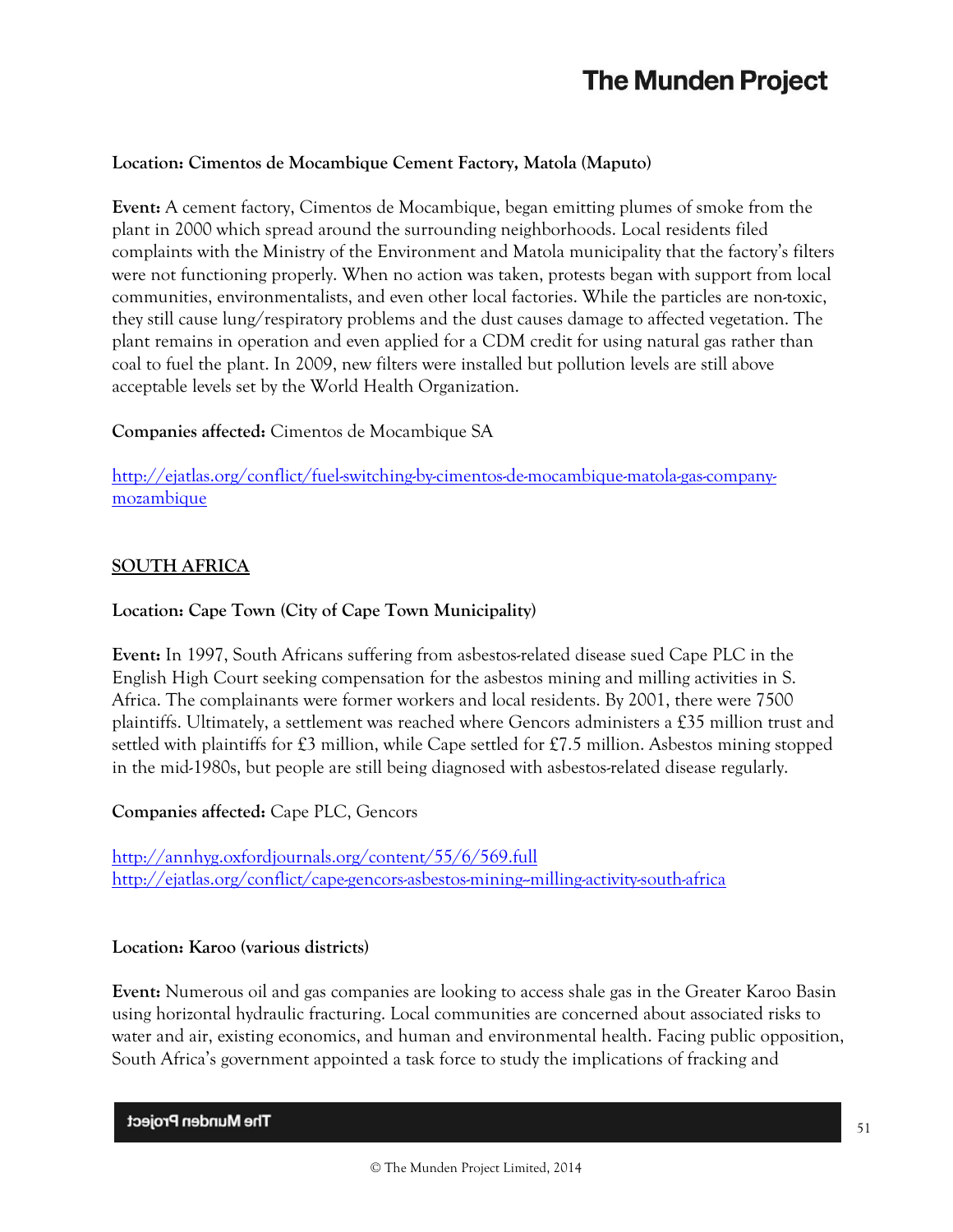**Location: Cimentos de Mocambique Cement Factory, Matola (Maputo)**

**Event:** A cement factory, Cimentos de Mocambique, began emitting plumes of smoke from the plant in 2000 which spread around the surrounding neighborhoods. Local residents filed complaints with the Ministry of the Environment and Matola municipality that the factory's filters were not functioning properly. When no action was taken, protests began with support from local communities, environmentalists, and even other local factories. While the particles are non-toxic, they still cause lung/respiratory problems and the dust causes damage to affected vegetation. The plant remains in operation and even applied for a CDM credit for using natural gas rather than coal to fuel the plant. In 2009, new filters were installed but pollution levels are still above acceptable levels set by the World Health Organization.

**Companies affected:** Cimentos de Mocambique SA

http://ejatlas.org/conflict/fuel-switching-by-cimentos-de-mocambique-matola-gas-company-mozambique

## SOUTH AFRICA

**Location: Cape Town (City of Cape Town Municipality)**

**Event:** In 1997, South Africans suffering from asbestos-related disease sued Cape PLC in the English High Court seeking compensation for the asbestos mining and milling activities in S. Africa. The complainants were former workers and local residents. By 2001, there were 7500 plaintiffs. Ultimately, a settlement was reached where Gencors administers a £35 million trust and settled with plaintiffs for £3 million, while Cape settled for £7.5 million. Asbestos mining stopped in the mid-1980s, but people are still being diagnosed with asbestos-related disease regularly.

**Companies affected:** Cape PLC, Gencors

http://annhyg.oxfordjournals.org/content/55/6/569.full
http://ejatlas.org/conflict/cape-gencors-asbestos-mining--milling-activity-south-africa

**Location: Karoo (various districts)**

**Event:** Numerous oil and gas companies are looking to access shale gas in the Greater Karoo Basin using horizontal hydraulic fracturing. Local communities are concerned about associated risks to water and air, existing economics, and human and environmental health. Facing public opposition, South Africa's government appointed a task force to study the implications of fracking and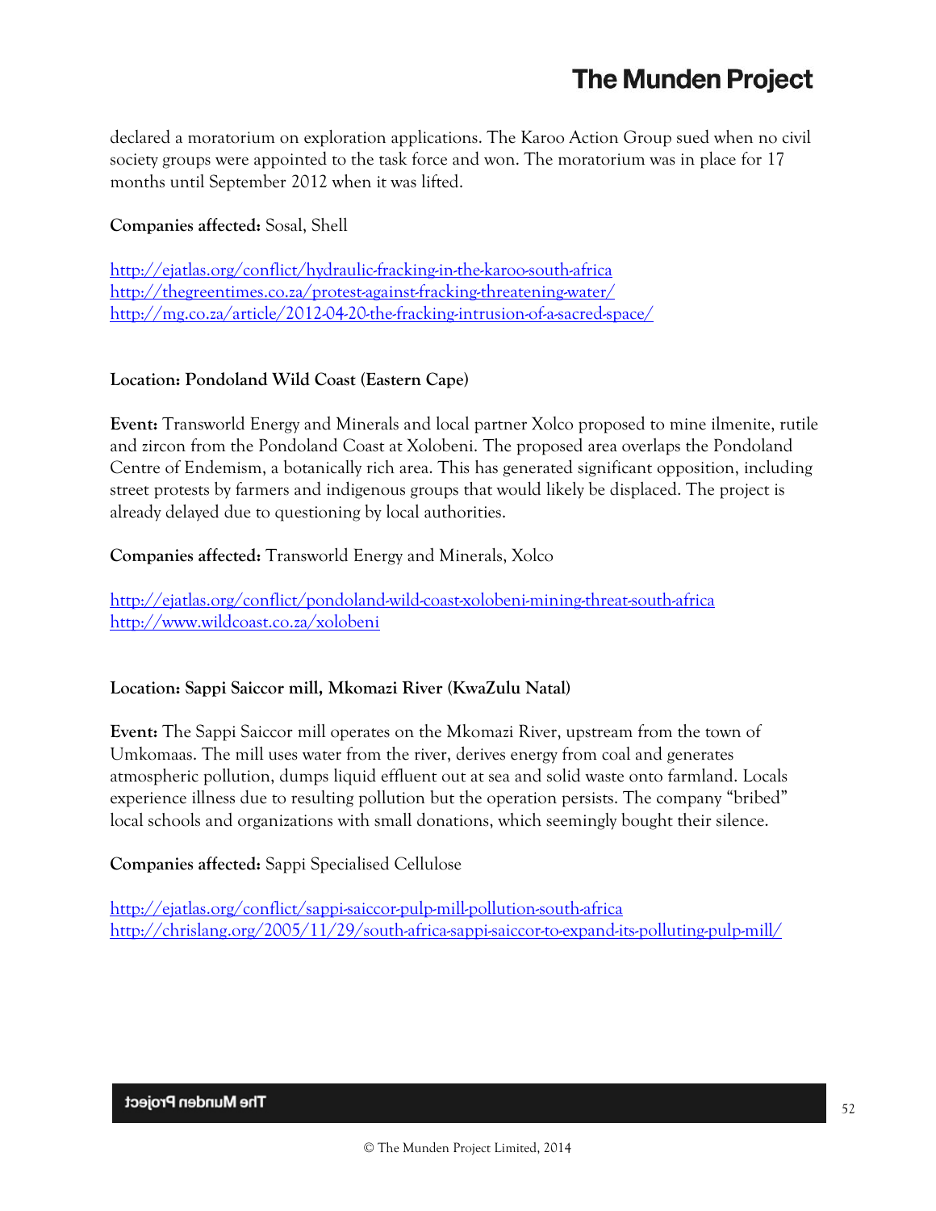declared a moratorium on exploration applications. The Karoo Action Group sued when no civil society groups were appointed to the task force and won. The moratorium was in place for 17 months until September 2012 when it was lifted.

**Companies affected:** Sosal, Shell

http://ejatlas.org/conflict/hydraulic-fracking-in-the-karoo-south-africa
http://thegreentimes.co.za/protest-against-fracking-threatening-water/
http://mg.co.za/article/2012-04-20-the-fracking-intrusion-of-a-sacred-space/

**Location: Pondoland Wild Coast (Eastern Cape)**

**Event:** Transworld Energy and Minerals and local partner Xolco proposed to mine ilmenite, rutile and zircon from the Pondoland Coast at Xolobeni. The proposed area overlaps the Pondoland Centre of Endemism, a botanically rich area. This has generated significant opposition, including street protests by farmers and indigenous groups that would likely be displaced. The project is already delayed due to questioning by local authorities.

**Companies affected:** Transworld Energy and Minerals, Xolco

http://ejatlas.org/conflict/pondoland-wild-coast-xolobeni-mining-threat-south-africa
http://www.wildcoast.co.za/xolobeni

**Location: Sappi Saiccor mill, Mkomazi River (KwaZulu Natal)**

**Event:** The Sappi Saiccor mill operates on the Mkomazi River, upstream from the town of Umkomaas. The mill uses water from the river, derives energy from coal and generates atmospheric pollution, dumps liquid effluent out at sea and solid waste onto farmland. Locals experience illness due to resulting pollution but the operation persists. The company "bribed" local schools and organizations with small donations, which seemingly bought their silence.

**Companies affected:** Sappi Specialised Cellulose

http://ejatlas.org/conflict/sappi-saiccor-pulp-mill-pollution-south-africa
http://chrislang.org/2005/11/29/south-africa-sappi-saiccor-to-expand-its-polluting-pulp-mill/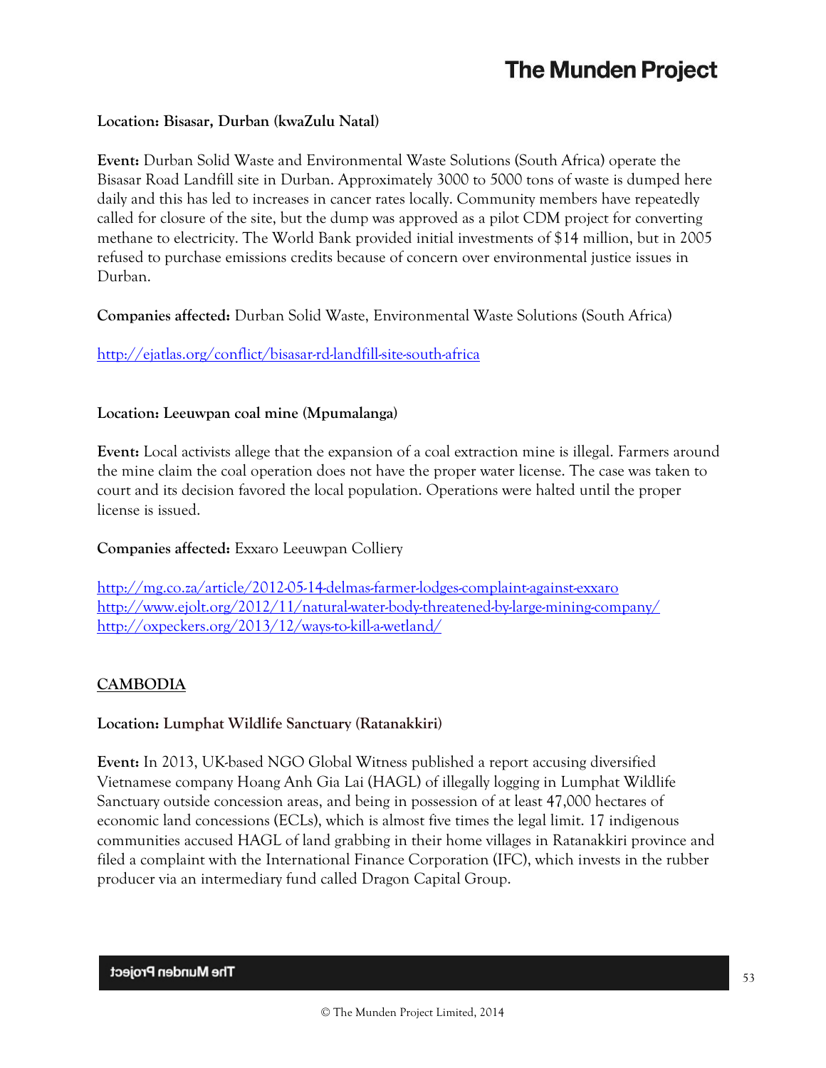**Location: Bisasar, Durban (kwaZulu Natal)**

**Event:** Durban Solid Waste and Environmental Waste Solutions (South Africa) operate the Bisasar Road Landfill site in Durban. Approximately 3000 to 5000 tons of waste is dumped here daily and this has led to increases in cancer rates locally. Community members have repeatedly called for closure of the site, but the dump was approved as a pilot CDM project for converting methane to electricity. The World Bank provided initial investments of $14 million, but in 2005 refused to purchase emissions credits because of concern over environmental justice issues in Durban.

**Companies affected:** Durban Solid Waste, Environmental Waste Solutions (South Africa)

http://ejatlas.org/conflict/bisasar-rd-landfill-site-south-africa

**Location: Leeuwpan coal mine (Mpumalanga)**

**Event:** Local activists allege that the expansion of a coal extraction mine is illegal. Farmers around the mine claim the coal operation does not have the proper water license. The case was taken to court and its decision favored the local population. Operations were halted until the proper license is issued.

**Companies affected:** Exxaro Leeuwpan Colliery

http://mg.co.za/article/2012-05-14-delmas-farmer-lodges-complaint-against-exxaro
http://www.ejolt.org/2012/11/natural-water-body-threatened-by-large-mining-company/
http://oxpeckers.org/2013/12/ways-to-kill-a-wetland/

## CAMBODIA

**Location: Lumphat Wildlife Sanctuary (Ratanakkiri)**

**Event:** In 2013, UK-based NGO Global Witness published a report accusing diversified Vietnamese company Hoang Anh Gia Lai (HAGL) of illegally logging in Lumphat Wildlife Sanctuary outside concession areas, and being in possession of at least 47,000 hectares of economic land concessions (ECLs), which is almost five times the legal limit. 17 indigenous communities accused HAGL of land grabbing in their home villages in Ratanakkiri province and filed a complaint with the International Finance Corporation (IFC), which invests in the rubber producer via an intermediary fund called Dragon Capital Group.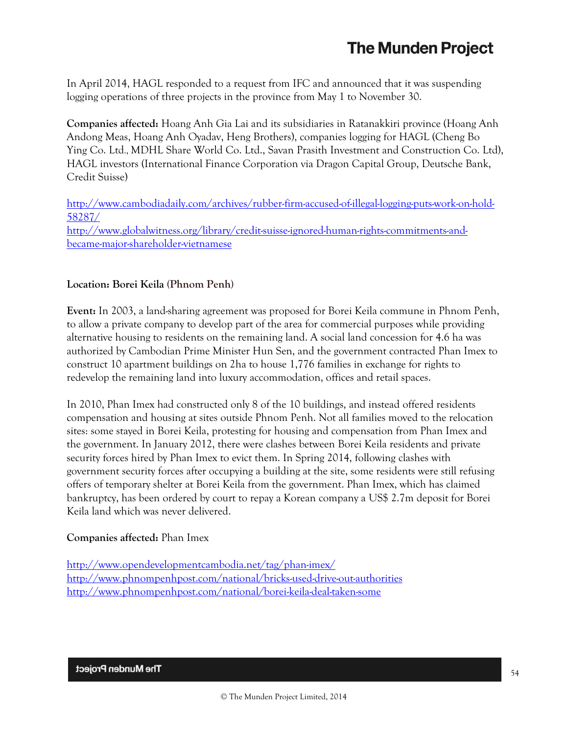In April 2014, HAGL responded to a request from IFC and announced that it was suspending logging operations of three projects in the province from May 1 to November 30.

**Companies affected:** Hoang Anh Gia Lai and its subsidiaries in Ratanakkiri province (Hoang Anh Andong Meas, Hoang Anh Oyadav, Heng Brothers), companies logging for HAGL (Cheng Bo Ying Co. Ltd., MDHL Share World Co. Ltd., Savan Prasith Investment and Construction Co. Ltd), HAGL investors (International Finance Corporation via Dragon Capital Group, Deutsche Bank, Credit Suisse)

http://www.cambodiadaily.com/archives/rubber-firm-accused-of-illegal-logging-puts-work-on-hold-58287/
http://www.globalwitness.org/library/credit-suisse-ignored-human-rights-commitments-and-became-major-shareholder-vietnamese

**Location: Borei Keila (Phnom Penh)**

**Event:** In 2003, a land-sharing agreement was proposed for Borei Keila commune in Phnom Penh, to allow a private company to develop part of the area for commercial purposes while providing alternative housing to residents on the remaining land. A social land concession for 4.6 ha was authorized by Cambodian Prime Minister Hun Sen, and the government contracted Phan Imex to construct 10 apartment buildings on 2ha to house 1,776 families in exchange for rights to redevelop the remaining land into luxury accommodation, offices and retail spaces.

In 2010, Phan Imex had constructed only 8 of the 10 buildings, and instead offered residents compensation and housing at sites outside Phnom Penh. Not all families moved to the relocation sites: some stayed in Borei Keila, protesting for housing and compensation from Phan Imex and the government. In January 2012, there were clashes between Borei Keila residents and private security forces hired by Phan Imex to evict them. In Spring 2014, following clashes with government security forces after occupying a building at the site, some residents were still refusing offers of temporary shelter at Borei Keila from the government. Phan Imex, which has claimed bankruptcy, has been ordered by court to repay a Korean company a US$ 2.7m deposit for Borei Keila land which was never delivered.

**Companies affected:** Phan Imex

http://www.opendevelopmentcambodia.net/tag/phan-imex/
http://www.phnompenhpost.com/national/bricks-used-drive-out-authorities
http://www.phnompenhpost.com/national/borei-keila-deal-taken-some

© The Munden Project Limited, 2014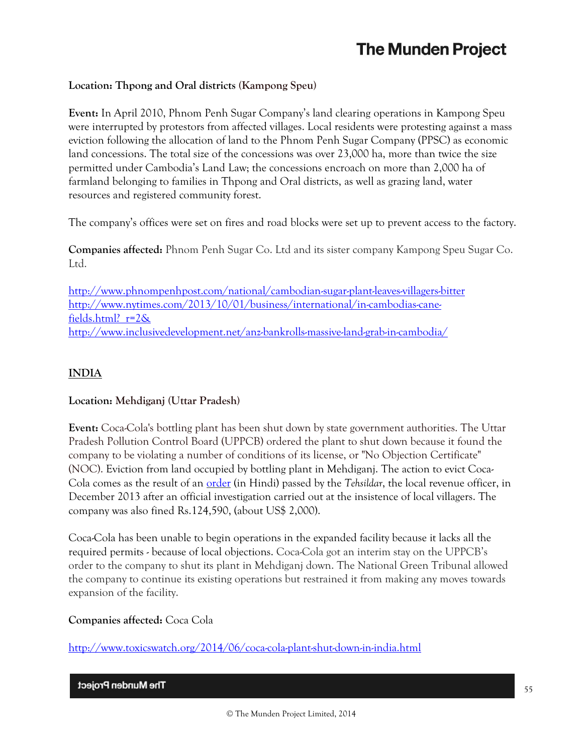**Location: Thpong and Oral districts (Kampong Speu)**

**Event:** In April 2010, Phnom Penh Sugar Company's land clearing operations in Kampong Speu were interrupted by protestors from affected villages. Local residents were protesting against a mass eviction following the allocation of land to the Phnom Penh Sugar Company (PPSC) as economic land concessions. The total size of the concessions was over 23,000 ha, more than twice the size permitted under Cambodia's Land Law; the concessions encroach on more than 2,000 ha of farmland belonging to families in Thpong and Oral districts, as well as grazing land, water resources and registered community forest.

The company's offices were set on fires and road blocks were set up to prevent access to the factory.

**Companies affected:** Phnom Penh Sugar Co. Ltd and its sister company Kampong Speu Sugar Co. Ltd.

http://www.phnompenhpost.com/national/cambodian-sugar-plant-leaves-villagers-bitter
http://www.nytimes.com/2013/10/01/business/international/in-cambodias-cane-fields.html?_r=2&
http://www.inclusivedevelopment.net/anz-bankrolls-massive-land-grab-in-cambodia/

## INDIA

**Location: Mehdiganj (Uttar Pradesh)**

**Event:** Coca-Cola's bottling plant has been shut down by state government authorities. The Uttar Pradesh Pollution Control Board (UPPCB) ordered the plant to shut down because it found the company to be violating a number of conditions of its license, or "No Objection Certificate" (NOC). Eviction from land occupied by bottling plant in Mehdiganj. The action to evict Coca-Cola comes as the result of an order (in Hindi) passed by the *Tehsildar*, the local revenue officer, in December 2013 after an official investigation carried out at the insistence of local villagers. The company was also fined Rs.124,590, (about US$ 2,000).

Coca-Cola has been unable to begin operations in the expanded facility because it lacks all the required permits - because of local objections. Coca-Cola got an interim stay on the UPPCB's order to the company to shut its plant in Mehdiganj down. The National Green Tribunal allowed the company to continue its existing operations but restrained it from making any moves towards expansion of the facility.

**Companies affected:** Coca Cola

http://www.toxicswatch.org/2014/06/coca-cola-plant-shut-down-in-india.html

© The Munden Project Limited, 2014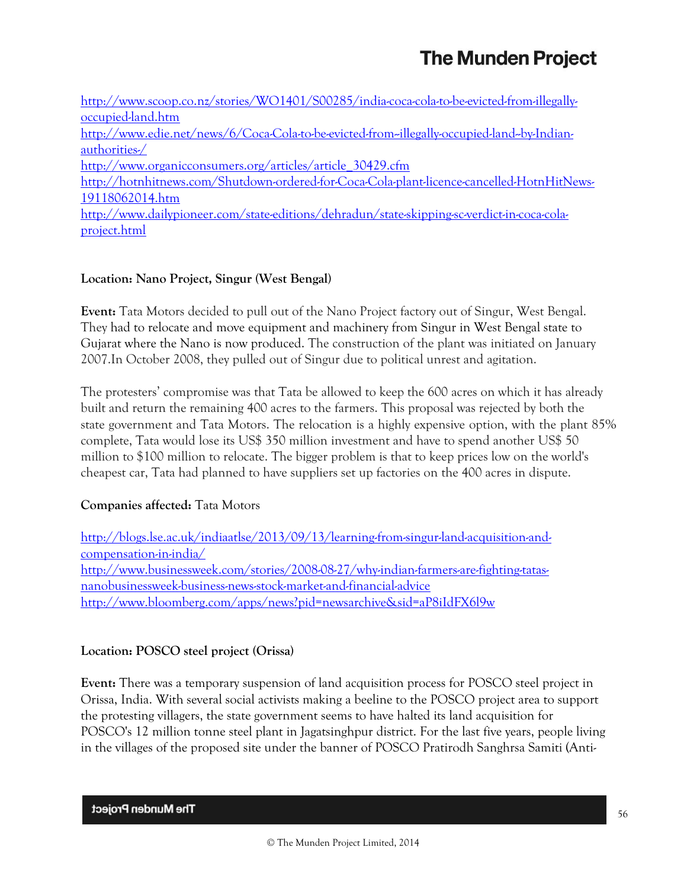http://www.scoop.co.nz/stories/WO1401/S00285/india-coca-cola-to-be-evicted-from-illegally-occupied-land.htm
http://www.edie.net/news/6/Coca-Cola-to-be-evicted-from--illegally-occupied-land--by-Indian-authorities-/
http://www.organicconsumers.org/articles/article_30429.cfm
http://hotnhitnews.com/Shutdown-ordered-for-Coca-Cola-plant-licence-cancelled-HotnHitNews-19118062014.htm
http://www.dailypioneer.com/state-editions/dehradun/state-skipping-sc-verdict-in-coca-cola-project.html

**Location: Nano Project, Singur (West Bengal)**

**Event:** Tata Motors decided to pull out of the Nano Project factory out of Singur, West Bengal. They had to relocate and move equipment and machinery from Singur in West Bengal state to Gujarat where the Nano is now produced. The construction of the plant was initiated on January 2007.In October 2008, they pulled out of Singur due to political unrest and agitation.

The protesters' compromise was that Tata be allowed to keep the 600 acres on which it has already built and return the remaining 400 acres to the farmers. This proposal was rejected by both the state government and Tata Motors. The relocation is a highly expensive option, with the plant 85% complete, Tata would lose its US$ 350 million investment and have to spend another US$ 50 million to $100 million to relocate. The bigger problem is that to keep prices low on the world's cheapest car, Tata had planned to have suppliers set up factories on the 400 acres in dispute.

**Companies affected:** Tata Motors

http://blogs.lse.ac.uk/indiaatlse/2013/09/13/learning-from-singur-land-acquisition-and-compensation-in-india/
http://www.businessweek.com/stories/2008-08-27/why-indian-farmers-are-fighting-tatas-nanobusinessweek-business-news-stock-market-and-financial-advice
http://www.bloomberg.com/apps/news?pid=newsarchive&sid=aP8iIdFX6l9w

**Location: POSCO steel project (Orissa)**

**Event:** There was a temporary suspension of land acquisition process for POSCO steel project in Orissa, India. With several social activists making a beeline to the POSCO project area to support the protesting villagers, the state government seems to have halted its land acquisition for POSCO's 12 million tonne steel plant in Jagatsinghpur district. For the last five years, people living in the villages of the proposed site under the banner of POSCO Pratirodh Sanghrsa Samiti (Anti-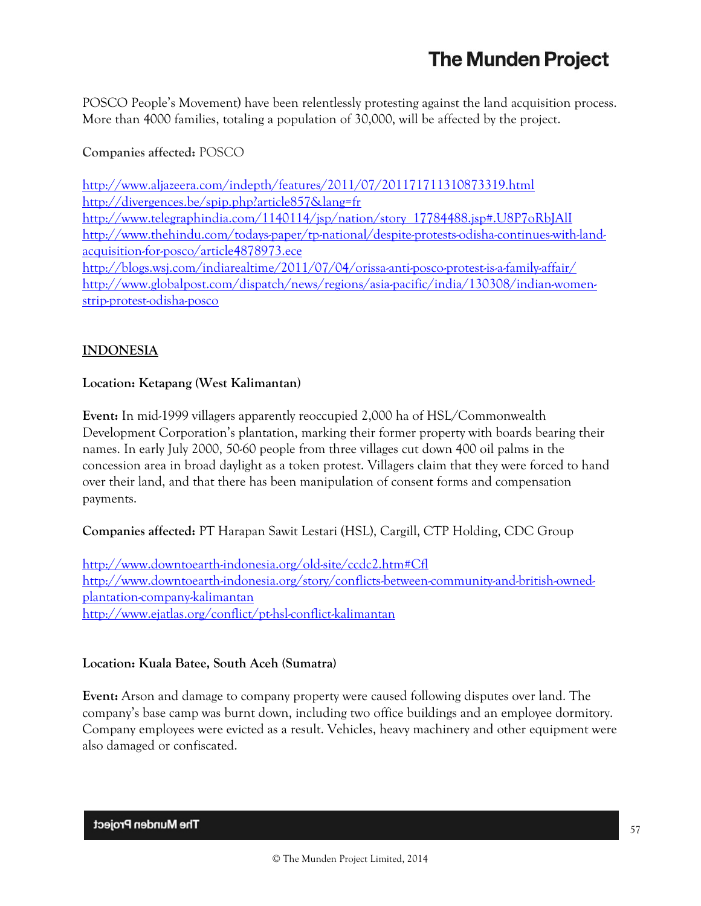POSCO People's Movement) have been relentlessly protesting against the land acquisition process. More than 4000 families, totaling a population of 30,000, will be affected by the project.

**Companies affected:** POSCO

http://www.aljazeera.com/indepth/features/2011/07/201171711310873319.html
http://divergences.be/spip.php?article857&lang=fr
http://www.telegraphindia.com/1140114/jsp/nation/story_17784488.jsp#.U8P7oRbJAlI
http://www.thehindu.com/todays-paper/tp-national/despite-protests-odisha-continues-with-land-acquisition-for-posco/article4878973.ece
http://blogs.wsj.com/indiarealtime/2011/07/04/orissa-anti-posco-protest-is-a-family-affair/
http://www.globalpost.com/dispatch/news/regions/asia-pacific/india/130308/indian-women-strip-protest-odisha-posco

## INDONESIA

**Location: Ketapang (West Kalimantan)**

**Event:** In mid-1999 villagers apparently reoccupied 2,000 ha of HSL/Commonwealth Development Corporation's plantation, marking their former property with boards bearing their names. In early July 2000, 50-60 people from three villages cut down 400 oil palms in the concession area in broad daylight as a token protest. Villagers claim that they were forced to hand over their land, and that there has been manipulation of consent forms and compensation payments.

**Companies affected:** PT Harapan Sawit Lestari (HSL), Cargill, CTP Holding, CDC Group

http://www.downtoearth-indonesia.org/old-site/ccdc2.htm#Cfl
http://www.downtoearth-indonesia.org/story/conflicts-between-community-and-british-owned-plantation-company-kalimantan
http://www.ejatlas.org/conflict/pt-hsl-conflict-kalimantan

**Location: Kuala Batee, South Aceh (Sumatra)**

**Event:** Arson and damage to company property were caused following disputes over land. The company's base camp was burnt down, including two office buildings and an employee dormitory. Company employees were evicted as a result. Vehicles, heavy machinery and other equipment were also damaged or confiscated.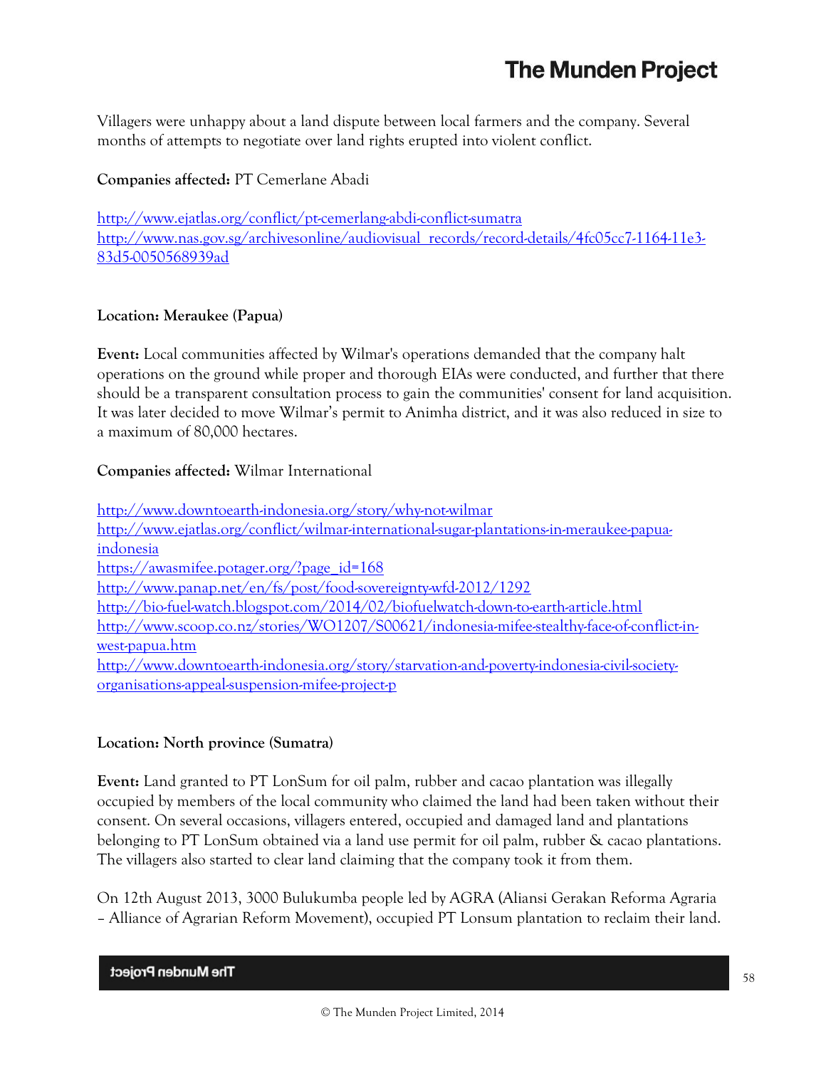Villagers were unhappy about a land dispute between local farmers and the company. Several months of attempts to negotiate over land rights erupted into violent conflict.

**Companies affected:** PT Cemerlane Abadi

http://www.ejatlas.org/conflict/pt-cemerlang-abdi-conflict-sumatra
http://www.nas.gov.sg/archivesonline/audiovisual_records/record-details/4fc05cc7-1164-11e3-83d5-0050568939ad

**Location: Meraukee (Papua)**

**Event:** Local communities affected by Wilmar's operations demanded that the company halt operations on the ground while proper and thorough EIAs were conducted, and further that there should be a transparent consultation process to gain the communities' consent for land acquisition. It was later decided to move Wilmar's permit to Animha district, and it was also reduced in size to a maximum of 80,000 hectares.

**Companies affected:** Wilmar International

http://www.downtoearth-indonesia.org/story/why-not-wilmar
http://www.ejatlas.org/conflict/wilmar-international-sugar-plantations-in-meraukee-papua-indonesia
https://awasmifee.potager.org/?page_id=168
http://www.panap.net/en/fs/post/food-sovereignty-wfd-2012/1292
http://bio-fuel-watch.blogspot.com/2014/02/biofuelwatch-down-to-earth-article.html
http://www.scoop.co.nz/stories/WO1207/S00621/indonesia-mifee-stealthy-face-of-conflict-in-west-papua.htm
http://www.downtoearth-indonesia.org/story/starvation-and-poverty-indonesia-civil-society-organisations-appeal-suspension-mifee-project-p

**Location: North province (Sumatra)**

**Event:** Land granted to PT LonSum for oil palm, rubber and cacao plantation was illegally occupied by members of the local community who claimed the land had been taken without their consent. On several occasions, villagers entered, occupied and damaged land and plantations belonging to PT LonSum obtained via a land use permit for oil palm, rubber & cacao plantations. The villagers also started to clear land claiming that the company took it from them.

On 12th August 2013, 3000 Bulukumba people led by AGRA (Aliansi Gerakan Reforma Agraria – Alliance of Agrarian Reform Movement), occupied PT Lonsum plantation to reclaim their land.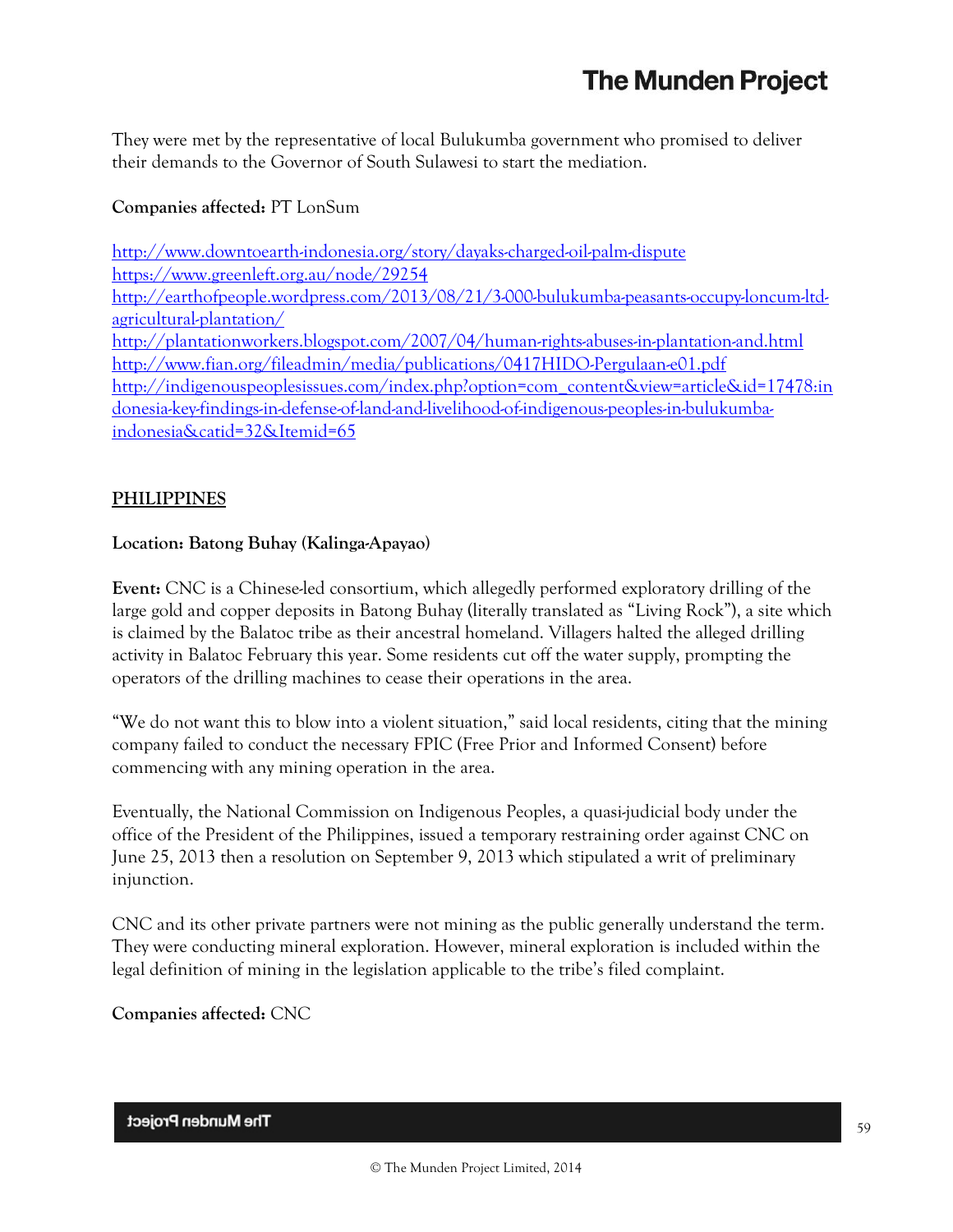They were met by the representative of local Bulukumba government who promised to deliver their demands to the Governor of South Sulawesi to start the mediation.

**Companies affected:** PT LonSum

http://www.downtoearth-indonesia.org/story/dayaks-charged-oil-palm-dispute
https://www.greenleft.org.au/node/29254
http://earthofpeople.wordpress.com/2013/08/21/3-000-bulukumba-peasants-occupy-loncum-ltd-agricultural-plantation/
http://plantationworkers.blogspot.com/2007/04/human-rights-abuses-in-plantation-and.html
http://www.fian.org/fileadmin/media/publications/0417HIDO-Pergulaan-e01.pdf
http://indigenouspeoplesissues.com/index.php?option=com_content&view=article&id=17478:indonesia-key-findings-in-defense-of-land-and-livelihood-of-indigenous-peoples-in-bulukumba-indonesia&catid=32&Itemid=65

## PHILIPPINES

**Location: Batong Buhay (Kalinga-Apayao)**

**Event:** CNC is a Chinese-led consortium, which allegedly performed exploratory drilling of the large gold and copper deposits in Batong Buhay (literally translated as "Living Rock"), a site which is claimed by the Balatoc tribe as their ancestral homeland. Villagers halted the alleged drilling activity in Balatoc February this year. Some residents cut off the water supply, prompting the operators of the drilling machines to cease their operations in the area.

"We do not want this to blow into a violent situation," said local residents, citing that the mining company failed to conduct the necessary FPIC (Free Prior and Informed Consent) before commencing with any mining operation in the area.

Eventually, the National Commission on Indigenous Peoples, a quasi-judicial body under the office of the President of the Philippines, issued a temporary restraining order against CNC on June 25, 2013 then a resolution on September 9, 2013 which stipulated a writ of preliminary injunction.

CNC and its other private partners were not mining as the public generally understand the term. They were conducting mineral exploration. However, mineral exploration is included within the legal definition of mining in the legislation applicable to the tribe's filed complaint.

**Companies affected:** CNC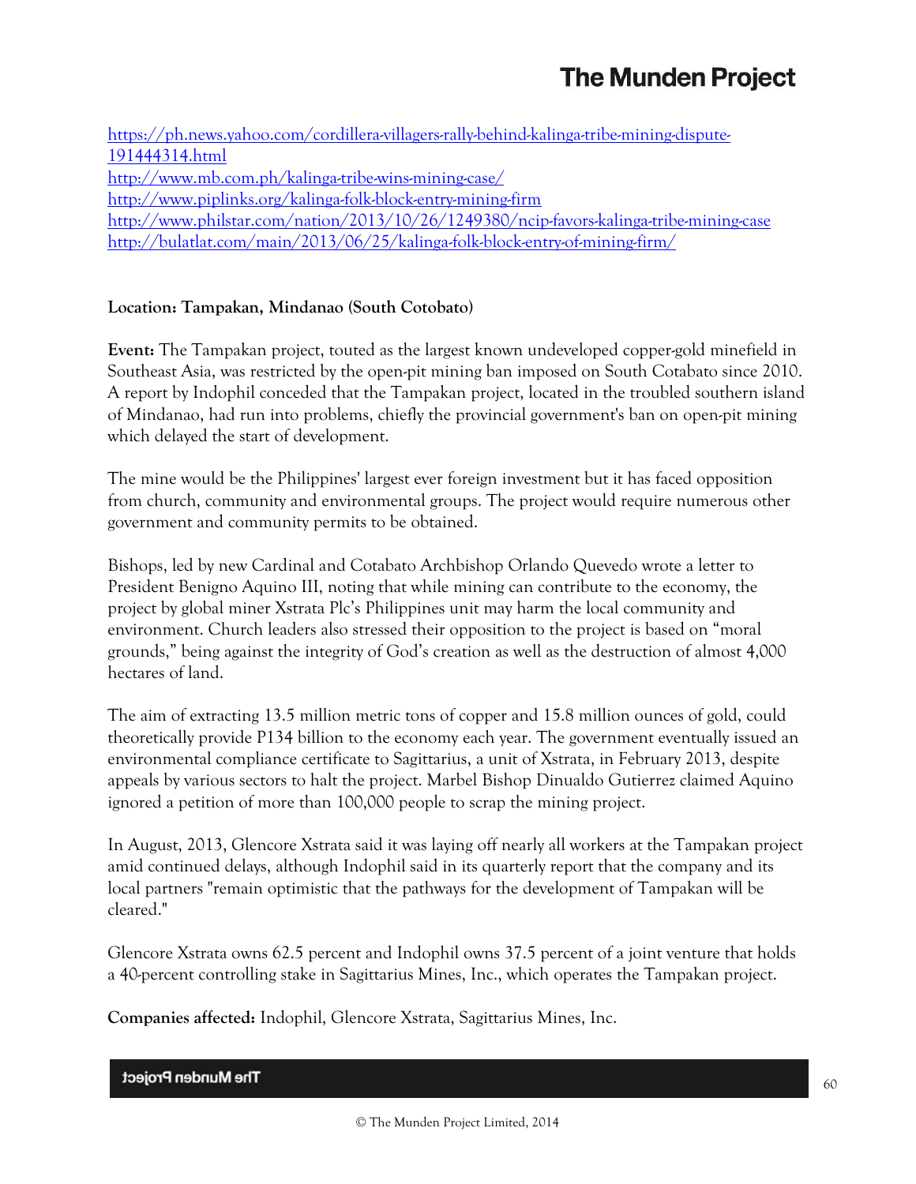https://ph.news.yahoo.com/cordillera-villagers-rally-behind-kalinga-tribe-mining-dispute-191444314.html
http://www.mb.com.ph/kalinga-tribe-wins-mining-case/
http://www.piplinks.org/kalinga-folk-block-entry-mining-firm
http://www.philstar.com/nation/2013/10/26/1249380/ncip-favors-kalinga-tribe-mining-case
http://bulatlat.com/main/2013/06/25/kalinga-folk-block-entry-of-mining-firm/

**Location: Tampakan, Mindanao (South Cotobato)**

**Event:** The Tampakan project, touted as the largest known undeveloped copper-gold minefield in Southeast Asia, was restricted by the open-pit mining ban imposed on South Cotabato since 2010. A report by Indophil conceded that the Tampakan project, located in the troubled southern island of Mindanao, had run into problems, chiefly the provincial government's ban on open-pit mining which delayed the start of development.

The mine would be the Philippines' largest ever foreign investment but it has faced opposition from church, community and environmental groups. The project would require numerous other government and community permits to be obtained.

Bishops, led by new Cardinal and Cotabato Archbishop Orlando Quevedo wrote a letter to President Benigno Aquino III, noting that while mining can contribute to the economy, the project by global miner Xstrata Plc's Philippines unit may harm the local community and environment. Church leaders also stressed their opposition to the project is based on "moral grounds," being against the integrity of God's creation as well as the destruction of almost 4,000 hectares of land.

The aim of extracting 13.5 million metric tons of copper and 15.8 million ounces of gold, could theoretically provide P134 billion to the economy each year. The government eventually issued an environmental compliance certificate to Sagittarius, a unit of Xstrata, in February 2013, despite appeals by various sectors to halt the project. Marbel Bishop Dinualdo Gutierrez claimed Aquino ignored a petition of more than 100,000 people to scrap the mining project.

In August, 2013, Glencore Xstrata said it was laying off nearly all workers at the Tampakan project amid continued delays, although Indophil said in its quarterly report that the company and its local partners "remain optimistic that the pathways for the development of Tampakan will be cleared."

Glencore Xstrata owns 62.5 percent and Indophil owns 37.5 percent of a joint venture that holds a 40-percent controlling stake in Sagittarius Mines, Inc., which operates the Tampakan project.

**Companies affected:** Indophil, Glencore Xstrata, Sagittarius Mines, Inc.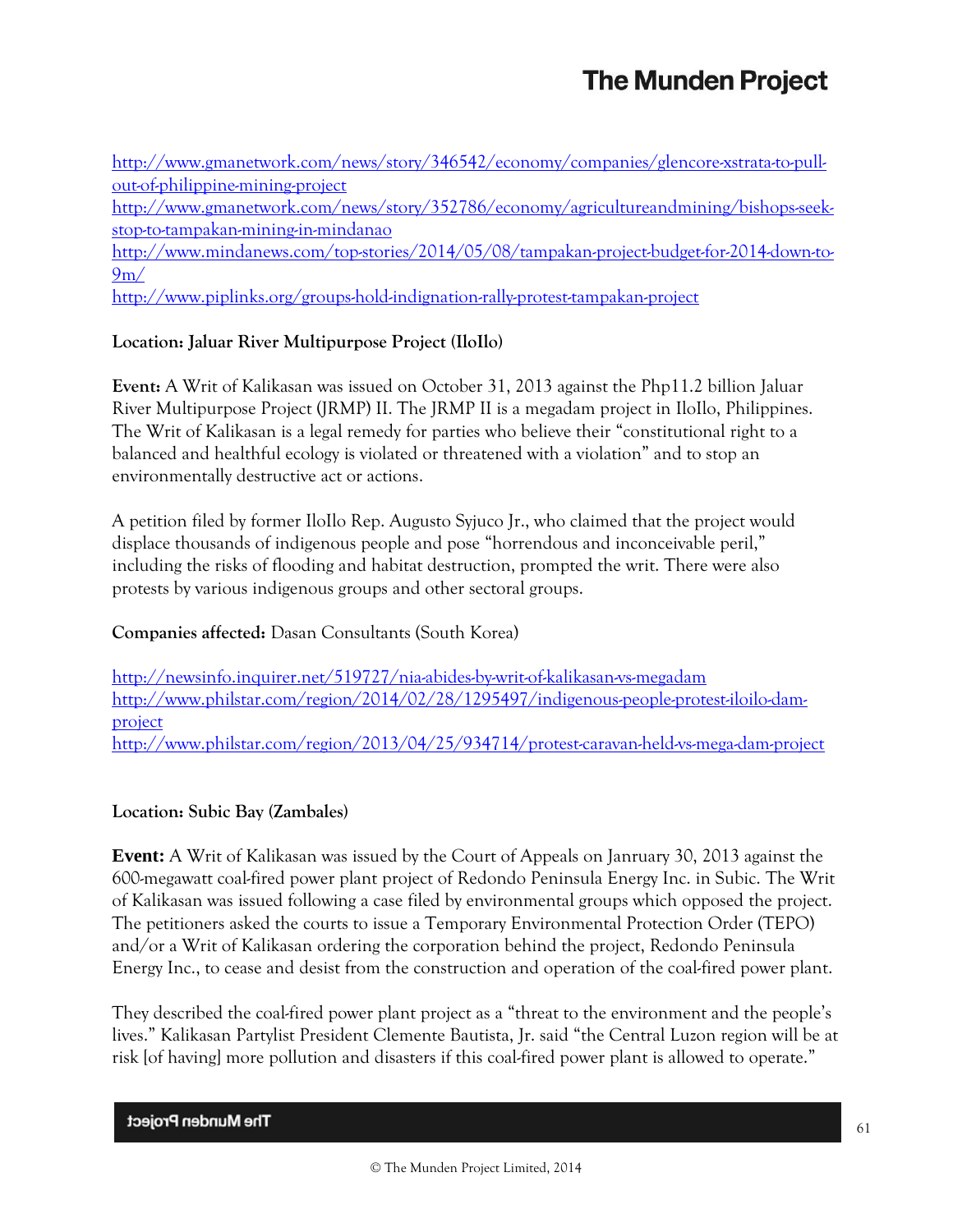http://www.gmanetwork.com/news/story/346542/economy/companies/glencore-xstrata-to-pull-out-of-philippine-mining-project
http://www.gmanetwork.com/news/story/352786/economy/agricultureandmining/bishops-seek-stop-to-tampakan-mining-in-mindanao
http://www.mindanews.com/top-stories/2014/05/08/tampakan-project-budget-for-2014-down-to-9m/
http://www.piplinks.org/groups-hold-indignation-rally-protest-tampakan-project

**Location: Jaluar River Multipurpose Project (IloIlo)**

**Event:** A Writ of Kalikasan was issued on October 31, 2013 against the Php11.2 billion Jaluar River Multipurpose Project (JRMP) II. The JRMP II is a megadam project in IloIlo, Philippines. The Writ of Kalikasan is a legal remedy for parties who believe their "constitutional right to a balanced and healthful ecology is violated or threatened with a violation" and to stop an environmentally destructive act or actions.

A petition filed by former IloIlo Rep. Augusto Syjuco Jr., who claimed that the project would displace thousands of indigenous people and pose "horrendous and inconceivable peril," including the risks of flooding and habitat destruction, prompted the writ. There were also protests by various indigenous groups and other sectoral groups.

**Companies affected:** Dasan Consultants (South Korea)

http://newsinfo.inquirer.net/519727/nia-abides-by-writ-of-kalikasan-vs-megadam
http://www.philstar.com/region/2014/02/28/1295497/indigenous-people-protest-iloilo-dam-project
http://www.philstar.com/region/2013/04/25/934714/protest-caravan-held-vs-mega-dam-project

**Location: Subic Bay (Zambales)**

**Event:** A Writ of Kalikasan was issued by the Court of Appeals on Janruary 30, 2013 against the 600-megawatt coal-fired power plant project of Redondo Peninsula Energy Inc. in Subic. The Writ of Kalikasan was issued following a case filed by environmental groups which opposed the project. The petitioners asked the courts to issue a Temporary Environmental Protection Order (TEPO) and/or a Writ of Kalikasan ordering the corporation behind the project, Redondo Peninsula Energy Inc., to cease and desist from the construction and operation of the coal-fired power plant.

They described the coal-fired power plant project as a "threat to the environment and the people's lives." Kalikasan Partylist President Clemente Bautista, Jr. said "the Central Luzon region will be at risk [of having] more pollution and disasters if this coal-fired power plant is allowed to operate."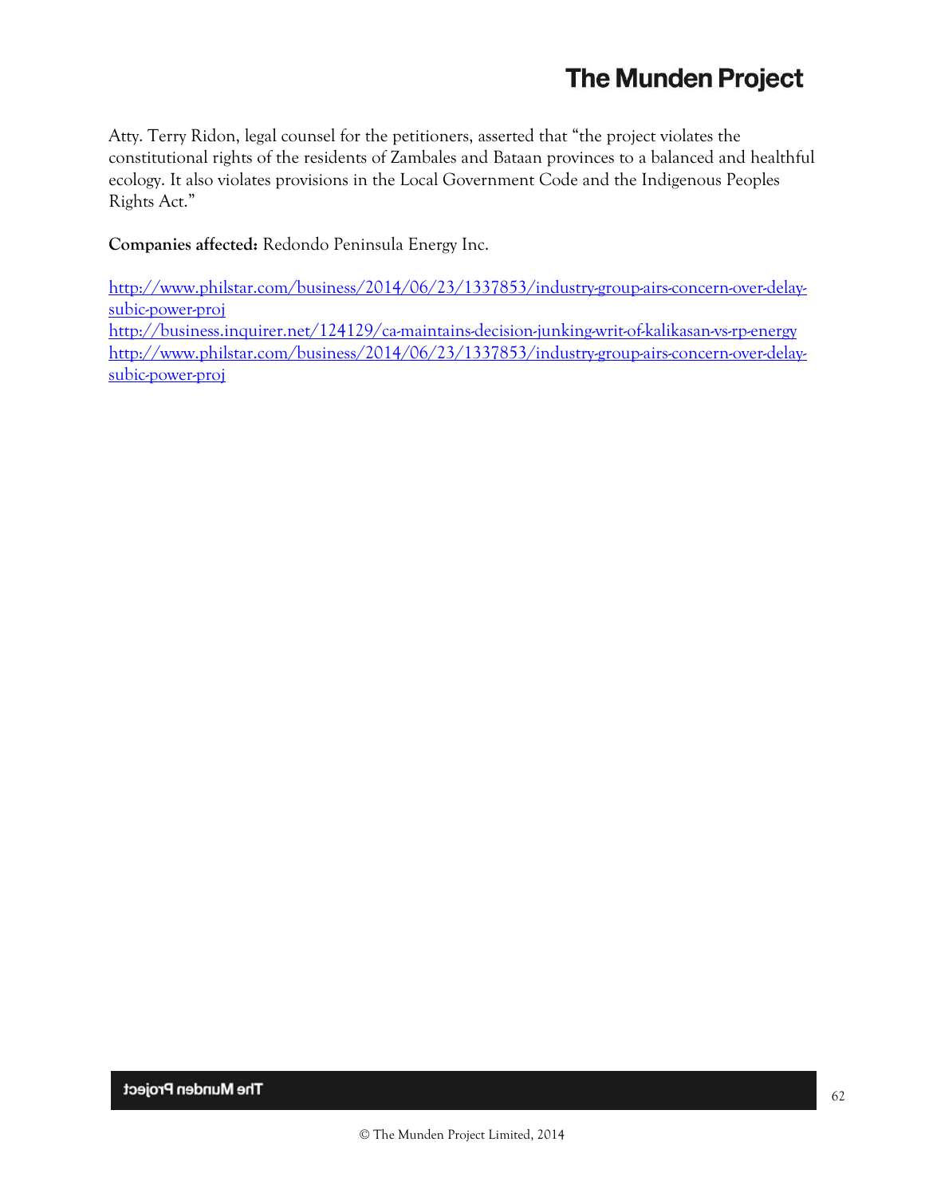Atty. Terry Ridon, legal counsel for the petitioners, asserted that "the project violates the constitutional rights of the residents of Zambales and Bataan provinces to a balanced and healthful ecology. It also violates provisions in the Local Government Code and the Indigenous Peoples Rights Act."

**Companies affected:** Redondo Peninsula Energy Inc.

http://www.philstar.com/business/2014/06/23/1337853/industry-group-airs-concern-over-delay-subic-power-proj
http://business.inquirer.net/124129/ca-maintains-decision-junking-writ-of-kalikasan-vs-rp-energy
http://www.philstar.com/business/2014/06/23/1337853/industry-group-airs-concern-over-delay-subic-power-proj

© The Munden Project Limited, 2014